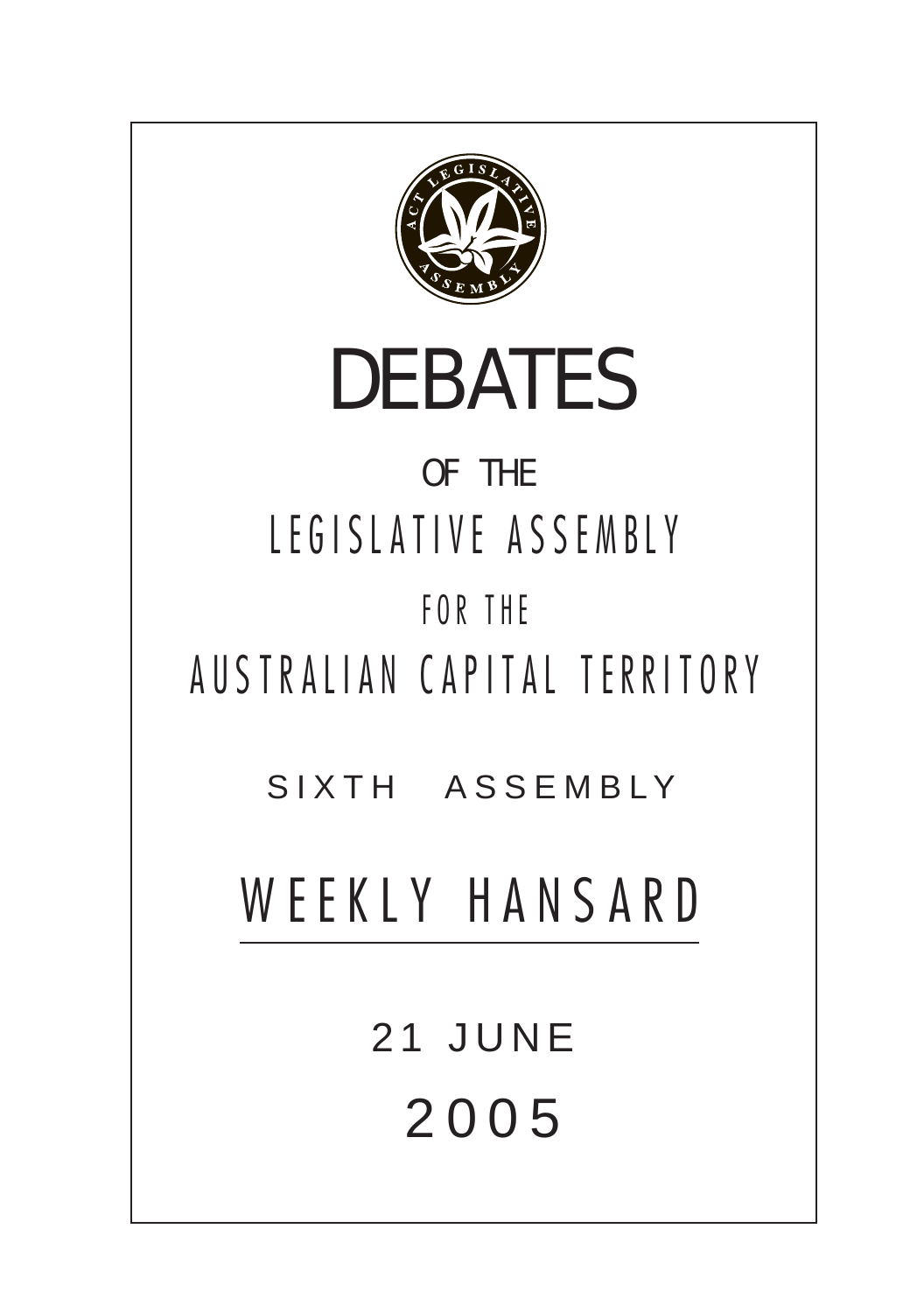# DEBATES

OF THE

LEGISLATIVE ASSEMBLY

FOR THE

AUSTRALIAN CAPITAL TERRITORY

SIXTH ASSEMBLY

## WEEKLY HANSARD

21 JUNE

2005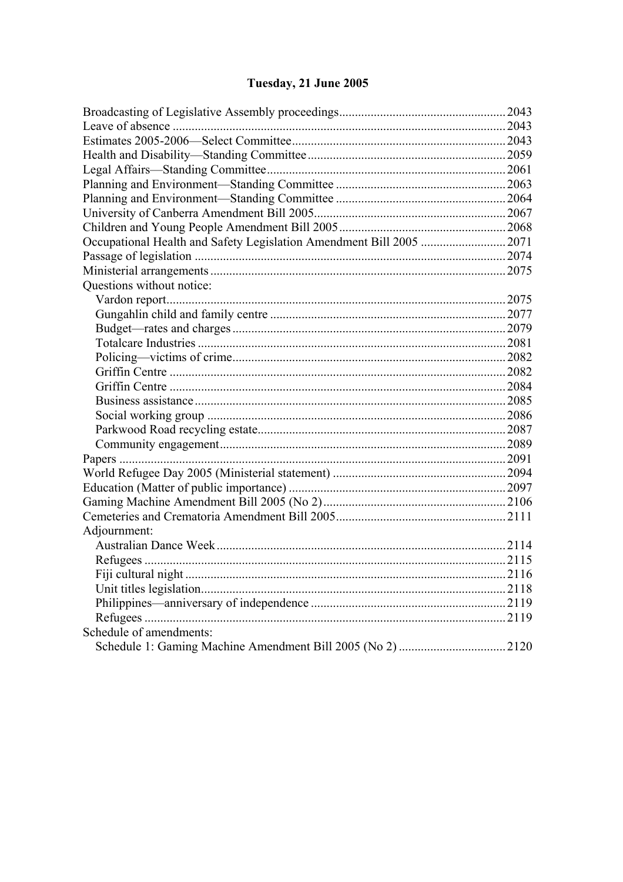## Tuesday, 21 June 2005

Broadcasting of Legislative Assembly proceedings .... 2043
Leave of absence .... 2043
Estimates 2005-2006—Select Committee .... 2043
Health and Disability—Standing Committee .... 2059
Legal Affairs—Standing Committee .... 2061
Planning and Environment—Standing Committee .... 2063
Planning and Environment—Standing Committee .... 2064
University of Canberra Amendment Bill 2005 .... 2067
Children and Young People Amendment Bill 2005 .... 2068
Occupational Health and Safety Legislation Amendment Bill 2005 .... 2071
Passage of legislation .... 2074
Ministerial arrangements .... 2075
Questions without notice:
- Vardon report .... 2075
- Gungahlin child and family centre .... 2077
- Budget—rates and charges .... 2079
- Totalcare Industries .... 2081
- Policing—victims of crime .... 2082
- Griffin Centre .... 2082
- Griffin Centre .... 2084
- Business assistance .... 2085
- Social working group .... 2086
- Parkwood Road recycling estate .... 2087
- Community engagement .... 2089

Papers .... 2091
World Refugee Day 2005 (Ministerial statement) .... 2094
Education (Matter of public importance) .... 2097
Gaming Machine Amendment Bill 2005 (No 2) .... 2106
Cemeteries and Crematoria Amendment Bill 2005 .... 2111
Adjournment:
- Australian Dance Week .... 2114
- Refugees .... 2115
- Fiji cultural night .... 2116
- Unit titles legislation .... 2118
- Philippines—anniversary of independence .... 2119
- Refugees .... 2119

Schedule of amendments:
- Schedule 1: Gaming Machine Amendment Bill 2005 (No 2) .... 2120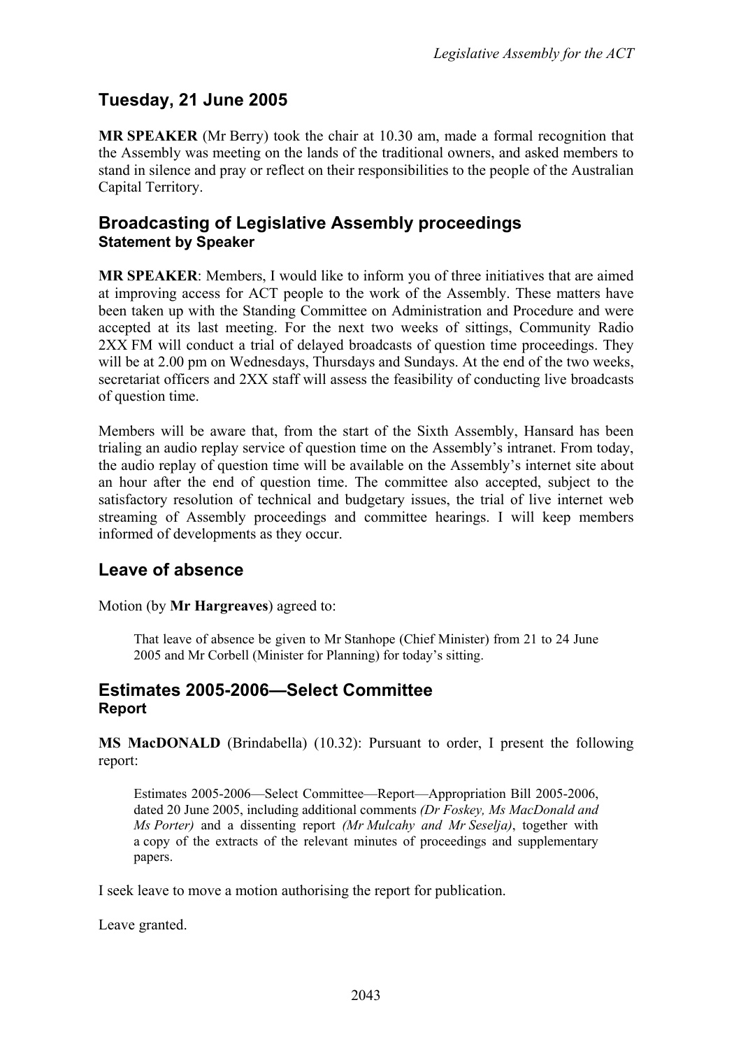## Tuesday, 21 June 2005

**MR SPEAKER** (Mr Berry) took the chair at 10.30 am, made a formal recognition that the Assembly was meeting on the lands of the traditional owners, and asked members to stand in silence and pray or reflect on their responsibilities to the people of the Australian Capital Territory.

## Broadcasting of Legislative Assembly proceedings
### Statement by Speaker

**MR SPEAKER**: Members, I would like to inform you of three initiatives that are aimed at improving access for ACT people to the work of the Assembly. These matters have been taken up with the Standing Committee on Administration and Procedure and were accepted at its last meeting. For the next two weeks of sittings, Community Radio 2XX FM will conduct a trial of delayed broadcasts of question time proceedings. They will be at 2.00 pm on Wednesdays, Thursdays and Sundays. At the end of the two weeks, secretariat officers and 2XX staff will assess the feasibility of conducting live broadcasts of question time.

Members will be aware that, from the start of the Sixth Assembly, Hansard has been trialing an audio replay service of question time on the Assembly's intranet. From today, the audio replay of question time will be available on the Assembly's internet site about an hour after the end of question time. The committee also accepted, subject to the satisfactory resolution of technical and budgetary issues, the trial of live internet web streaming of Assembly proceedings and committee hearings. I will keep members informed of developments as they occur.

## Leave of absence

Motion (by **Mr Hargreaves**) agreed to:

> That leave of absence be given to Mr Stanhope (Chief Minister) from 21 to 24 June 2005 and Mr Corbell (Minister for Planning) for today's sitting.

## Estimates 2005-2006—Select Committee
### Report

**MS MacDONALD** (Brindabella) (10.32): Pursuant to order, I present the following report:

> Estimates 2005-2006—Select Committee—Report—Appropriation Bill 2005-2006, dated 20 June 2005, including additional comments *(Dr Foskey, Ms MacDonald and Ms Porter)* and a dissenting report *(Mr Mulcahy and Mr Seselja)*, together with a copy of the extracts of the relevant minutes of proceedings and supplementary papers.

I seek leave to move a motion authorising the report for publication.

Leave granted.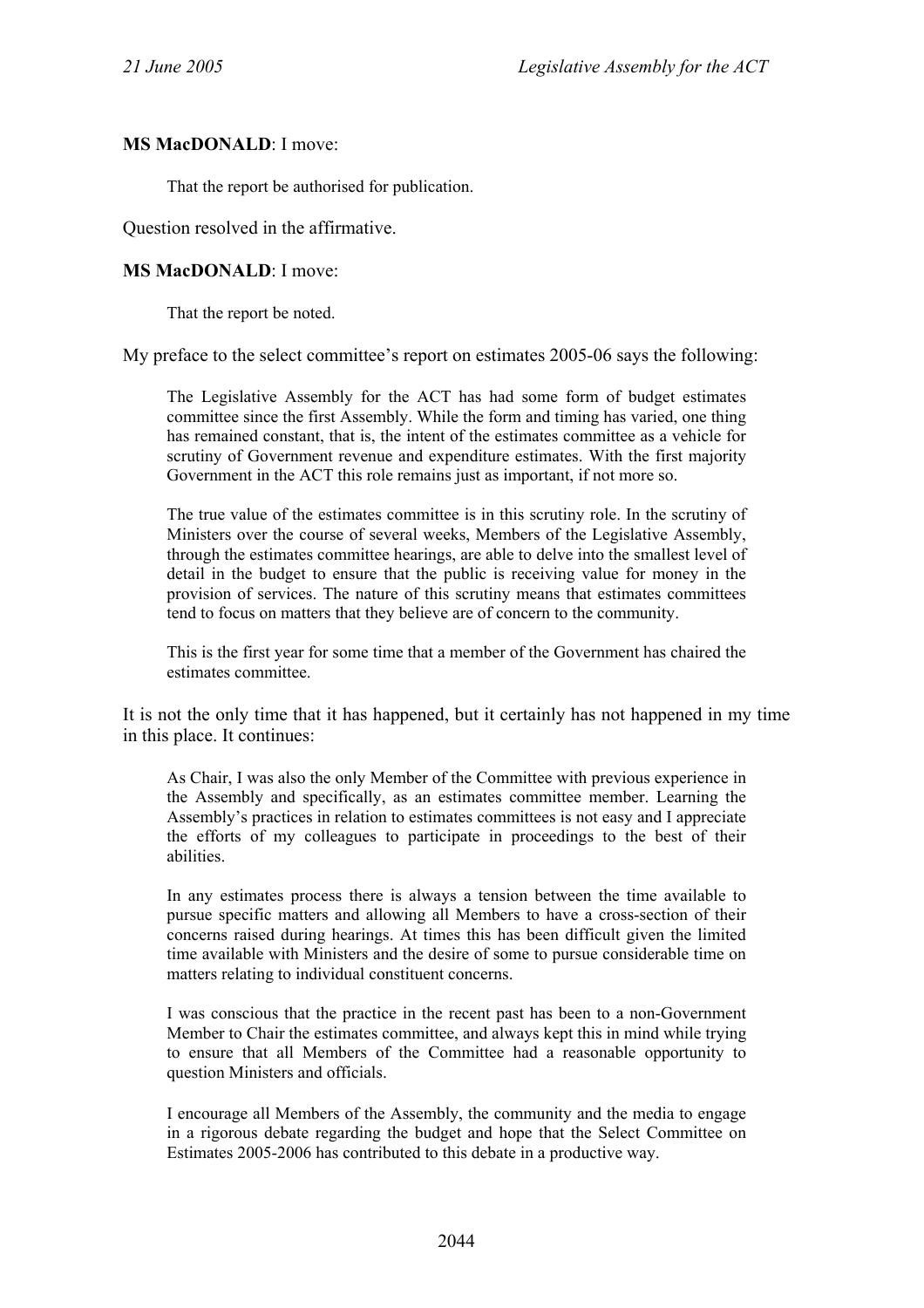**MS MacDONALD**: I move:

> That the report be authorised for publication.

Question resolved in the affirmative.

**MS MacDONALD**: I move:

> That the report be noted.

My preface to the select committee's report on estimates 2005-06 says the following:

> The Legislative Assembly for the ACT has had some form of budget estimates committee since the first Assembly. While the form and timing has varied, one thing has remained constant, that is, the intent of the estimates committee as a vehicle for scrutiny of Government revenue and expenditure estimates. With the first majority Government in the ACT this role remains just as important, if not more so.
>
> The true value of the estimates committee is in this scrutiny role. In the scrutiny of Ministers over the course of several weeks, Members of the Legislative Assembly, through the estimates committee hearings, are able to delve into the smallest level of detail in the budget to ensure that the public is receiving value for money in the provision of services. The nature of this scrutiny means that estimates committees tend to focus on matters that they believe are of concern to the community.
>
> This is the first year for some time that a member of the Government has chaired the estimates committee.

It is not the only time that it has happened, but it certainly has not happened in my time in this place. It continues:

> As Chair, I was also the only Member of the Committee with previous experience in the Assembly and specifically, as an estimates committee member. Learning the Assembly's practices in relation to estimates committees is not easy and I appreciate the efforts of my colleagues to participate in proceedings to the best of their abilities.
>
> In any estimates process there is always a tension between the time available to pursue specific matters and allowing all Members to have a cross-section of their concerns raised during hearings. At times this has been difficult given the limited time available with Ministers and the desire of some to pursue considerable time on matters relating to individual constituent concerns.
>
> I was conscious that the practice in the recent past has been to a non-Government Member to Chair the estimates committee, and always kept this in mind while trying to ensure that all Members of the Committee had a reasonable opportunity to question Ministers and officials.
>
> I encourage all Members of the Assembly, the community and the media to engage in a rigorous debate regarding the budget and hope that the Select Committee on Estimates 2005-2006 has contributed to this debate in a productive way.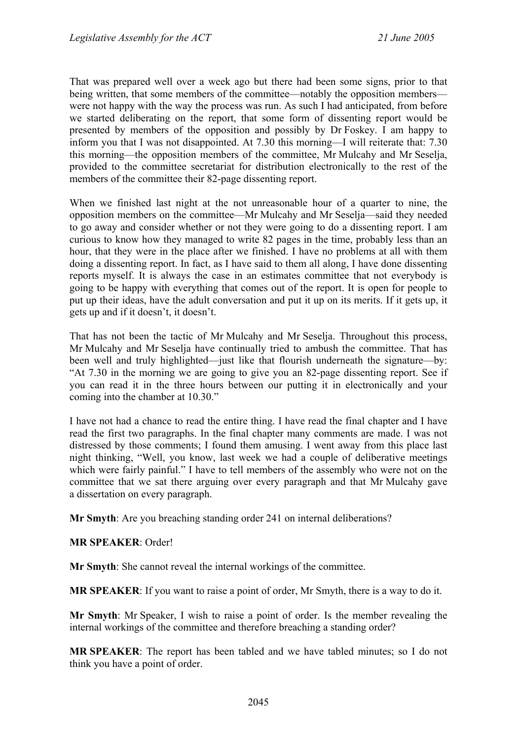That was prepared well over a week ago but there had been some signs, prior to that being written, that some members of the committee—notably the opposition members—were not happy with the way the process was run. As such I had anticipated, from before we started deliberating on the report, that some form of dissenting report would be presented by members of the opposition and possibly by Dr Foskey. I am happy to inform you that I was not disappointed. At 7.30 this morning—I will reiterate that: 7.30 this morning—the opposition members of the committee, Mr Mulcahy and Mr Seselja, provided to the committee secretariat for distribution electronically to the rest of the members of the committee their 82-page dissenting report.

When we finished last night at the not unreasonable hour of a quarter to nine, the opposition members on the committee—Mr Mulcahy and Mr Seselja—said they needed to go away and consider whether or not they were going to do a dissenting report. I am curious to know how they managed to write 82 pages in the time, probably less than an hour, that they were in the place after we finished. I have no problems at all with them doing a dissenting report. In fact, as I have said to them all along, I have done dissenting reports myself. It is always the case in an estimates committee that not everybody is going to be happy with everything that comes out of the report. It is open for people to put up their ideas, have the adult conversation and put it up on its merits. If it gets up, it gets up and if it doesn't, it doesn't.

That has not been the tactic of Mr Mulcahy and Mr Seselja. Throughout this process, Mr Mulcahy and Mr Seselja have continually tried to ambush the committee. That has been well and truly highlighted—just like that flourish underneath the signature—by: "At 7.30 in the morning we are going to give you an 82-page dissenting report. See if you can read it in the three hours between our putting it in electronically and your coming into the chamber at 10.30."

I have not had a chance to read the entire thing. I have read the final chapter and I have read the first two paragraphs. In the final chapter many comments are made. I was not distressed by those comments; I found them amusing. I went away from this place last night thinking, "Well, you know, last week we had a couple of deliberative meetings which were fairly painful." I have to tell members of the assembly who were not on the committee that we sat there arguing over every paragraph and that Mr Mulcahy gave a dissertation on every paragraph.

**Mr Smyth**: Are you breaching standing order 241 on internal deliberations?

**MR SPEAKER**: Order!

**Mr Smyth**: She cannot reveal the internal workings of the committee.

**MR SPEAKER**: If you want to raise a point of order, Mr Smyth, there is a way to do it.

**Mr Smyth**: Mr Speaker, I wish to raise a point of order. Is the member revealing the internal workings of the committee and therefore breaching a standing order?

**MR SPEAKER**: The report has been tabled and we have tabled minutes; so I do not think you have a point of order.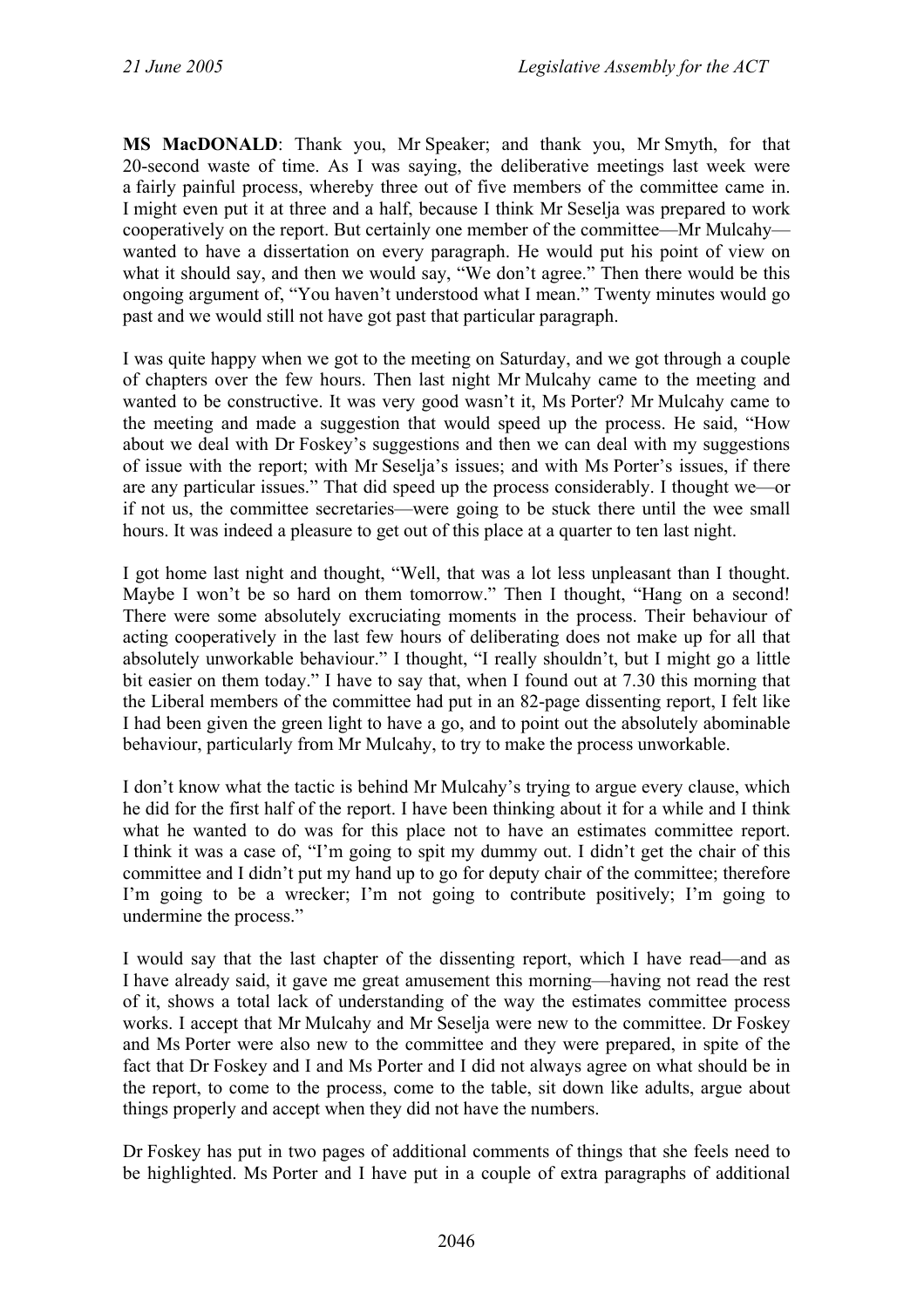**MS MacDONALD**: Thank you, Mr Speaker; and thank you, Mr Smyth, for that 20-second waste of time. As I was saying, the deliberative meetings last week were a fairly painful process, whereby three out of five members of the committee came in. I might even put it at three and a half, because I think Mr Seselja was prepared to work cooperatively on the report. But certainly one member of the committee—Mr Mulcahy—wanted to have a dissertation on every paragraph. He would put his point of view on what it should say, and then we would say, "We don't agree." Then there would be this ongoing argument of, "You haven't understood what I mean." Twenty minutes would go past and we would still not have got past that particular paragraph.

I was quite happy when we got to the meeting on Saturday, and we got through a couple of chapters over the few hours. Then last night Mr Mulcahy came to the meeting and wanted to be constructive. It was very good wasn't it, Ms Porter? Mr Mulcahy came to the meeting and made a suggestion that would speed up the process. He said, "How about we deal with Dr Foskey's suggestions and then we can deal with my suggestions of issue with the report; with Mr Seselja's issues; and with Ms Porter's issues, if there are any particular issues." That did speed up the process considerably. I thought we—or if not us, the committee secretaries—were going to be stuck there until the wee small hours. It was indeed a pleasure to get out of this place at a quarter to ten last night.

I got home last night and thought, "Well, that was a lot less unpleasant than I thought. Maybe I won't be so hard on them tomorrow." Then I thought, "Hang on a second! There were some absolutely excruciating moments in the process. Their behaviour of acting cooperatively in the last few hours of deliberating does not make up for all that absolutely unworkable behaviour." I thought, "I really shouldn't, but I might go a little bit easier on them today." I have to say that, when I found out at 7.30 this morning that the Liberal members of the committee had put in an 82-page dissenting report, I felt like I had been given the green light to have a go, and to point out the absolutely abominable behaviour, particularly from Mr Mulcahy, to try to make the process unworkable.

I don't know what the tactic is behind Mr Mulcahy's trying to argue every clause, which he did for the first half of the report. I have been thinking about it for a while and I think what he wanted to do was for this place not to have an estimates committee report. I think it was a case of, "I'm going to spit my dummy out. I didn't get the chair of this committee and I didn't put my hand up to go for deputy chair of the committee; therefore I'm going to be a wrecker; I'm not going to contribute positively; I'm going to undermine the process."

I would say that the last chapter of the dissenting report, which I have read—and as I have already said, it gave me great amusement this morning—having not read the rest of it, shows a total lack of understanding of the way the estimates committee process works. I accept that Mr Mulcahy and Mr Seselja were new to the committee. Dr Foskey and Ms Porter were also new to the committee and they were prepared, in spite of the fact that Dr Foskey and I and Ms Porter and I did not always agree on what should be in the report, to come to the process, come to the table, sit down like adults, argue about things properly and accept when they did not have the numbers.

Dr Foskey has put in two pages of additional comments of things that she feels need to be highlighted. Ms Porter and I have put in a couple of extra paragraphs of additional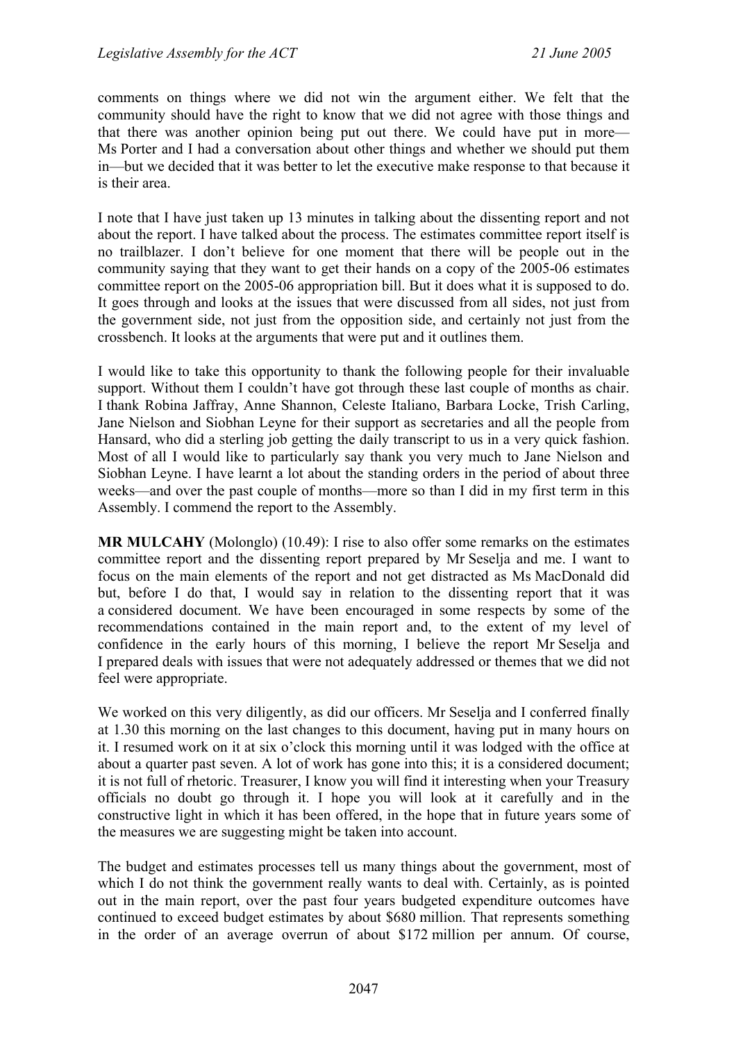comments on things where we did not win the argument either. We felt that the community should have the right to know that we did not agree with those things and that there was another opinion being put out there. We could have put in more—Ms Porter and I had a conversation about other things and whether we should put them in—but we decided that it was better to let the executive make response to that because it is their area.

I note that I have just taken up 13 minutes in talking about the dissenting report and not about the report. I have talked about the process. The estimates committee report itself is no trailblazer. I don't believe for one moment that there will be people out in the community saying that they want to get their hands on a copy of the 2005-06 estimates committee report on the 2005-06 appropriation bill. But it does what it is supposed to do. It goes through and looks at the issues that were discussed from all sides, not just from the government side, not just from the opposition side, and certainly not just from the crossbench. It looks at the arguments that were put and it outlines them.

I would like to take this opportunity to thank the following people for their invaluable support. Without them I couldn't have got through these last couple of months as chair. I thank Robina Jaffray, Anne Shannon, Celeste Italiano, Barbara Locke, Trish Carling, Jane Nielson and Siobhan Leyne for their support as secretaries and all the people from Hansard, who did a sterling job getting the daily transcript to us in a very quick fashion. Most of all I would like to particularly say thank you very much to Jane Nielson and Siobhan Leyne. I have learnt a lot about the standing orders in the period of about three weeks—and over the past couple of months—more so than I did in my first term in this Assembly. I commend the report to the Assembly.

**MR MULCAHY** (Molonglo) (10.49): I rise to also offer some remarks on the estimates committee report and the dissenting report prepared by Mr Seselja and me. I want to focus on the main elements of the report and not get distracted as Ms MacDonald did but, before I do that, I would say in relation to the dissenting report that it was a considered document. We have been encouraged in some respects by some of the recommendations contained in the main report and, to the extent of my level of confidence in the early hours of this morning, I believe the report Mr Seselja and I prepared deals with issues that were not adequately addressed or themes that we did not feel were appropriate.

We worked on this very diligently, as did our officers. Mr Seselja and I conferred finally at 1.30 this morning on the last changes to this document, having put in many hours on it. I resumed work on it at six o'clock this morning until it was lodged with the office at about a quarter past seven. A lot of work has gone into this; it is a considered document; it is not full of rhetoric. Treasurer, I know you will find it interesting when your Treasury officials no doubt go through it. I hope you will look at it carefully and in the constructive light in which it has been offered, in the hope that in future years some of the measures we are suggesting might be taken into account.

The budget and estimates processes tell us many things about the government, most of which I do not think the government really wants to deal with. Certainly, as is pointed out in the main report, over the past four years budgeted expenditure outcomes have continued to exceed budget estimates by about $680 million. That represents something in the order of an average overrun of about $172 million per annum. Of course,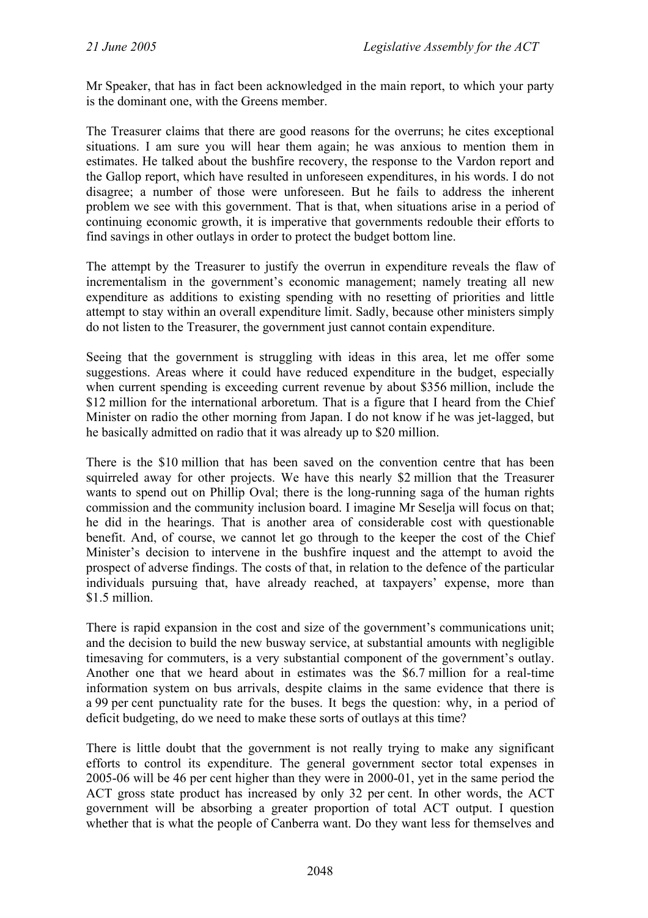Mr Speaker, that has in fact been acknowledged in the main report, to which your party is the dominant one, with the Greens member.

The Treasurer claims that there are good reasons for the overruns; he cites exceptional situations. I am sure you will hear them again; he was anxious to mention them in estimates. He talked about the bushfire recovery, the response to the Vardon report and the Gallop report, which have resulted in unforeseen expenditures, in his words. I do not disagree; a number of those were unforeseen. But he fails to address the inherent problem we see with this government. That is that, when situations arise in a period of continuing economic growth, it is imperative that governments redouble their efforts to find savings in other outlays in order to protect the budget bottom line.

The attempt by the Treasurer to justify the overrun in expenditure reveals the flaw of incrementalism in the government's economic management; namely treating all new expenditure as additions to existing spending with no resetting of priorities and little attempt to stay within an overall expenditure limit. Sadly, because other ministers simply do not listen to the Treasurer, the government just cannot contain expenditure.

Seeing that the government is struggling with ideas in this area, let me offer some suggestions. Areas where it could have reduced expenditure in the budget, especially when current spending is exceeding current revenue by about \$356 million, include the \$12 million for the international arboretum. That is a figure that I heard from the Chief Minister on radio the other morning from Japan. I do not know if he was jet-lagged, but he basically admitted on radio that it was already up to \$20 million.

There is the \$10 million that has been saved on the convention centre that has been squirreled away for other projects. We have this nearly \$2 million that the Treasurer wants to spend out on Phillip Oval; there is the long-running saga of the human rights commission and the community inclusion board. I imagine Mr Seselja will focus on that; he did in the hearings. That is another area of considerable cost with questionable benefit. And, of course, we cannot let go through to the keeper the cost of the Chief Minister's decision to intervene in the bushfire inquest and the attempt to avoid the prospect of adverse findings. The costs of that, in relation to the defence of the particular individuals pursuing that, have already reached, at taxpayers' expense, more than \$1.5 million.

There is rapid expansion in the cost and size of the government's communications unit; and the decision to build the new busway service, at substantial amounts with negligible timesaving for commuters, is a very substantial component of the government's outlay. Another one that we heard about in estimates was the \$6.7 million for a real-time information system on bus arrivals, despite claims in the same evidence that there is a 99 per cent punctuality rate for the buses. It begs the question: why, in a period of deficit budgeting, do we need to make these sorts of outlays at this time?

There is little doubt that the government is not really trying to make any significant efforts to control its expenditure. The general government sector total expenses in 2005-06 will be 46 per cent higher than they were in 2000-01, yet in the same period the ACT gross state product has increased by only 32 per cent. In other words, the ACT government will be absorbing a greater proportion of total ACT output. I question whether that is what the people of Canberra want. Do they want less for themselves and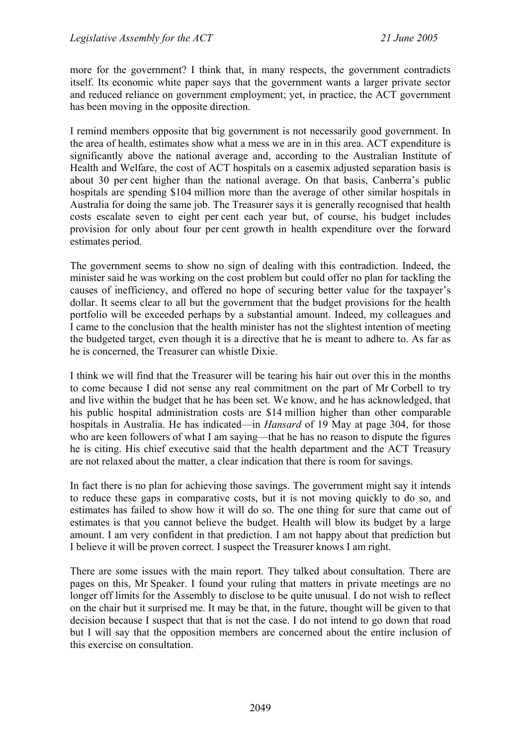more for the government? I think that, in many respects, the government contradicts itself. Its economic white paper says that the government wants a larger private sector and reduced reliance on government employment; yet, in practice, the ACT government has been moving in the opposite direction.

I remind members opposite that big government is not necessarily good government. In the area of health, estimates show what a mess we are in in this area. ACT expenditure is significantly above the national average and, according to the Australian Institute of Health and Welfare, the cost of ACT hospitals on a casemix adjusted separation basis is about 30 per cent higher than the national average. On that basis, Canberra's public hospitals are spending $104 million more than the average of other similar hospitals in Australia for doing the same job. The Treasurer says it is generally recognised that health costs escalate seven to eight per cent each year but, of course, his budget includes provision for only about four per cent growth in health expenditure over the forward estimates period.

The government seems to show no sign of dealing with this contradiction. Indeed, the minister said he was working on the cost problem but could offer no plan for tackling the causes of inefficiency, and offered no hope of securing better value for the taxpayer's dollar. It seems clear to all but the government that the budget provisions for the health portfolio will be exceeded perhaps by a substantial amount. Indeed, my colleagues and I came to the conclusion that the health minister has not the slightest intention of meeting the budgeted target, even though it is a directive that he is meant to adhere to. As far as he is concerned, the Treasurer can whistle Dixie.

I think we will find that the Treasurer will be tearing his hair out over this in the months to come because I did not sense any real commitment on the part of Mr Corbell to try and live within the budget that he has been set. We know, and he has acknowledged, that his public hospital administration costs are $14 million higher than other comparable hospitals in Australia. He has indicated—in *Hansard* of 19 May at page 304, for those who are keen followers of what I am saying—that he has no reason to dispute the figures he is citing. His chief executive said that the health department and the ACT Treasury are not relaxed about the matter, a clear indication that there is room for savings.

In fact there is no plan for achieving those savings. The government might say it intends to reduce these gaps in comparative costs, but it is not moving quickly to do so, and estimates has failed to show how it will do so. The one thing for sure that came out of estimates is that you cannot believe the budget. Health will blow its budget by a large amount. I am very confident in that prediction. I am not happy about that prediction but I believe it will be proven correct. I suspect the Treasurer knows I am right.

There are some issues with the main report. They talked about consultation. There are pages on this, Mr Speaker. I found your ruling that matters in private meetings are no longer off limits for the Assembly to disclose to be quite unusual. I do not wish to reflect on the chair but it surprised me. It may be that, in the future, thought will be given to that decision because I suspect that that is not the case. I do not intend to go down that road but I will say that the opposition members are concerned about the entire inclusion of this exercise on consultation.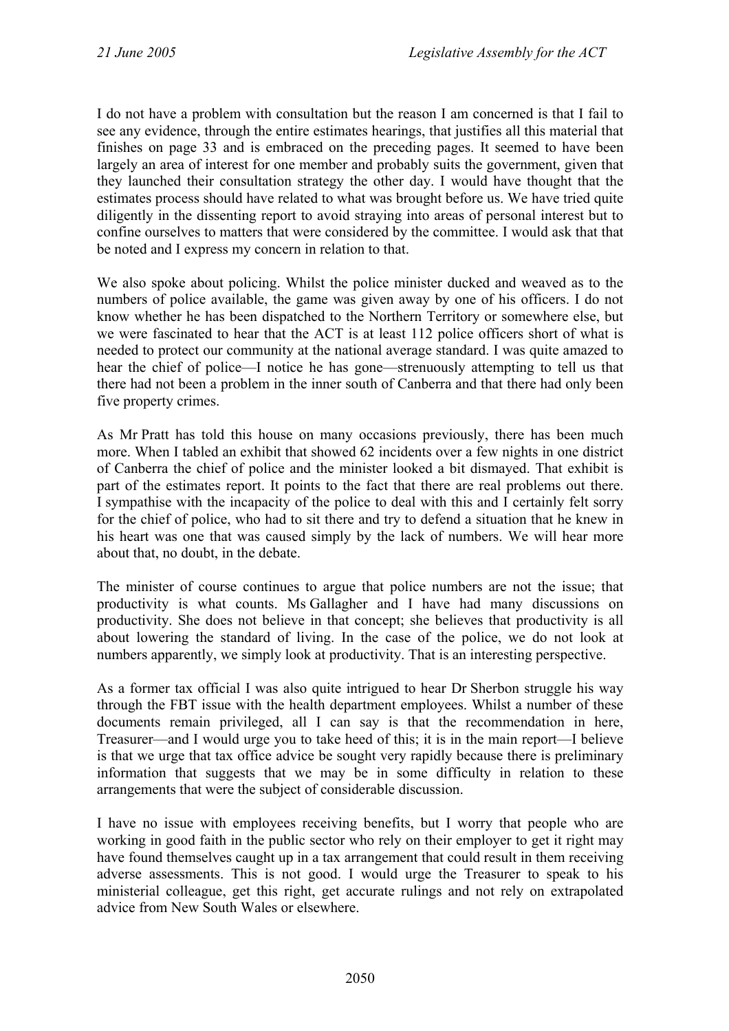I do not have a problem with consultation but the reason I am concerned is that I fail to see any evidence, through the entire estimates hearings, that justifies all this material that finishes on page 33 and is embraced on the preceding pages. It seemed to have been largely an area of interest for one member and probably suits the government, given that they launched their consultation strategy the other day. I would have thought that the estimates process should have related to what was brought before us. We have tried quite diligently in the dissenting report to avoid straying into areas of personal interest but to confine ourselves to matters that were considered by the committee. I would ask that that be noted and I express my concern in relation to that.

We also spoke about policing. Whilst the police minister ducked and weaved as to the numbers of police available, the game was given away by one of his officers. I do not know whether he has been dispatched to the Northern Territory or somewhere else, but we were fascinated to hear that the ACT is at least 112 police officers short of what is needed to protect our community at the national average standard. I was quite amazed to hear the chief of police—I notice he has gone—strenuously attempting to tell us that there had not been a problem in the inner south of Canberra and that there had only been five property crimes.

As Mr Pratt has told this house on many occasions previously, there has been much more. When I tabled an exhibit that showed 62 incidents over a few nights in one district of Canberra the chief of police and the minister looked a bit dismayed. That exhibit is part of the estimates report. It points to the fact that there are real problems out there. I sympathise with the incapacity of the police to deal with this and I certainly felt sorry for the chief of police, who had to sit there and try to defend a situation that he knew in his heart was one that was caused simply by the lack of numbers. We will hear more about that, no doubt, in the debate.

The minister of course continues to argue that police numbers are not the issue; that productivity is what counts. Ms Gallagher and I have had many discussions on productivity. She does not believe in that concept; she believes that productivity is all about lowering the standard of living. In the case of the police, we do not look at numbers apparently, we simply look at productivity. That is an interesting perspective.

As a former tax official I was also quite intrigued to hear Dr Sherbon struggle his way through the FBT issue with the health department employees. Whilst a number of these documents remain privileged, all I can say is that the recommendation in here, Treasurer—and I would urge you to take heed of this; it is in the main report—I believe is that we urge that tax office advice be sought very rapidly because there is preliminary information that suggests that we may be in some difficulty in relation to these arrangements that were the subject of considerable discussion.

I have no issue with employees receiving benefits, but I worry that people who are working in good faith in the public sector who rely on their employer to get it right may have found themselves caught up in a tax arrangement that could result in them receiving adverse assessments. This is not good. I would urge the Treasurer to speak to his ministerial colleague, get this right, get accurate rulings and not rely on extrapolated advice from New South Wales or elsewhere.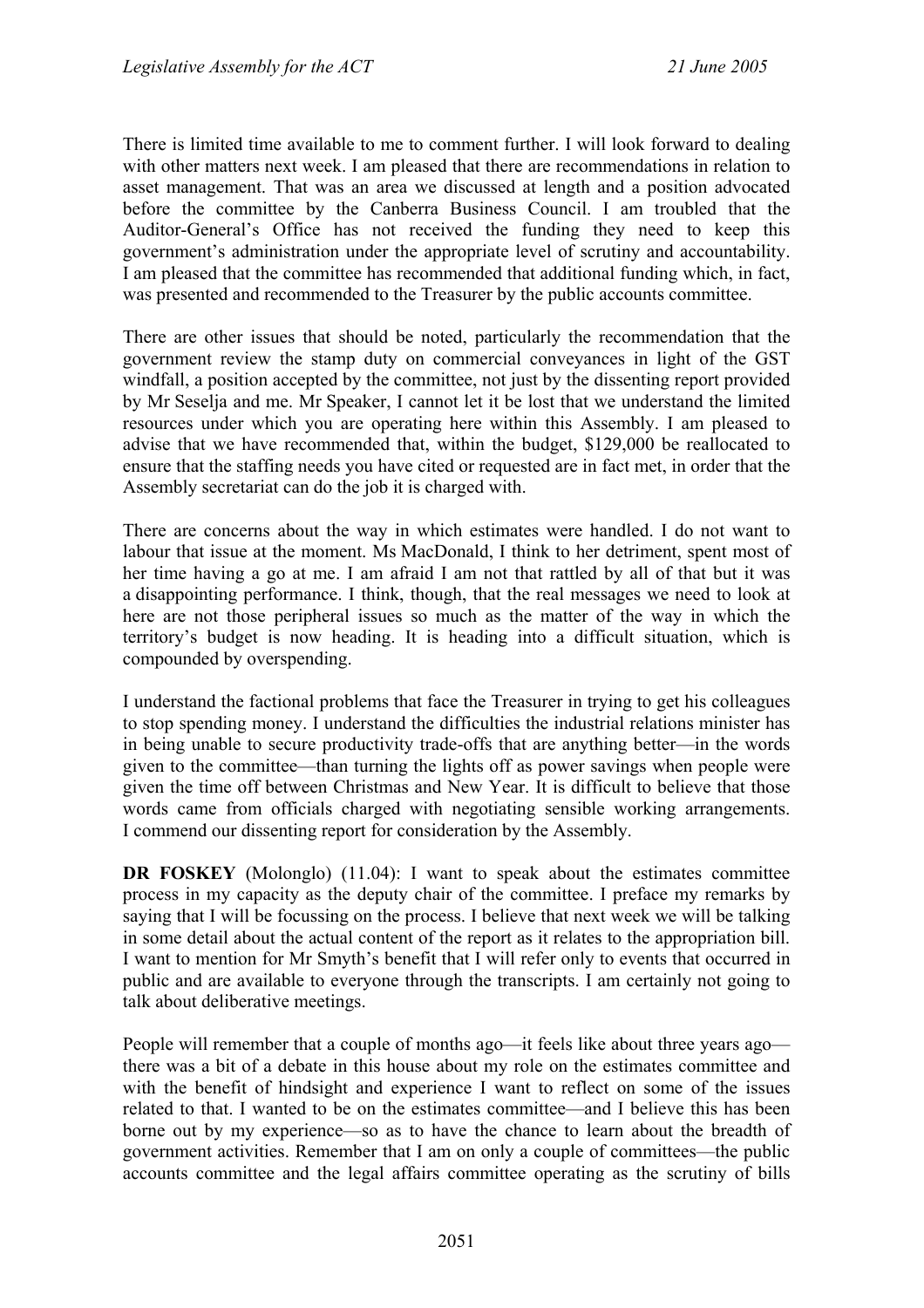There is limited time available to me to comment further. I will look forward to dealing with other matters next week. I am pleased that there are recommendations in relation to asset management. That was an area we discussed at length and a position advocated before the committee by the Canberra Business Council. I am troubled that the Auditor-General's Office has not received the funding they need to keep this government's administration under the appropriate level of scrutiny and accountability. I am pleased that the committee has recommended that additional funding which, in fact, was presented and recommended to the Treasurer by the public accounts committee.

There are other issues that should be noted, particularly the recommendation that the government review the stamp duty on commercial conveyances in light of the GST windfall, a position accepted by the committee, not just by the dissenting report provided by Mr Seselja and me. Mr Speaker, I cannot let it be lost that we understand the limited resources under which you are operating here within this Assembly. I am pleased to advise that we have recommended that, within the budget, $129,000 be reallocated to ensure that the staffing needs you have cited or requested are in fact met, in order that the Assembly secretariat can do the job it is charged with.

There are concerns about the way in which estimates were handled. I do not want to labour that issue at the moment. Ms MacDonald, I think to her detriment, spent most of her time having a go at me. I am afraid I am not that rattled by all of that but it was a disappointing performance. I think, though, that the real messages we need to look at here are not those peripheral issues so much as the matter of the way in which the territory's budget is now heading. It is heading into a difficult situation, which is compounded by overspending.

I understand the factional problems that face the Treasurer in trying to get his colleagues to stop spending money. I understand the difficulties the industrial relations minister has in being unable to secure productivity trade-offs that are anything better—in the words given to the committee—than turning the lights off as power savings when people were given the time off between Christmas and New Year. It is difficult to believe that those words came from officials charged with negotiating sensible working arrangements. I commend our dissenting report for consideration by the Assembly.

**DR FOSKEY** (Molonglo) (11.04): I want to speak about the estimates committee process in my capacity as the deputy chair of the committee. I preface my remarks by saying that I will be focussing on the process. I believe that next week we will be talking in some detail about the actual content of the report as it relates to the appropriation bill. I want to mention for Mr Smyth's benefit that I will refer only to events that occurred in public and are available to everyone through the transcripts. I am certainly not going to talk about deliberative meetings.

People will remember that a couple of months ago—it feels like about three years ago—there was a bit of a debate in this house about my role on the estimates committee and with the benefit of hindsight and experience I want to reflect on some of the issues related to that. I wanted to be on the estimates committee—and I believe this has been borne out by my experience—so as to have the chance to learn about the breadth of government activities. Remember that I am on only a couple of committees—the public accounts committee and the legal affairs committee operating as the scrutiny of bills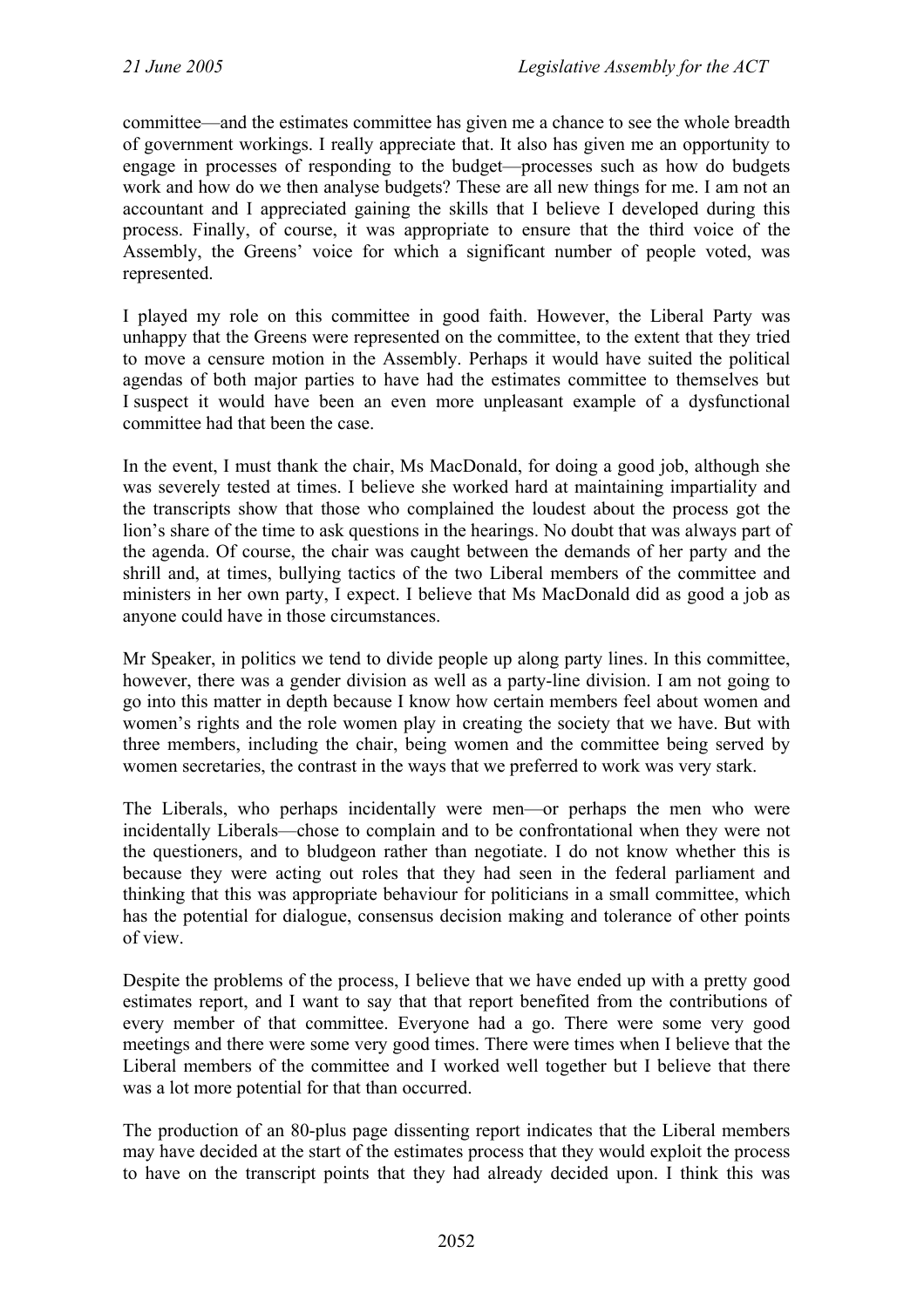committee—and the estimates committee has given me a chance to see the whole breadth of government workings. I really appreciate that. It also has given me an opportunity to engage in processes of responding to the budget—processes such as how do budgets work and how do we then analyse budgets? These are all new things for me. I am not an accountant and I appreciated gaining the skills that I believe I developed during this process. Finally, of course, it was appropriate to ensure that the third voice of the Assembly, the Greens' voice for which a significant number of people voted, was represented.

I played my role on this committee in good faith. However, the Liberal Party was unhappy that the Greens were represented on the committee, to the extent that they tried to move a censure motion in the Assembly. Perhaps it would have suited the political agendas of both major parties to have had the estimates committee to themselves but I suspect it would have been an even more unpleasant example of a dysfunctional committee had that been the case.

In the event, I must thank the chair, Ms MacDonald, for doing a good job, although she was severely tested at times. I believe she worked hard at maintaining impartiality and the transcripts show that those who complained the loudest about the process got the lion's share of the time to ask questions in the hearings. No doubt that was always part of the agenda. Of course, the chair was caught between the demands of her party and the shrill and, at times, bullying tactics of the two Liberal members of the committee and ministers in her own party, I expect. I believe that Ms MacDonald did as good a job as anyone could have in those circumstances.

Mr Speaker, in politics we tend to divide people up along party lines. In this committee, however, there was a gender division as well as a party-line division. I am not going to go into this matter in depth because I know how certain members feel about women and women's rights and the role women play in creating the society that we have. But with three members, including the chair, being women and the committee being served by women secretaries, the contrast in the ways that we preferred to work was very stark.

The Liberals, who perhaps incidentally were men—or perhaps the men who were incidentally Liberals—chose to complain and to be confrontational when they were not the questioners, and to bludgeon rather than negotiate. I do not know whether this is because they were acting out roles that they had seen in the federal parliament and thinking that this was appropriate behaviour for politicians in a small committee, which has the potential for dialogue, consensus decision making and tolerance of other points of view.

Despite the problems of the process, I believe that we have ended up with a pretty good estimates report, and I want to say that that report benefited from the contributions of every member of that committee. Everyone had a go. There were some very good meetings and there were some very good times. There were times when I believe that the Liberal members of the committee and I worked well together but I believe that there was a lot more potential for that than occurred.

The production of an 80-plus page dissenting report indicates that the Liberal members may have decided at the start of the estimates process that they would exploit the process to have on the transcript points that they had already decided upon. I think this was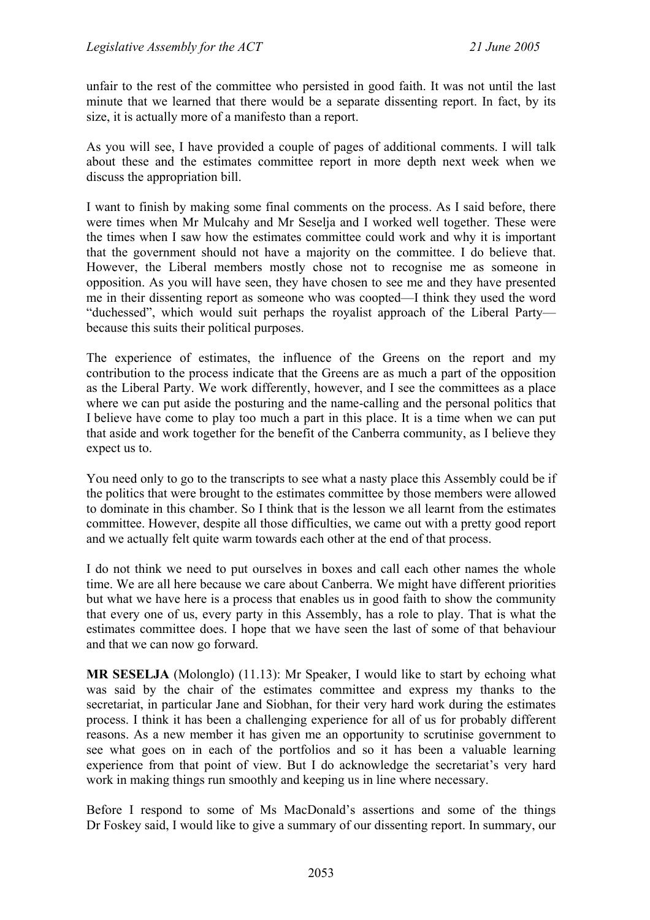unfair to the rest of the committee who persisted in good faith. It was not until the last minute that we learned that there would be a separate dissenting report. In fact, by its size, it is actually more of a manifesto than a report.

As you will see, I have provided a couple of pages of additional comments. I will talk about these and the estimates committee report in more depth next week when we discuss the appropriation bill.

I want to finish by making some final comments on the process. As I said before, there were times when Mr Mulcahy and Mr Seselja and I worked well together. These were the times when I saw how the estimates committee could work and why it is important that the government should not have a majority on the committee. I do believe that. However, the Liberal members mostly chose not to recognise me as someone in opposition. As you will have seen, they have chosen to see me and they have presented me in their dissenting report as someone who was coopted—I think they used the word "duchessed", which would suit perhaps the royalist approach of the Liberal Party—because this suits their political purposes.

The experience of estimates, the influence of the Greens on the report and my contribution to the process indicate that the Greens are as much a part of the opposition as the Liberal Party. We work differently, however, and I see the committees as a place where we can put aside the posturing and the name-calling and the personal politics that I believe have come to play too much a part in this place. It is a time when we can put that aside and work together for the benefit of the Canberra community, as I believe they expect us to.

You need only to go to the transcripts to see what a nasty place this Assembly could be if the politics that were brought to the estimates committee by those members were allowed to dominate in this chamber. So I think that is the lesson we all learnt from the estimates committee. However, despite all those difficulties, we came out with a pretty good report and we actually felt quite warm towards each other at the end of that process.

I do not think we need to put ourselves in boxes and call each other names the whole time. We are all here because we care about Canberra. We might have different priorities but what we have here is a process that enables us in good faith to show the community that every one of us, every party in this Assembly, has a role to play. That is what the estimates committee does. I hope that we have seen the last of some of that behaviour and that we can now go forward.

**MR SESELJA** (Molonglo) (11.13): Mr Speaker, I would like to start by echoing what was said by the chair of the estimates committee and express my thanks to the secretariat, in particular Jane and Siobhan, for their very hard work during the estimates process. I think it has been a challenging experience for all of us for probably different reasons. As a new member it has given me an opportunity to scrutinise government to see what goes on in each of the portfolios and so it has been a valuable learning experience from that point of view. But I do acknowledge the secretariat's very hard work in making things run smoothly and keeping us in line where necessary.

Before I respond to some of Ms MacDonald's assertions and some of the things Dr Foskey said, I would like to give a summary of our dissenting report. In summary, our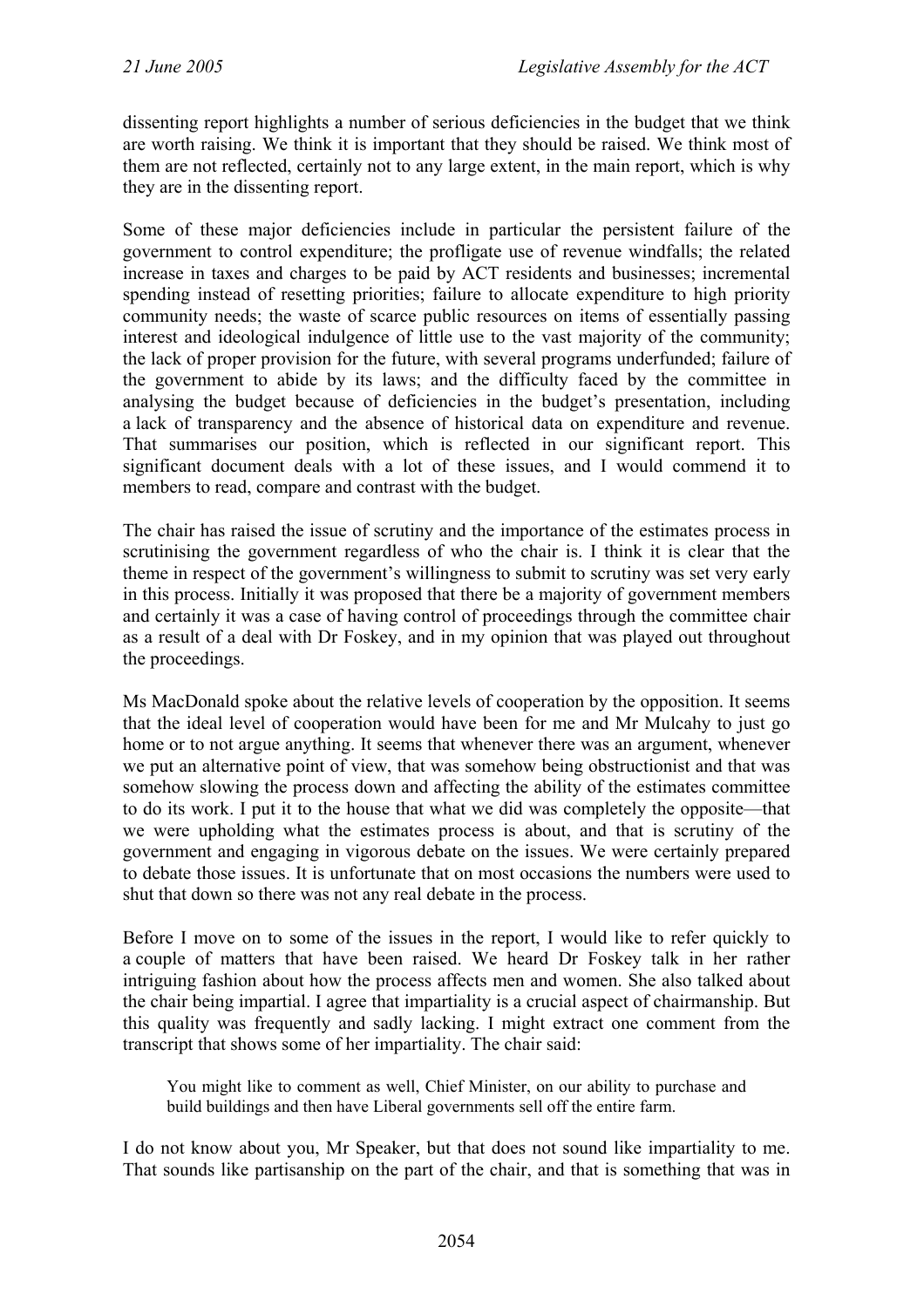dissenting report highlights a number of serious deficiencies in the budget that we think are worth raising. We think it is important that they should be raised. We think most of them are not reflected, certainly not to any large extent, in the main report, which is why they are in the dissenting report.

Some of these major deficiencies include in particular the persistent failure of the government to control expenditure; the profligate use of revenue windfalls; the related increase in taxes and charges to be paid by ACT residents and businesses; incremental spending instead of resetting priorities; failure to allocate expenditure to high priority community needs; the waste of scarce public resources on items of essentially passing interest and ideological indulgence of little use to the vast majority of the community; the lack of proper provision for the future, with several programs underfunded; failure of the government to abide by its laws; and the difficulty faced by the committee in analysing the budget because of deficiencies in the budget's presentation, including a lack of transparency and the absence of historical data on expenditure and revenue. That summarises our position, which is reflected in our significant report. This significant document deals with a lot of these issues, and I would commend it to members to read, compare and contrast with the budget.

The chair has raised the issue of scrutiny and the importance of the estimates process in scrutinising the government regardless of who the chair is. I think it is clear that the theme in respect of the government's willingness to submit to scrutiny was set very early in this process. Initially it was proposed that there be a majority of government members and certainly it was a case of having control of proceedings through the committee chair as a result of a deal with Dr Foskey, and in my opinion that was played out throughout the proceedings.

Ms MacDonald spoke about the relative levels of cooperation by the opposition. It seems that the ideal level of cooperation would have been for me and Mr Mulcahy to just go home or to not argue anything. It seems that whenever there was an argument, whenever we put an alternative point of view, that was somehow being obstructionist and that was somehow slowing the process down and affecting the ability of the estimates committee to do its work. I put it to the house that what we did was completely the opposite—that we were upholding what the estimates process is about, and that is scrutiny of the government and engaging in vigorous debate on the issues. We were certainly prepared to debate those issues. It is unfortunate that on most occasions the numbers were used to shut that down so there was not any real debate in the process.

Before I move on to some of the issues in the report, I would like to refer quickly to a couple of matters that have been raised. We heard Dr Foskey talk in her rather intriguing fashion about how the process affects men and women. She also talked about the chair being impartial. I agree that impartiality is a crucial aspect of chairmanship. But this quality was frequently and sadly lacking. I might extract one comment from the transcript that shows some of her impartiality. The chair said:

> You might like to comment as well, Chief Minister, on our ability to purchase and build buildings and then have Liberal governments sell off the entire farm.

I do not know about you, Mr Speaker, but that does not sound like impartiality to me. That sounds like partisanship on the part of the chair, and that is something that was in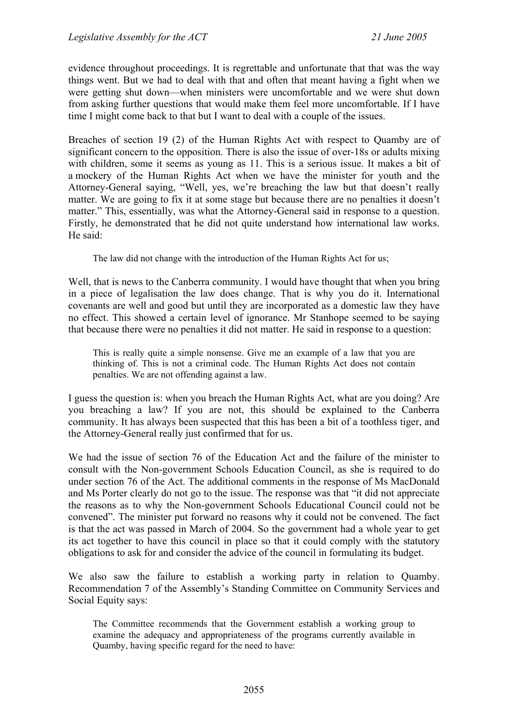evidence throughout proceedings. It is regrettable and unfortunate that that was the way things went. But we had to deal with that and often that meant having a fight when we were getting shut down—when ministers were uncomfortable and we were shut down from asking further questions that would make them feel more uncomfortable. If I have time I might come back to that but I want to deal with a couple of the issues.

Breaches of section 19 (2) of the Human Rights Act with respect to Quamby are of significant concern to the opposition. There is also the issue of over-18s or adults mixing with children, some it seems as young as 11. This is a serious issue. It makes a bit of a mockery of the Human Rights Act when we have the minister for youth and the Attorney-General saying, "Well, yes, we're breaching the law but that doesn't really matter. We are going to fix it at some stage but because there are no penalties it doesn't matter." This, essentially, was what the Attorney-General said in response to a question. Firstly, he demonstrated that he did not quite understand how international law works. He said:

> The law did not change with the introduction of the Human Rights Act for us;

Well, that is news to the Canberra community. I would have thought that when you bring in a piece of legalisation the law does change. That is why you do it. International covenants are well and good but until they are incorporated as a domestic law they have no effect. This showed a certain level of ignorance. Mr Stanhope seemed to be saying that because there were no penalties it did not matter. He said in response to a question:

> This is really quite a simple nonsense. Give me an example of a law that you are thinking of. This is not a criminal code. The Human Rights Act does not contain penalties. We are not offending against a law.

I guess the question is: when you breach the Human Rights Act, what are you doing? Are you breaching a law? If you are not, this should be explained to the Canberra community. It has always been suspected that this has been a bit of a toothless tiger, and the Attorney-General really just confirmed that for us.

We had the issue of section 76 of the Education Act and the failure of the minister to consult with the Non-government Schools Education Council, as she is required to do under section 76 of the Act. The additional comments in the response of Ms MacDonald and Ms Porter clearly do not go to the issue. The response was that "it did not appreciate the reasons as to why the Non-government Schools Educational Council could not be convened". The minister put forward no reasons why it could not be convened. The fact is that the act was passed in March of 2004. So the government had a whole year to get its act together to have this council in place so that it could comply with the statutory obligations to ask for and consider the advice of the council in formulating its budget.

We also saw the failure to establish a working party in relation to Quamby. Recommendation 7 of the Assembly's Standing Committee on Community Services and Social Equity says:

> The Committee recommends that the Government establish a working group to examine the adequacy and appropriateness of the programs currently available in Quamby, having specific regard for the need to have: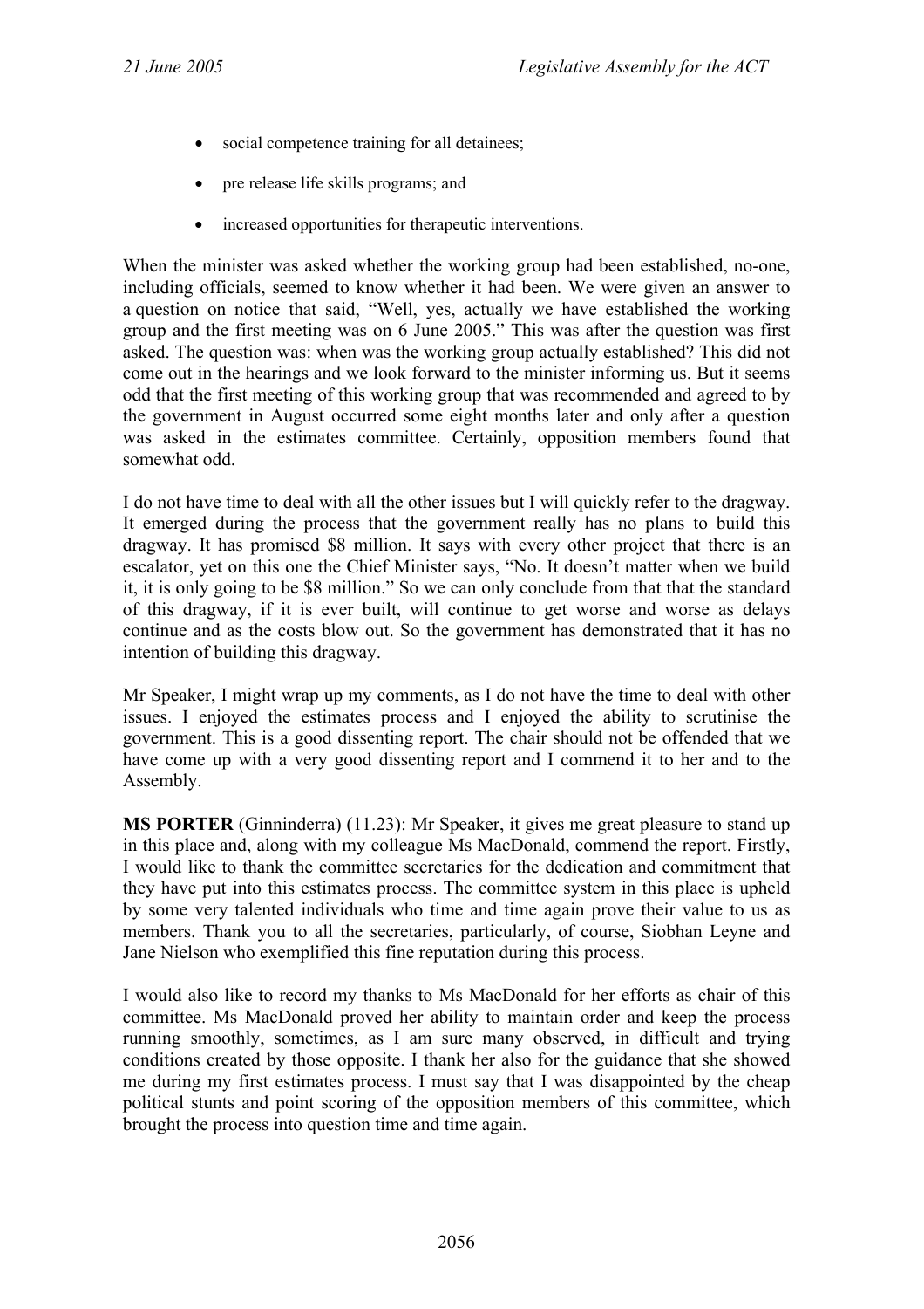- social competence training for all detainees;
- pre release life skills programs; and
- increased opportunities for therapeutic interventions.

When the minister was asked whether the working group had been established, no-one, including officials, seemed to know whether it had been. We were given an answer to a question on notice that said, "Well, yes, actually we have established the working group and the first meeting was on 6 June 2005." This was after the question was first asked. The question was: when was the working group actually established? This did not come out in the hearings and we look forward to the minister informing us. But it seems odd that the first meeting of this working group that was recommended and agreed to by the government in August occurred some eight months later and only after a question was asked in the estimates committee. Certainly, opposition members found that somewhat odd.

I do not have time to deal with all the other issues but I will quickly refer to the dragway. It emerged during the process that the government really has no plans to build this dragway. It has promised $8 million. It says with every other project that there is an escalator, yet on this one the Chief Minister says, "No. It doesn't matter when we build it, it is only going to be $8 million." So we can only conclude from that that the standard of this dragway, if it is ever built, will continue to get worse and worse as delays continue and as the costs blow out. So the government has demonstrated that it has no intention of building this dragway.

Mr Speaker, I might wrap up my comments, as I do not have the time to deal with other issues. I enjoyed the estimates process and I enjoyed the ability to scrutinise the government. This is a good dissenting report. The chair should not be offended that we have come up with a very good dissenting report and I commend it to her and to the Assembly.

**MS PORTER** (Ginninderra) (11.23): Mr Speaker, it gives me great pleasure to stand up in this place and, along with my colleague Ms MacDonald, commend the report. Firstly, I would like to thank the committee secretaries for the dedication and commitment that they have put into this estimates process. The committee system in this place is upheld by some very talented individuals who time and time again prove their value to us as members. Thank you to all the secretaries, particularly, of course, Siobhan Leyne and Jane Nielson who exemplified this fine reputation during this process.

I would also like to record my thanks to Ms MacDonald for her efforts as chair of this committee. Ms MacDonald proved her ability to maintain order and keep the process running smoothly, sometimes, as I am sure many observed, in difficult and trying conditions created by those opposite. I thank her also for the guidance that she showed me during my first estimates process. I must say that I was disappointed by the cheap political stunts and point scoring of the opposition members of this committee, which brought the process into question time and time again.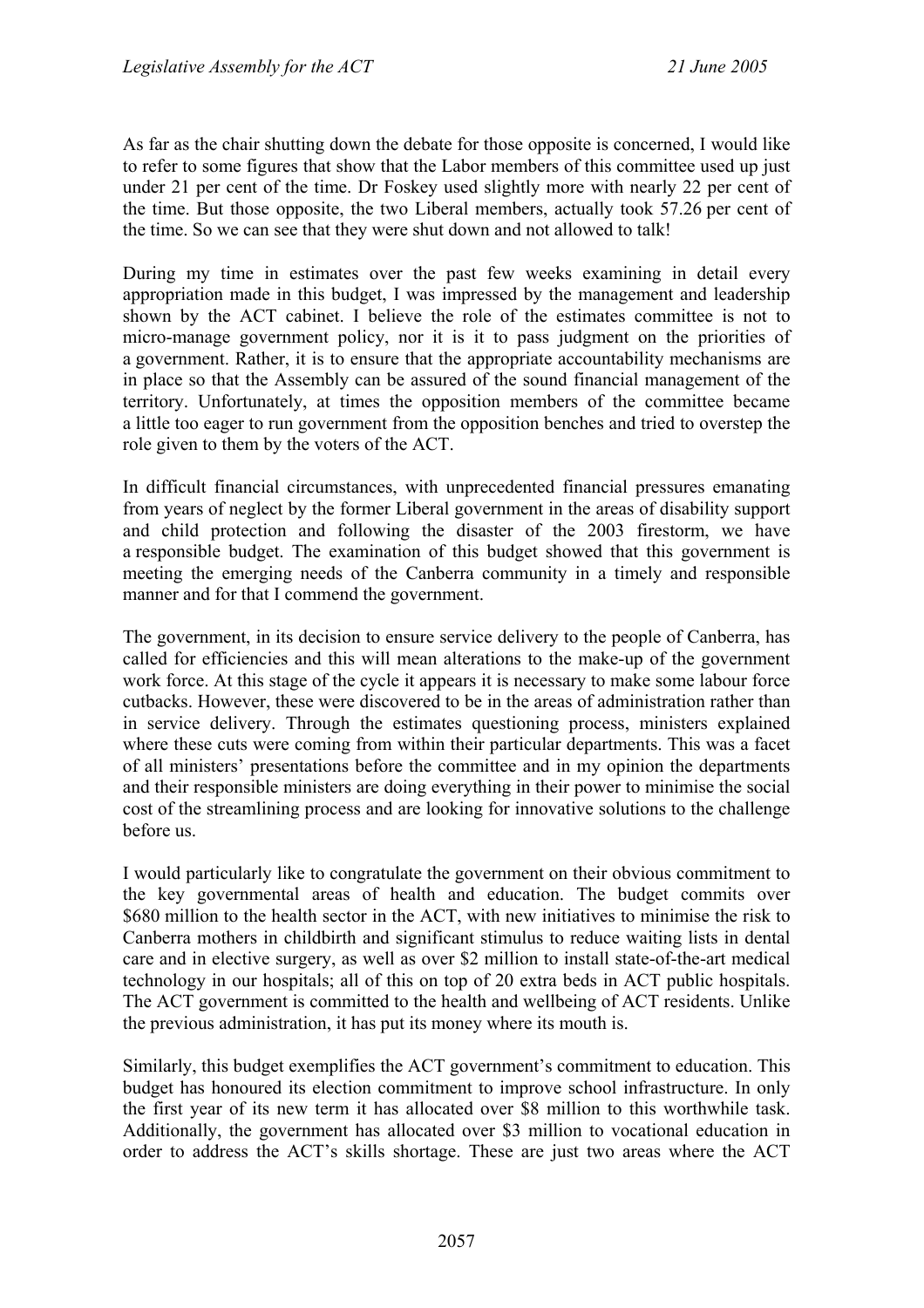As far as the chair shutting down the debate for those opposite is concerned, I would like to refer to some figures that show that the Labor members of this committee used up just under 21 per cent of the time. Dr Foskey used slightly more with nearly 22 per cent of the time. But those opposite, the two Liberal members, actually took 57.26 per cent of the time. So we can see that they were shut down and not allowed to talk!

During my time in estimates over the past few weeks examining in detail every appropriation made in this budget, I was impressed by the management and leadership shown by the ACT cabinet. I believe the role of the estimates committee is not to micro-manage government policy, nor it is it to pass judgment on the priorities of a government. Rather, it is to ensure that the appropriate accountability mechanisms are in place so that the Assembly can be assured of the sound financial management of the territory. Unfortunately, at times the opposition members of the committee became a little too eager to run government from the opposition benches and tried to overstep the role given to them by the voters of the ACT.

In difficult financial circumstances, with unprecedented financial pressures emanating from years of neglect by the former Liberal government in the areas of disability support and child protection and following the disaster of the 2003 firestorm, we have a responsible budget. The examination of this budget showed that this government is meeting the emerging needs of the Canberra community in a timely and responsible manner and for that I commend the government.

The government, in its decision to ensure service delivery to the people of Canberra, has called for efficiencies and this will mean alterations to the make-up of the government work force. At this stage of the cycle it appears it is necessary to make some labour force cutbacks. However, these were discovered to be in the areas of administration rather than in service delivery. Through the estimates questioning process, ministers explained where these cuts were coming from within their particular departments. This was a facet of all ministers' presentations before the committee and in my opinion the departments and their responsible ministers are doing everything in their power to minimise the social cost of the streamlining process and are looking for innovative solutions to the challenge before us.

I would particularly like to congratulate the government on their obvious commitment to the key governmental areas of health and education. The budget commits over $680 million to the health sector in the ACT, with new initiatives to minimise the risk to Canberra mothers in childbirth and significant stimulus to reduce waiting lists in dental care and in elective surgery, as well as over $2 million to install state-of-the-art medical technology in our hospitals; all of this on top of 20 extra beds in ACT public hospitals. The ACT government is committed to the health and wellbeing of ACT residents. Unlike the previous administration, it has put its money where its mouth is.

Similarly, this budget exemplifies the ACT government's commitment to education. This budget has honoured its election commitment to improve school infrastructure. In only the first year of its new term it has allocated over $8 million to this worthwhile task. Additionally, the government has allocated over $3 million to vocational education in order to address the ACT's skills shortage. These are just two areas where the ACT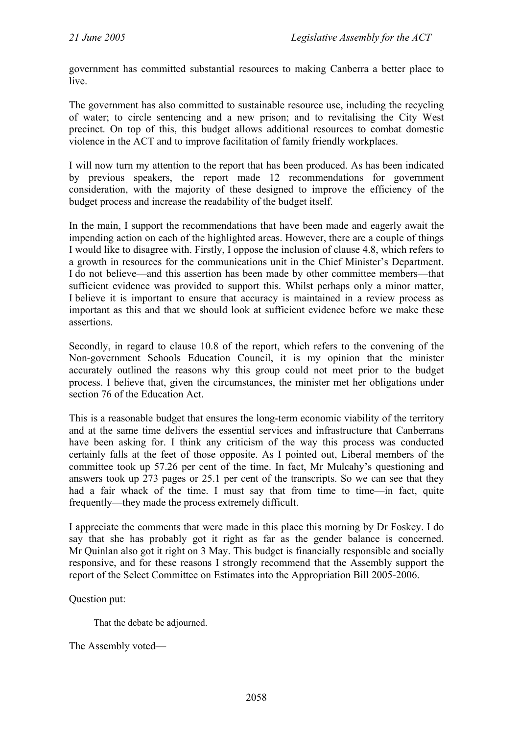government has committed substantial resources to making Canberra a better place to live.

The government has also committed to sustainable resource use, including the recycling of water; to circle sentencing and a new prison; and to revitalising the City West precinct. On top of this, this budget allows additional resources to combat domestic violence in the ACT and to improve facilitation of family friendly workplaces.

I will now turn my attention to the report that has been produced. As has been indicated by previous speakers, the report made 12 recommendations for government consideration, with the majority of these designed to improve the efficiency of the budget process and increase the readability of the budget itself.

In the main, I support the recommendations that have been made and eagerly await the impending action on each of the highlighted areas. However, there are a couple of things I would like to disagree with. Firstly, I oppose the inclusion of clause 4.8, which refers to a growth in resources for the communications unit in the Chief Minister's Department. I do not believe—and this assertion has been made by other committee members—that sufficient evidence was provided to support this. Whilst perhaps only a minor matter, I believe it is important to ensure that accuracy is maintained in a review process as important as this and that we should look at sufficient evidence before we make these assertions.

Secondly, in regard to clause 10.8 of the report, which refers to the convening of the Non-government Schools Education Council, it is my opinion that the minister accurately outlined the reasons why this group could not meet prior to the budget process. I believe that, given the circumstances, the minister met her obligations under section 76 of the Education Act.

This is a reasonable budget that ensures the long-term economic viability of the territory and at the same time delivers the essential services and infrastructure that Canberrans have been asking for. I think any criticism of the way this process was conducted certainly falls at the feet of those opposite. As I pointed out, Liberal members of the committee took up 57.26 per cent of the time. In fact, Mr Mulcahy's questioning and answers took up 273 pages or 25.1 per cent of the transcripts. So we can see that they had a fair whack of the time. I must say that from time to time—in fact, quite frequently—they made the process extremely difficult.

I appreciate the comments that were made in this place this morning by Dr Foskey. I do say that she has probably got it right as far as the gender balance is concerned. Mr Quinlan also got it right on 3 May. This budget is financially responsible and socially responsive, and for these reasons I strongly recommend that the Assembly support the report of the Select Committee on Estimates into the Appropriation Bill 2005-2006.

Question put:

> That the debate be adjourned.

The Assembly voted—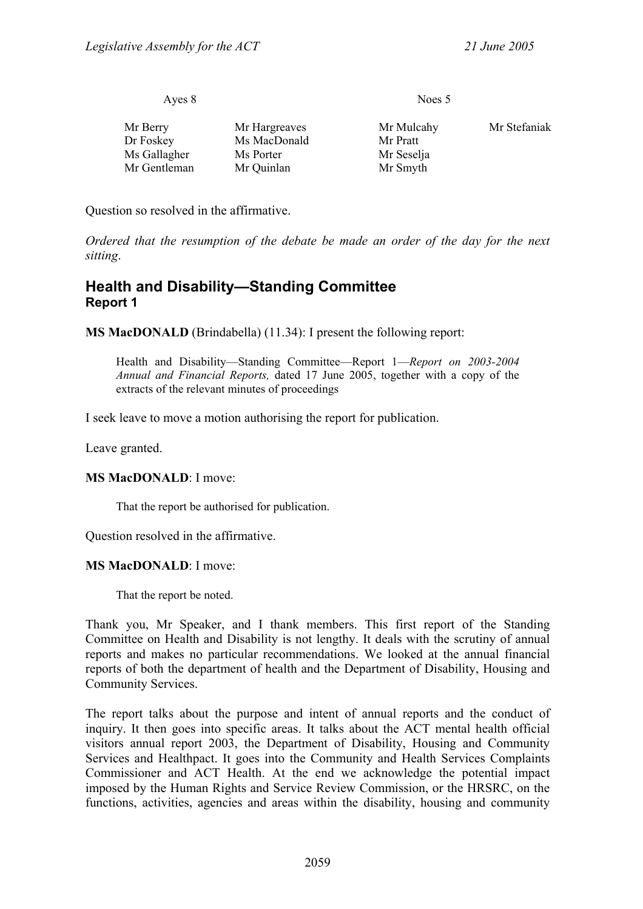| Ayes 8 | | Noes 5 | |
|---|---|---|---|
| Mr Berry | Mr Hargreaves | Mr Mulcahy | Mr Stefaniak |
| Dr Foskey | Ms MacDonald | Mr Pratt | |
| Ms Gallagher | Ms Porter | Mr Seselja | |
| Mr Gentleman | Mr Quinlan | Mr Smyth | |

Question so resolved in the affirmative.

*Ordered that the resumption of the debate be made an order of the day for the next sitting.*

## Health and Disability—Standing Committee
### Report 1

**MS MacDONALD** (Brindabella) (11.34): I present the following report:

> Health and Disability—Standing Committee—Report 1—*Report on 2003-2004 Annual and Financial Reports,* dated 17 June 2005, together with a copy of the extracts of the relevant minutes of proceedings

I seek leave to move a motion authorising the report for publication.

Leave granted.

**MS MacDONALD**: I move:

> That the report be authorised for publication.

Question resolved in the affirmative.

**MS MacDONALD**: I move:

> That the report be noted.

Thank you, Mr Speaker, and I thank members. This first report of the Standing Committee on Health and Disability is not lengthy. It deals with the scrutiny of annual reports and makes no particular recommendations. We looked at the annual financial reports of both the department of health and the Department of Disability, Housing and Community Services.

The report talks about the purpose and intent of annual reports and the conduct of inquiry. It then goes into specific areas. It talks about the ACT mental health official visitors annual report 2003, the Department of Disability, Housing and Community Services and Healthpact. It goes into the Community and Health Services Complaints Commissioner and ACT Health. At the end we acknowledge the potential impact imposed by the Human Rights and Service Review Commission, or the HRSRC, on the functions, activities, agencies and areas within the disability, housing and community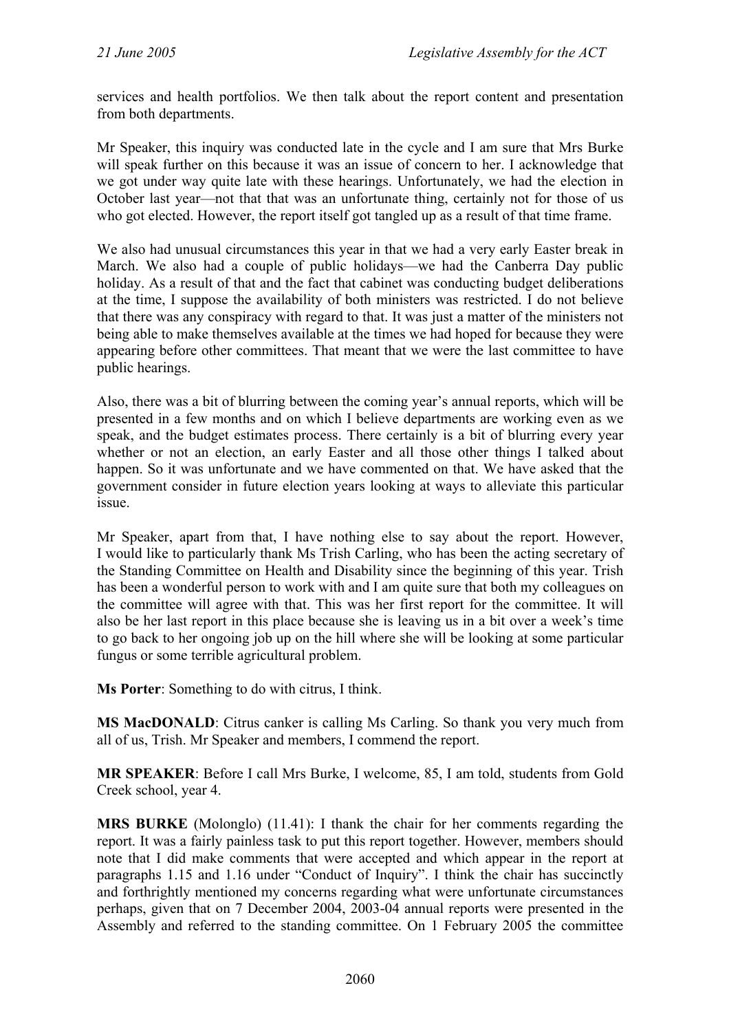services and health portfolios. We then talk about the report content and presentation from both departments.

Mr Speaker, this inquiry was conducted late in the cycle and I am sure that Mrs Burke will speak further on this because it was an issue of concern to her. I acknowledge that we got under way quite late with these hearings. Unfortunately, we had the election in October last year—not that that was an unfortunate thing, certainly not for those of us who got elected. However, the report itself got tangled up as a result of that time frame.

We also had unusual circumstances this year in that we had a very early Easter break in March. We also had a couple of public holidays—we had the Canberra Day public holiday. As a result of that and the fact that cabinet was conducting budget deliberations at the time, I suppose the availability of both ministers was restricted. I do not believe that there was any conspiracy with regard to that. It was just a matter of the ministers not being able to make themselves available at the times we had hoped for because they were appearing before other committees. That meant that we were the last committee to have public hearings.

Also, there was a bit of blurring between the coming year's annual reports, which will be presented in a few months and on which I believe departments are working even as we speak, and the budget estimates process. There certainly is a bit of blurring every year whether or not an election, an early Easter and all those other things I talked about happen. So it was unfortunate and we have commented on that. We have asked that the government consider in future election years looking at ways to alleviate this particular issue.

Mr Speaker, apart from that, I have nothing else to say about the report. However, I would like to particularly thank Ms Trish Carling, who has been the acting secretary of the Standing Committee on Health and Disability since the beginning of this year. Trish has been a wonderful person to work with and I am quite sure that both my colleagues on the committee will agree with that. This was her first report for the committee. It will also be her last report in this place because she is leaving us in a bit over a week's time to go back to her ongoing job up on the hill where she will be looking at some particular fungus or some terrible agricultural problem.

**Ms Porter**: Something to do with citrus, I think.

**MS MacDONALD**: Citrus canker is calling Ms Carling. So thank you very much from all of us, Trish. Mr Speaker and members, I commend the report.

**MR SPEAKER**: Before I call Mrs Burke, I welcome, 85, I am told, students from Gold Creek school, year 4.

**MRS BURKE** (Molonglo) (11.41): I thank the chair for her comments regarding the report. It was a fairly painless task to put this report together. However, members should note that I did make comments that were accepted and which appear in the report at paragraphs 1.15 and 1.16 under "Conduct of Inquiry". I think the chair has succinctly and forthrightly mentioned my concerns regarding what were unfortunate circumstances perhaps, given that on 7 December 2004, 2003-04 annual reports were presented in the Assembly and referred to the standing committee. On 1 February 2005 the committee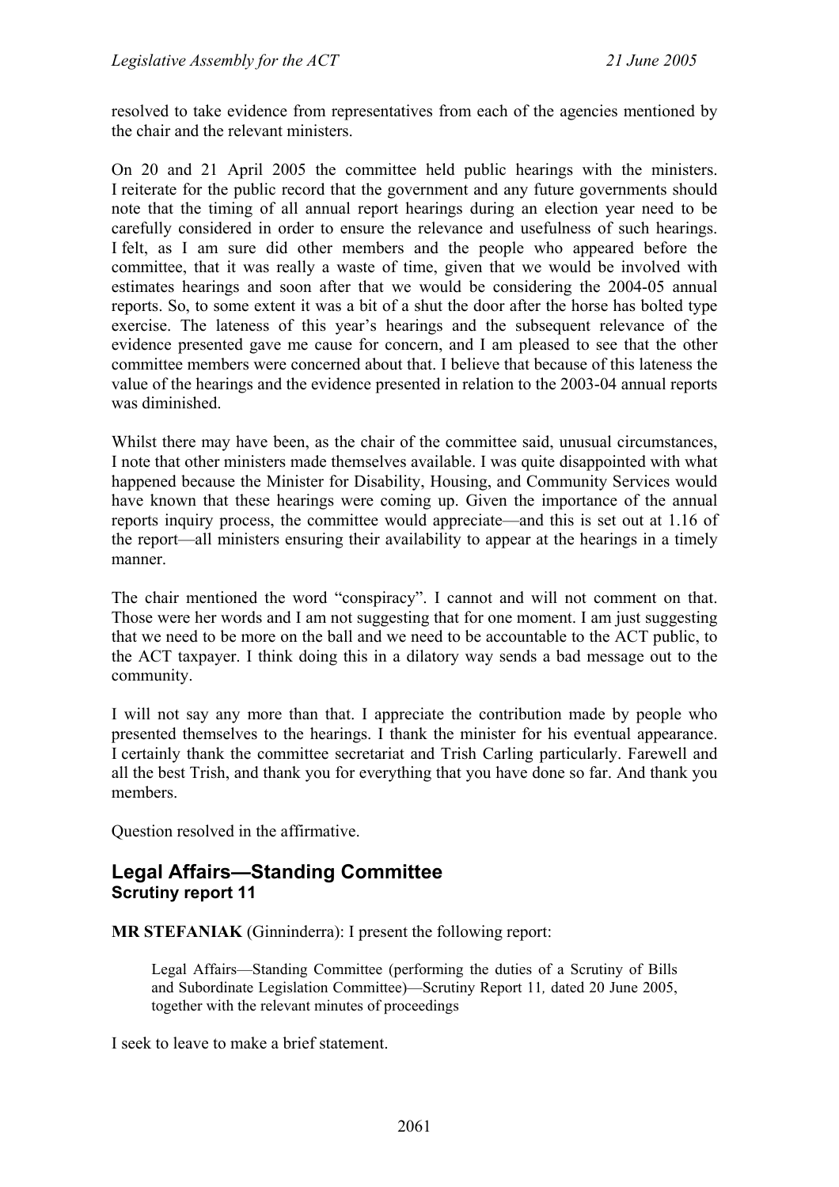resolved to take evidence from representatives from each of the agencies mentioned by the chair and the relevant ministers.

On 20 and 21 April 2005 the committee held public hearings with the ministers. I reiterate for the public record that the government and any future governments should note that the timing of all annual report hearings during an election year need to be carefully considered in order to ensure the relevance and usefulness of such hearings. I felt, as I am sure did other members and the people who appeared before the committee, that it was really a waste of time, given that we would be involved with estimates hearings and soon after that we would be considering the 2004-05 annual reports. So, to some extent it was a bit of a shut the door after the horse has bolted type exercise. The lateness of this year's hearings and the subsequent relevance of the evidence presented gave me cause for concern, and I am pleased to see that the other committee members were concerned about that. I believe that because of this lateness the value of the hearings and the evidence presented in relation to the 2003-04 annual reports was diminished.

Whilst there may have been, as the chair of the committee said, unusual circumstances, I note that other ministers made themselves available. I was quite disappointed with what happened because the Minister for Disability, Housing, and Community Services would have known that these hearings were coming up. Given the importance of the annual reports inquiry process, the committee would appreciate—and this is set out at 1.16 of the report—all ministers ensuring their availability to appear at the hearings in a timely manner.

The chair mentioned the word "conspiracy". I cannot and will not comment on that. Those were her words and I am not suggesting that for one moment. I am just suggesting that we need to be more on the ball and we need to be accountable to the ACT public, to the ACT taxpayer. I think doing this in a dilatory way sends a bad message out to the community.

I will not say any more than that. I appreciate the contribution made by people who presented themselves to the hearings. I thank the minister for his eventual appearance. I certainly thank the committee secretariat and Trish Carling particularly. Farewell and all the best Trish, and thank you for everything that you have done so far. And thank you members.

Question resolved in the affirmative.

## Legal Affairs—Standing Committee
### Scrutiny report 11

**MR STEFANIAK** (Ginninderra): I present the following report:

> Legal Affairs—Standing Committee (performing the duties of a Scrutiny of Bills and Subordinate Legislation Committee)—Scrutiny Report 11*,* dated 20 June 2005, together with the relevant minutes of proceedings

I seek to leave to make a brief statement.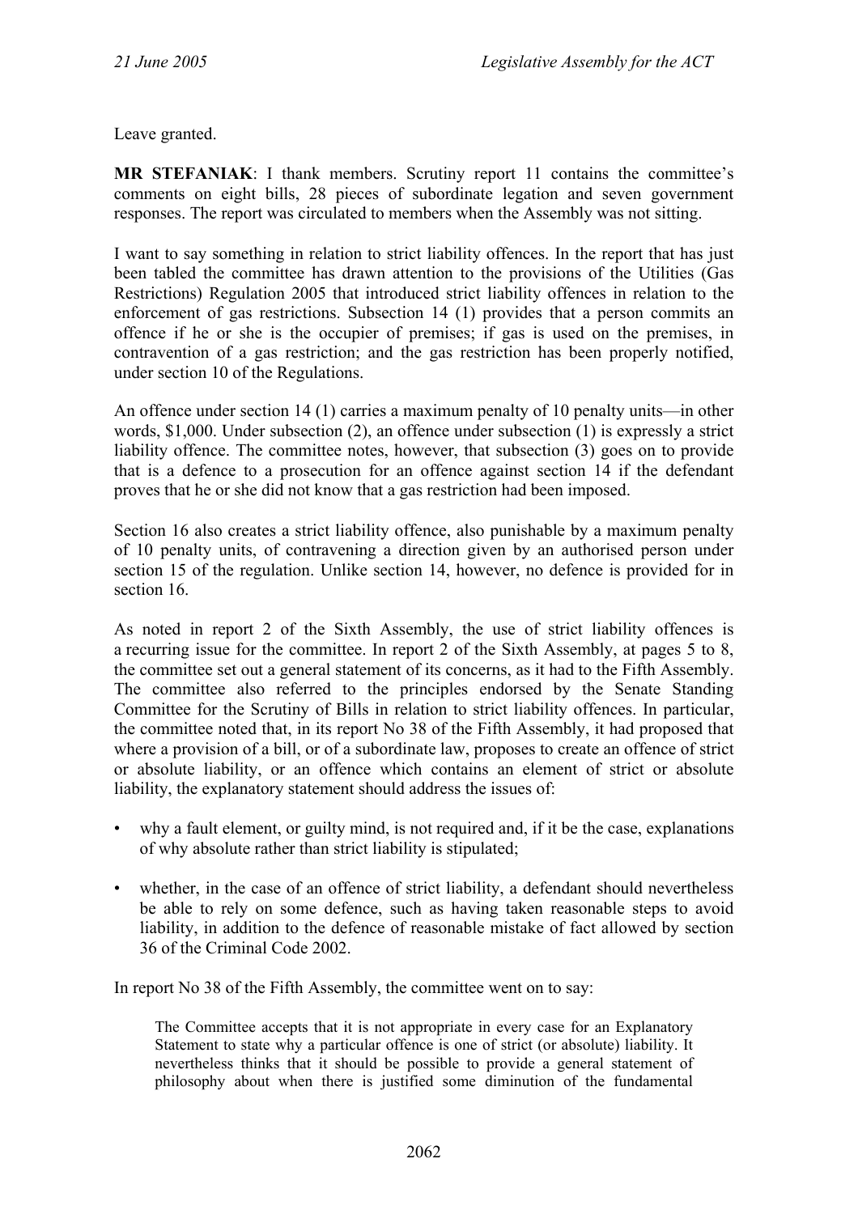Leave granted.

**MR STEFANIAK**: I thank members. Scrutiny report 11 contains the committee's comments on eight bills, 28 pieces of subordinate legation and seven government responses. The report was circulated to members when the Assembly was not sitting.

I want to say something in relation to strict liability offences. In the report that has just been tabled the committee has drawn attention to the provisions of the Utilities (Gas Restrictions) Regulation 2005 that introduced strict liability offences in relation to the enforcement of gas restrictions. Subsection 14 (1) provides that a person commits an offence if he or she is the occupier of premises; if gas is used on the premises, in contravention of a gas restriction; and the gas restriction has been properly notified, under section 10 of the Regulations.

An offence under section 14 (1) carries a maximum penalty of 10 penalty units—in other words, $1,000. Under subsection (2), an offence under subsection (1) is expressly a strict liability offence. The committee notes, however, that subsection (3) goes on to provide that is a defence to a prosecution for an offence against section 14 if the defendant proves that he or she did not know that a gas restriction had been imposed.

Section 16 also creates a strict liability offence, also punishable by a maximum penalty of 10 penalty units, of contravening a direction given by an authorised person under section 15 of the regulation. Unlike section 14, however, no defence is provided for in section 16.

As noted in report 2 of the Sixth Assembly, the use of strict liability offences is a recurring issue for the committee. In report 2 of the Sixth Assembly, at pages 5 to 8, the committee set out a general statement of its concerns, as it had to the Fifth Assembly. The committee also referred to the principles endorsed by the Senate Standing Committee for the Scrutiny of Bills in relation to strict liability offences. In particular, the committee noted that, in its report No 38 of the Fifth Assembly, it had proposed that where a provision of a bill, or of a subordinate law, proposes to create an offence of strict or absolute liability, or an offence which contains an element of strict or absolute liability, the explanatory statement should address the issues of:

- why a fault element, or guilty mind, is not required and, if it be the case, explanations of why absolute rather than strict liability is stipulated;
- whether, in the case of an offence of strict liability, a defendant should nevertheless be able to rely on some defence, such as having taken reasonable steps to avoid liability, in addition to the defence of reasonable mistake of fact allowed by section 36 of the Criminal Code 2002.

In report No 38 of the Fifth Assembly, the committee went on to say:

> The Committee accepts that it is not appropriate in every case for an Explanatory Statement to state why a particular offence is one of strict (or absolute) liability. It nevertheless thinks that it should be possible to provide a general statement of philosophy about when there is justified some diminution of the fundamental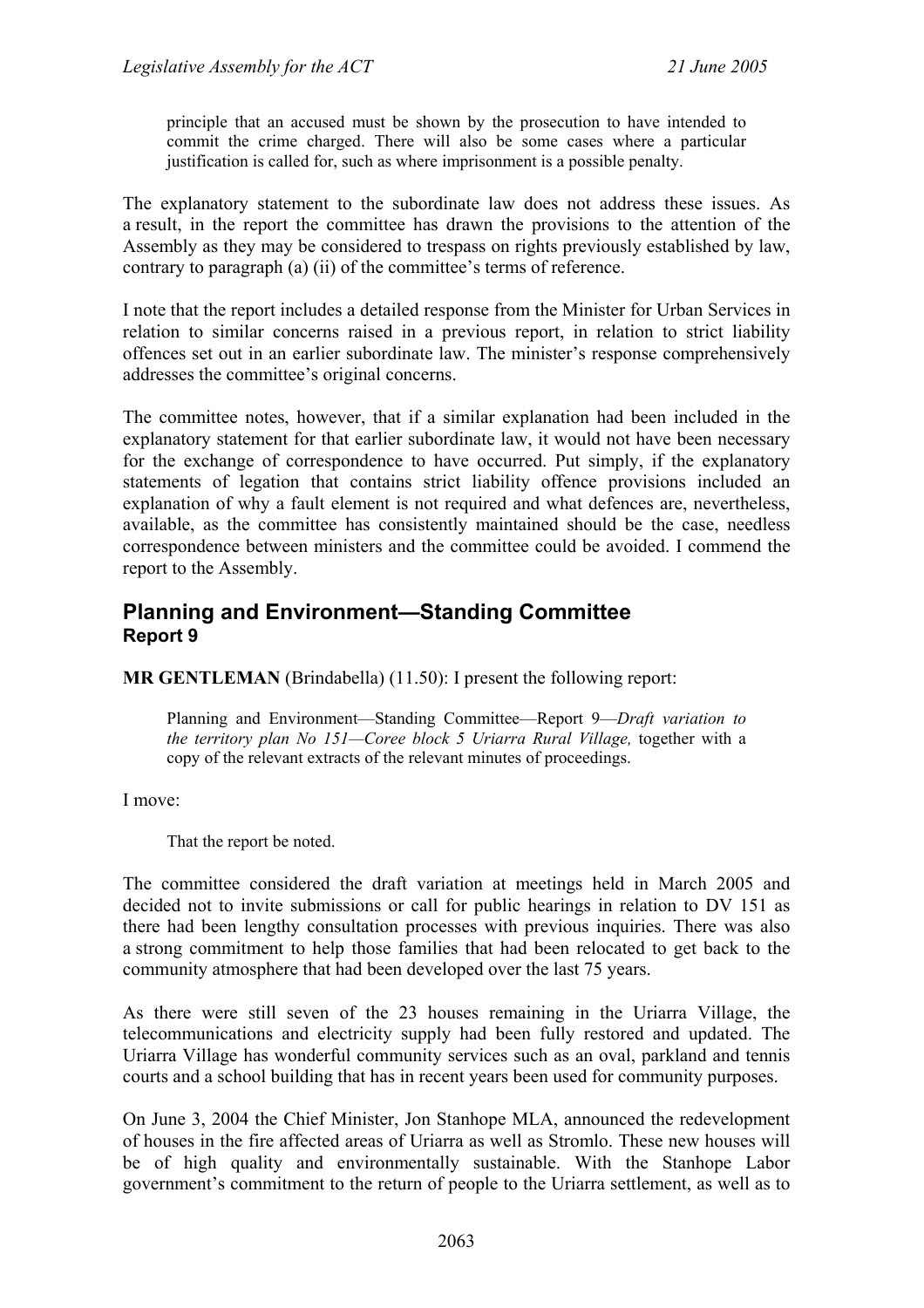> principle that an accused must be shown by the prosecution to have intended to commit the crime charged. There will also be some cases where a particular justification is called for, such as where imprisonment is a possible penalty.

The explanatory statement to the subordinate law does not address these issues. As a result, in the report the committee has drawn the provisions to the attention of the Assembly as they may be considered to trespass on rights previously established by law, contrary to paragraph (a) (ii) of the committee's terms of reference.

I note that the report includes a detailed response from the Minister for Urban Services in relation to similar concerns raised in a previous report, in relation to strict liability offences set out in an earlier subordinate law. The minister's response comprehensively addresses the committee's original concerns.

The committee notes, however, that if a similar explanation had been included in the explanatory statement for that earlier subordinate law, it would not have been necessary for the exchange of correspondence to have occurred. Put simply, if the explanatory statements of legation that contains strict liability offence provisions included an explanation of why a fault element is not required and what defences are, nevertheless, available, as the committee has consistently maintained should be the case, needless correspondence between ministers and the committee could be avoided. I commend the report to the Assembly.

## Planning and Environment—Standing Committee
### Report 9

**MR GENTLEMAN** (Brindabella) (11.50): I present the following report:

> Planning and Environment—Standing Committee—Report 9—*Draft variation to the territory plan No 151—Coree block 5 Uriarra Rural Village,* together with a copy of the relevant extracts of the relevant minutes of proceedings.

I move:

> That the report be noted.

The committee considered the draft variation at meetings held in March 2005 and decided not to invite submissions or call for public hearings in relation to DV 151 as there had been lengthy consultation processes with previous inquiries. There was also a strong commitment to help those families that had been relocated to get back to the community atmosphere that had been developed over the last 75 years.

As there were still seven of the 23 houses remaining in the Uriarra Village, the telecommunications and electricity supply had been fully restored and updated. The Uriarra Village has wonderful community services such as an oval, parkland and tennis courts and a school building that has in recent years been used for community purposes.

On June 3, 2004 the Chief Minister, Jon Stanhope MLA, announced the redevelopment of houses in the fire affected areas of Uriarra as well as Stromlo. These new houses will be of high quality and environmentally sustainable. With the Stanhope Labor government's commitment to the return of people to the Uriarra settlement, as well as to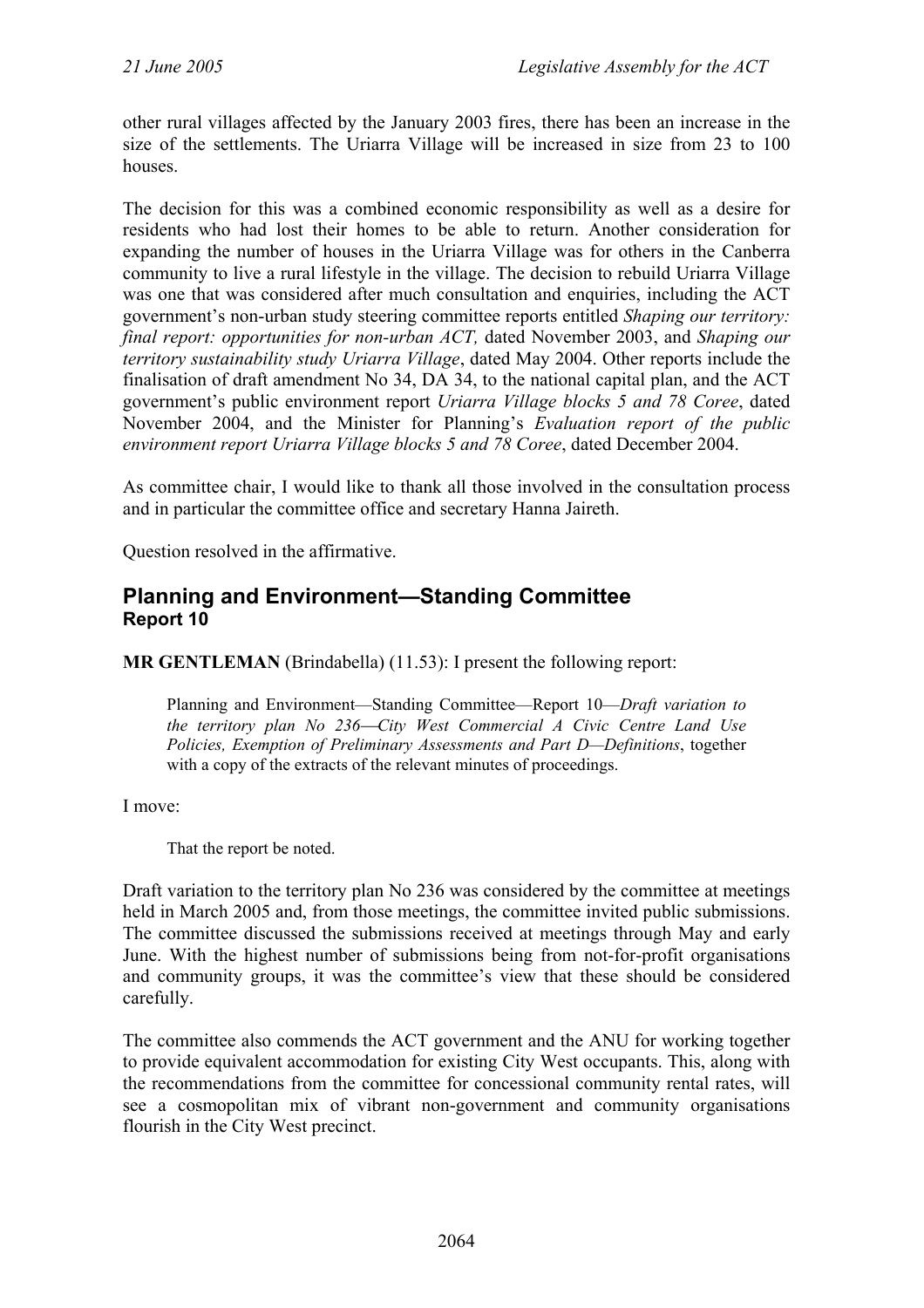other rural villages affected by the January 2003 fires, there has been an increase in the size of the settlements. The Uriarra Village will be increased in size from 23 to 100 houses.

The decision for this was a combined economic responsibility as well as a desire for residents who had lost their homes to be able to return. Another consideration for expanding the number of houses in the Uriarra Village was for others in the Canberra community to live a rural lifestyle in the village. The decision to rebuild Uriarra Village was one that was considered after much consultation and enquiries, including the ACT government's non-urban study steering committee reports entitled *Shaping our territory: final report: opportunities for non-urban ACT,* dated November 2003, and *Shaping our territory sustainability study Uriarra Village*, dated May 2004. Other reports include the finalisation of draft amendment No 34, DA 34, to the national capital plan, and the ACT government's public environment report *Uriarra Village blocks 5 and 78 Coree*, dated November 2004, and the Minister for Planning's *Evaluation report of the public environment report Uriarra Village blocks 5 and 78 Coree*, dated December 2004.

As committee chair, I would like to thank all those involved in the consultation process and in particular the committee office and secretary Hanna Jaireth.

Question resolved in the affirmative.

## Planning and Environment—Standing Committee
### Report 10

**MR GENTLEMAN** (Brindabella) (11.53): I present the following report:

> Planning and Environment—Standing Committee—Report 10—*Draft variation to the territory plan No 236—City West Commercial A Civic Centre Land Use Policies, Exemption of Preliminary Assessments and Part D—Definitions*, together with a copy of the extracts of the relevant minutes of proceedings.

I move:

> That the report be noted.

Draft variation to the territory plan No 236 was considered by the committee at meetings held in March 2005 and, from those meetings, the committee invited public submissions. The committee discussed the submissions received at meetings through May and early June. With the highest number of submissions being from not-for-profit organisations and community groups, it was the committee's view that these should be considered carefully.

The committee also commends the ACT government and the ANU for working together to provide equivalent accommodation for existing City West occupants. This, along with the recommendations from the committee for concessional community rental rates, will see a cosmopolitan mix of vibrant non-government and community organisations flourish in the City West precinct.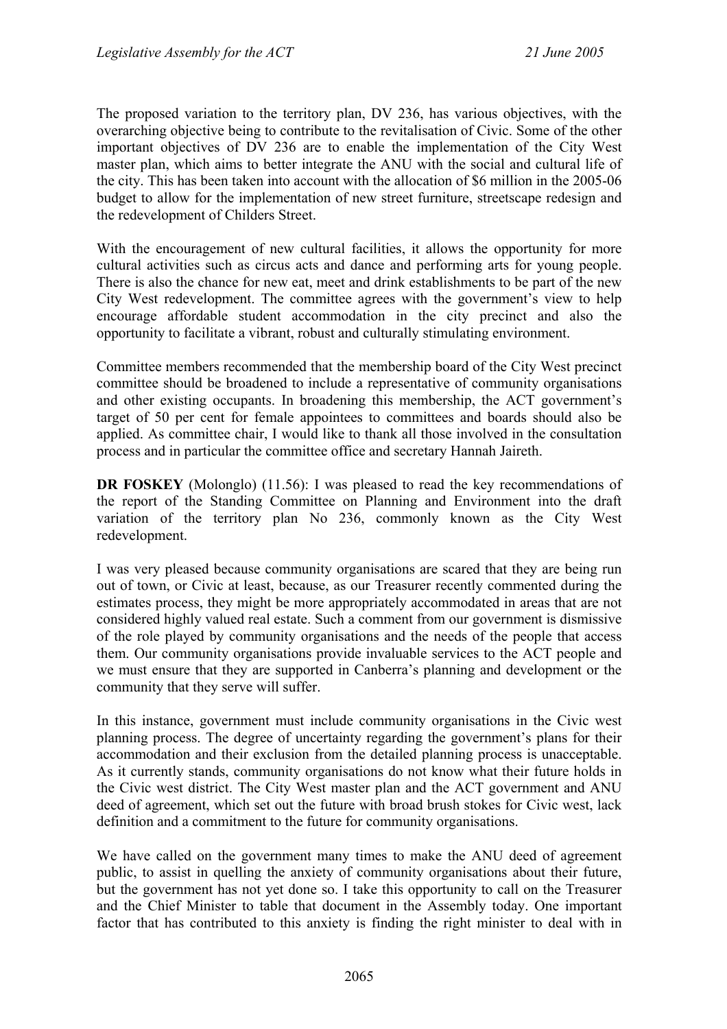The proposed variation to the territory plan, DV 236, has various objectives, with the overarching objective being to contribute to the revitalisation of Civic. Some of the other important objectives of DV 236 are to enable the implementation of the City West master plan, which aims to better integrate the ANU with the social and cultural life of the city. This has been taken into account with the allocation of $6 million in the 2005-06 budget to allow for the implementation of new street furniture, streetscape redesign and the redevelopment of Childers Street.

With the encouragement of new cultural facilities, it allows the opportunity for more cultural activities such as circus acts and dance and performing arts for young people. There is also the chance for new eat, meet and drink establishments to be part of the new City West redevelopment. The committee agrees with the government's view to help encourage affordable student accommodation in the city precinct and also the opportunity to facilitate a vibrant, robust and culturally stimulating environment.

Committee members recommended that the membership board of the City West precinct committee should be broadened to include a representative of community organisations and other existing occupants. In broadening this membership, the ACT government's target of 50 per cent for female appointees to committees and boards should also be applied. As committee chair, I would like to thank all those involved in the consultation process and in particular the committee office and secretary Hannah Jaireth.

**DR FOSKEY** (Molonglo) (11.56): I was pleased to read the key recommendations of the report of the Standing Committee on Planning and Environment into the draft variation of the territory plan No 236, commonly known as the City West redevelopment.

I was very pleased because community organisations are scared that they are being run out of town, or Civic at least, because, as our Treasurer recently commented during the estimates process, they might be more appropriately accommodated in areas that are not considered highly valued real estate. Such a comment from our government is dismissive of the role played by community organisations and the needs of the people that access them. Our community organisations provide invaluable services to the ACT people and we must ensure that they are supported in Canberra's planning and development or the community that they serve will suffer.

In this instance, government must include community organisations in the Civic west planning process. The degree of uncertainty regarding the government's plans for their accommodation and their exclusion from the detailed planning process is unacceptable. As it currently stands, community organisations do not know what their future holds in the Civic west district. The City West master plan and the ACT government and ANU deed of agreement, which set out the future with broad brush stokes for Civic west, lack definition and a commitment to the future for community organisations.

We have called on the government many times to make the ANU deed of agreement public, to assist in quelling the anxiety of community organisations about their future, but the government has not yet done so. I take this opportunity to call on the Treasurer and the Chief Minister to table that document in the Assembly today. One important factor that has contributed to this anxiety is finding the right minister to deal with in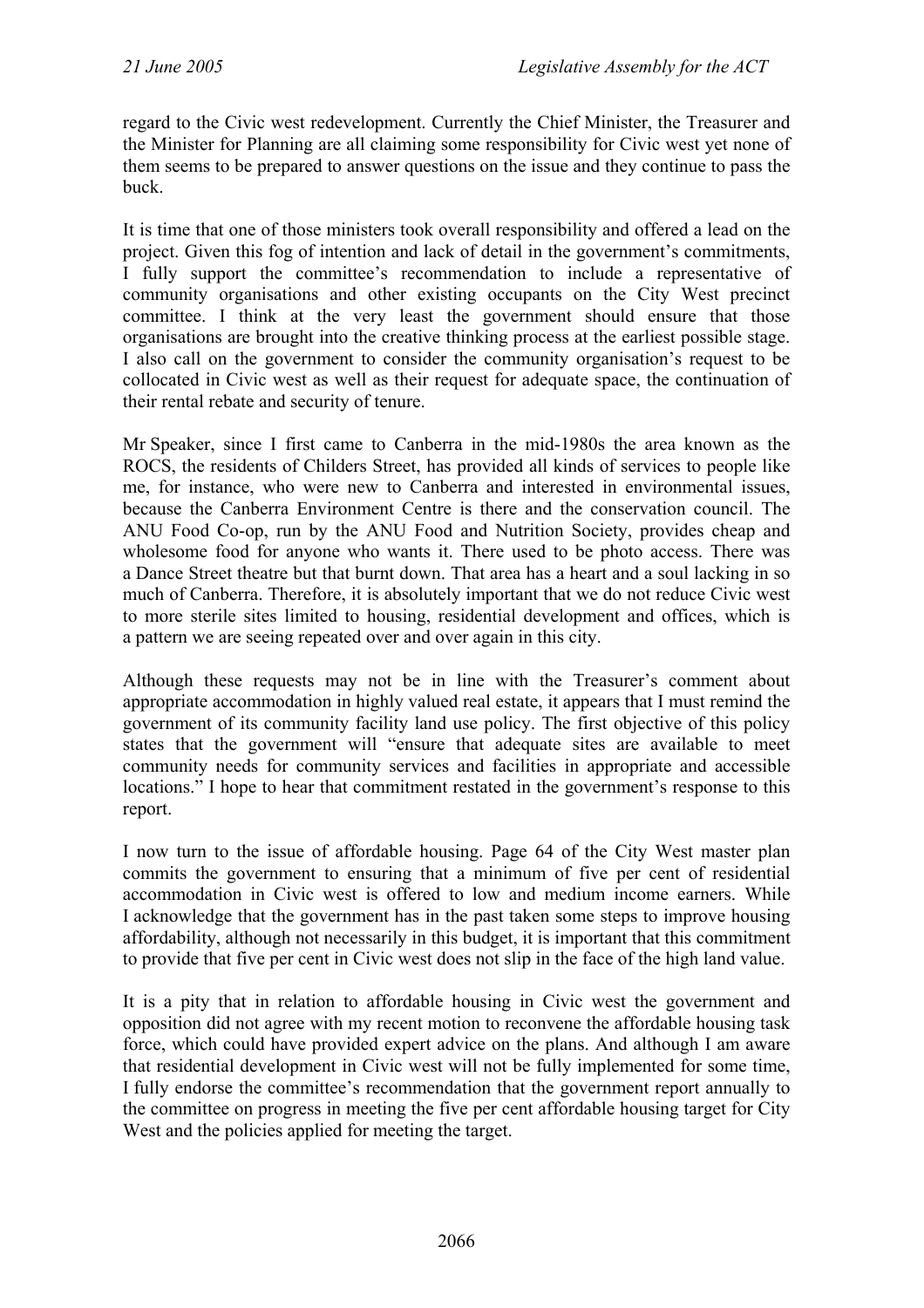regard to the Civic west redevelopment. Currently the Chief Minister, the Treasurer and the Minister for Planning are all claiming some responsibility for Civic west yet none of them seems to be prepared to answer questions on the issue and they continue to pass the buck.

It is time that one of those ministers took overall responsibility and offered a lead on the project. Given this fog of intention and lack of detail in the government's commitments, I fully support the committee's recommendation to include a representative of community organisations and other existing occupants on the City West precinct committee. I think at the very least the government should ensure that those organisations are brought into the creative thinking process at the earliest possible stage. I also call on the government to consider the community organisation's request to be collocated in Civic west as well as their request for adequate space, the continuation of their rental rebate and security of tenure.

Mr Speaker, since I first came to Canberra in the mid-1980s the area known as the ROCS, the residents of Childers Street, has provided all kinds of services to people like me, for instance, who were new to Canberra and interested in environmental issues, because the Canberra Environment Centre is there and the conservation council. The ANU Food Co-op, run by the ANU Food and Nutrition Society, provides cheap and wholesome food for anyone who wants it. There used to be photo access. There was a Dance Street theatre but that burnt down. That area has a heart and a soul lacking in so much of Canberra. Therefore, it is absolutely important that we do not reduce Civic west to more sterile sites limited to housing, residential development and offices, which is a pattern we are seeing repeated over and over again in this city.

Although these requests may not be in line with the Treasurer's comment about appropriate accommodation in highly valued real estate, it appears that I must remind the government of its community facility land use policy. The first objective of this policy states that the government will "ensure that adequate sites are available to meet community needs for community services and facilities in appropriate and accessible locations." I hope to hear that commitment restated in the government's response to this report.

I now turn to the issue of affordable housing. Page 64 of the City West master plan commits the government to ensuring that a minimum of five per cent of residential accommodation in Civic west is offered to low and medium income earners. While I acknowledge that the government has in the past taken some steps to improve housing affordability, although not necessarily in this budget, it is important that this commitment to provide that five per cent in Civic west does not slip in the face of the high land value.

It is a pity that in relation to affordable housing in Civic west the government and opposition did not agree with my recent motion to reconvene the affordable housing task force, which could have provided expert advice on the plans. And although I am aware that residential development in Civic west will not be fully implemented for some time, I fully endorse the committee's recommendation that the government report annually to the committee on progress in meeting the five per cent affordable housing target for City West and the policies applied for meeting the target.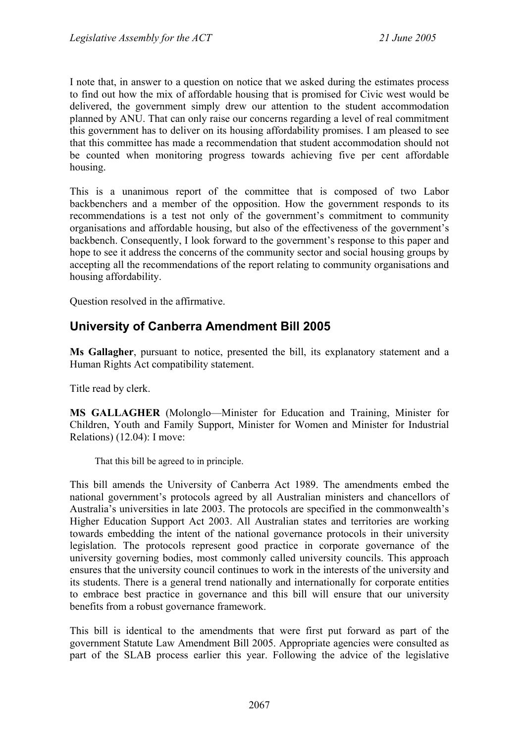I note that, in answer to a question on notice that we asked during the estimates process to find out how the mix of affordable housing that is promised for Civic west would be delivered, the government simply drew our attention to the student accommodation planned by ANU. That can only raise our concerns regarding a level of real commitment this government has to deliver on its housing affordability promises. I am pleased to see that this committee has made a recommendation that student accommodation should not be counted when monitoring progress towards achieving five per cent affordable housing.

This is a unanimous report of the committee that is composed of two Labor backbenchers and a member of the opposition. How the government responds to its recommendations is a test not only of the government's commitment to community organisations and affordable housing, but also of the effectiveness of the government's backbench. Consequently, I look forward to the government's response to this paper and hope to see it address the concerns of the community sector and social housing groups by accepting all the recommendations of the report relating to community organisations and housing affordability.

Question resolved in the affirmative.

## University of Canberra Amendment Bill 2005

**Ms Gallagher**, pursuant to notice, presented the bill, its explanatory statement and a Human Rights Act compatibility statement.

Title read by clerk.

**MS GALLAGHER** (Molonglo—Minister for Education and Training, Minister for Children, Youth and Family Support, Minister for Women and Minister for Industrial Relations) (12.04): I move:

> That this bill be agreed to in principle.

This bill amends the University of Canberra Act 1989. The amendments embed the national government's protocols agreed by all Australian ministers and chancellors of Australia's universities in late 2003. The protocols are specified in the commonwealth's Higher Education Support Act 2003. All Australian states and territories are working towards embedding the intent of the national governance protocols in their university legislation. The protocols represent good practice in corporate governance of the university governing bodies, most commonly called university councils. This approach ensures that the university council continues to work in the interests of the university and its students. There is a general trend nationally and internationally for corporate entities to embrace best practice in governance and this bill will ensure that our university benefits from a robust governance framework.

This bill is identical to the amendments that were first put forward as part of the government Statute Law Amendment Bill 2005. Appropriate agencies were consulted as part of the SLAB process earlier this year. Following the advice of the legislative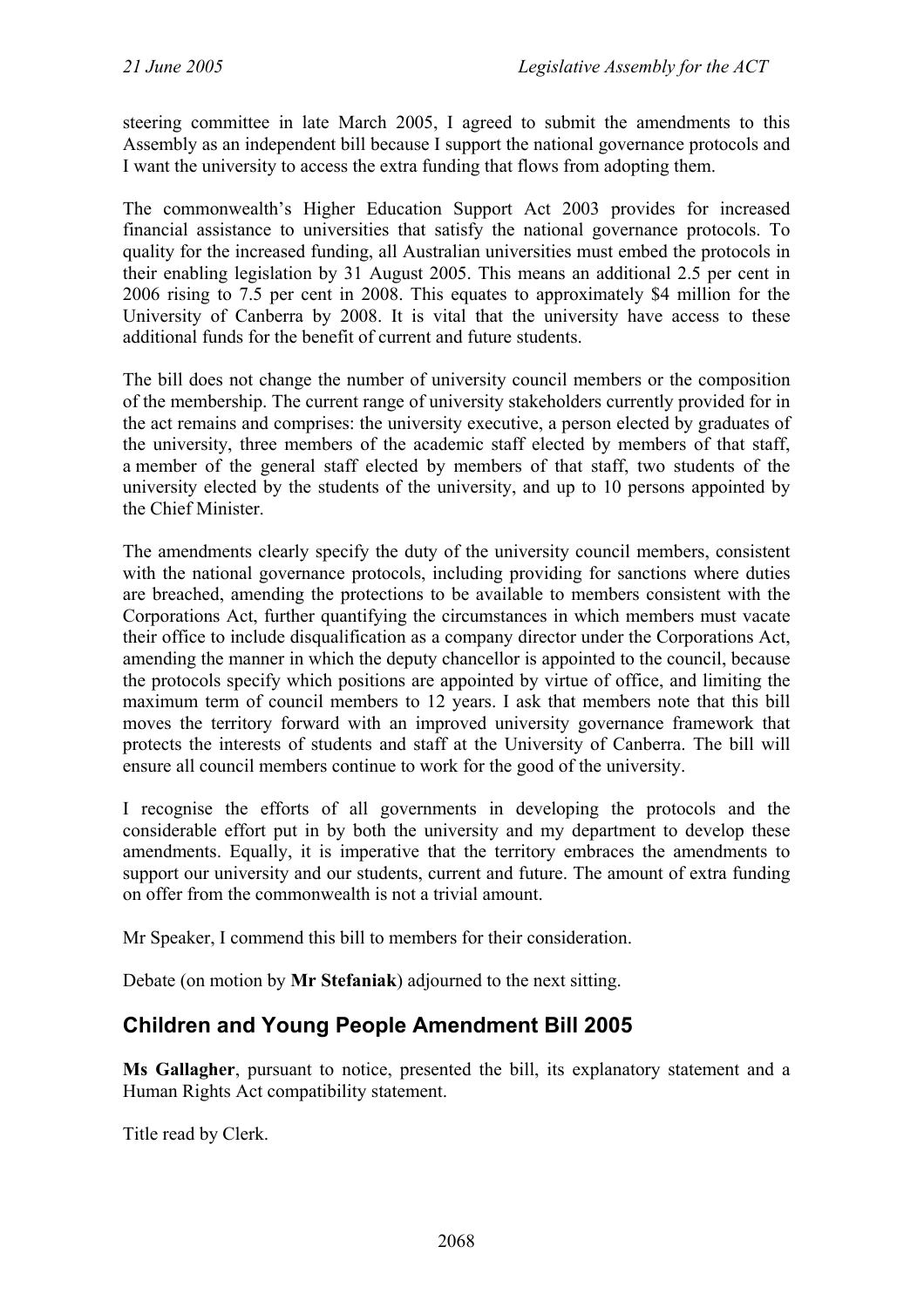steering committee in late March 2005, I agreed to submit the amendments to this Assembly as an independent bill because I support the national governance protocols and I want the university to access the extra funding that flows from adopting them.

The commonwealth's Higher Education Support Act 2003 provides for increased financial assistance to universities that satisfy the national governance protocols. To quality for the increased funding, all Australian universities must embed the protocols in their enabling legislation by 31 August 2005. This means an additional 2.5 per cent in 2006 rising to 7.5 per cent in 2008. This equates to approximately $4 million for the University of Canberra by 2008. It is vital that the university have access to these additional funds for the benefit of current and future students.

The bill does not change the number of university council members or the composition of the membership. The current range of university stakeholders currently provided for in the act remains and comprises: the university executive, a person elected by graduates of the university, three members of the academic staff elected by members of that staff, a member of the general staff elected by members of that staff, two students of the university elected by the students of the university, and up to 10 persons appointed by the Chief Minister.

The amendments clearly specify the duty of the university council members, consistent with the national governance protocols, including providing for sanctions where duties are breached, amending the protections to be available to members consistent with the Corporations Act, further quantifying the circumstances in which members must vacate their office to include disqualification as a company director under the Corporations Act, amending the manner in which the deputy chancellor is appointed to the council, because the protocols specify which positions are appointed by virtue of office, and limiting the maximum term of council members to 12 years. I ask that members note that this bill moves the territory forward with an improved university governance framework that protects the interests of students and staff at the University of Canberra. The bill will ensure all council members continue to work for the good of the university.

I recognise the efforts of all governments in developing the protocols and the considerable effort put in by both the university and my department to develop these amendments. Equally, it is imperative that the territory embraces the amendments to support our university and our students, current and future. The amount of extra funding on offer from the commonwealth is not a trivial amount.

Mr Speaker, I commend this bill to members for their consideration.

Debate (on motion by **Mr Stefaniak**) adjourned to the next sitting.

## Children and Young People Amendment Bill 2005

**Ms Gallagher**, pursuant to notice, presented the bill, its explanatory statement and a Human Rights Act compatibility statement.

Title read by Clerk.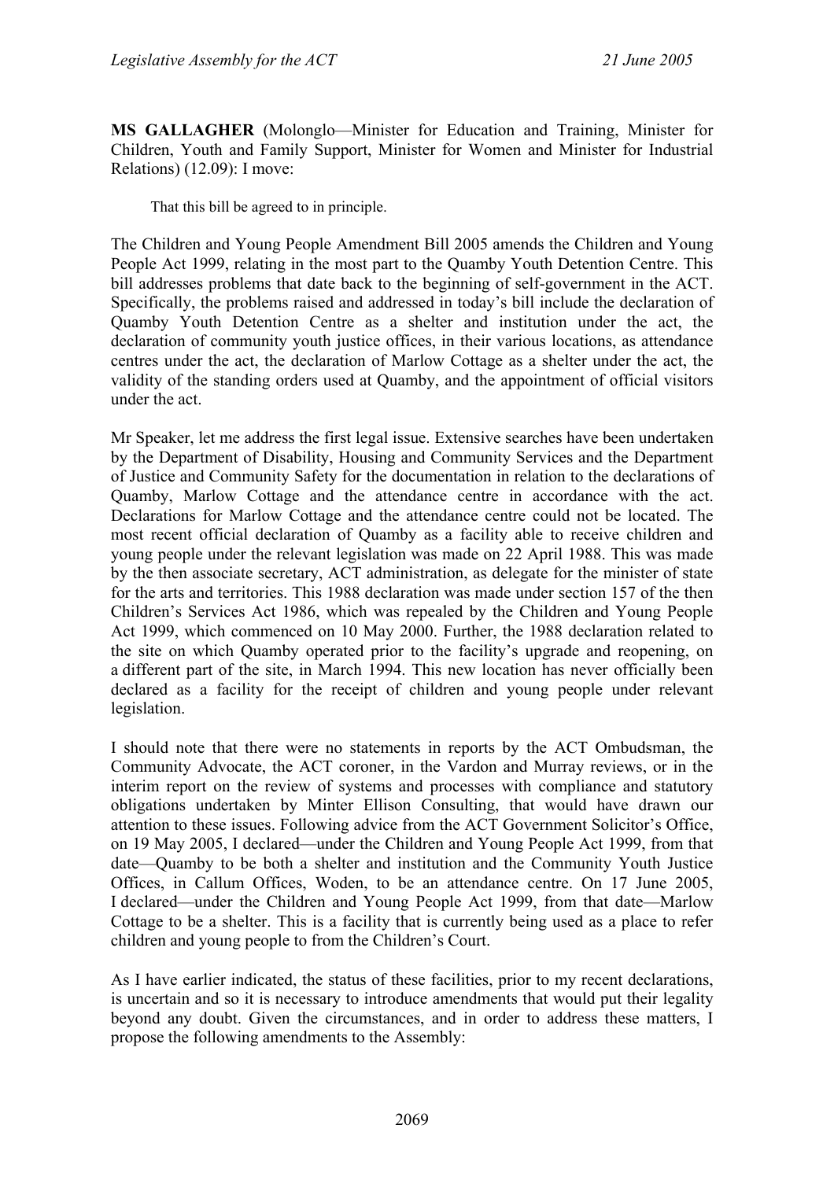**MS GALLAGHER** (Molonglo—Minister for Education and Training, Minister for Children, Youth and Family Support, Minister for Women and Minister for Industrial Relations) (12.09): I move:

> That this bill be agreed to in principle.

The Children and Young People Amendment Bill 2005 amends the Children and Young People Act 1999, relating in the most part to the Quamby Youth Detention Centre. This bill addresses problems that date back to the beginning of self-government in the ACT. Specifically, the problems raised and addressed in today's bill include the declaration of Quamby Youth Detention Centre as a shelter and institution under the act, the declaration of community youth justice offices, in their various locations, as attendance centres under the act, the declaration of Marlow Cottage as a shelter under the act, the validity of the standing orders used at Quamby, and the appointment of official visitors under the act.

Mr Speaker, let me address the first legal issue. Extensive searches have been undertaken by the Department of Disability, Housing and Community Services and the Department of Justice and Community Safety for the documentation in relation to the declarations of Quamby, Marlow Cottage and the attendance centre in accordance with the act. Declarations for Marlow Cottage and the attendance centre could not be located. The most recent official declaration of Quamby as a facility able to receive children and young people under the relevant legislation was made on 22 April 1988. This was made by the then associate secretary, ACT administration, as delegate for the minister of state for the arts and territories. This 1988 declaration was made under section 157 of the then Children's Services Act 1986, which was repealed by the Children and Young People Act 1999, which commenced on 10 May 2000. Further, the 1988 declaration related to the site on which Quamby operated prior to the facility's upgrade and reopening, on a different part of the site, in March 1994. This new location has never officially been declared as a facility for the receipt of children and young people under relevant legislation.

I should note that there were no statements in reports by the ACT Ombudsman, the Community Advocate, the ACT coroner, in the Vardon and Murray reviews, or in the interim report on the review of systems and processes with compliance and statutory obligations undertaken by Minter Ellison Consulting, that would have drawn our attention to these issues. Following advice from the ACT Government Solicitor's Office, on 19 May 2005, I declared—under the Children and Young People Act 1999, from that date—Quamby to be both a shelter and institution and the Community Youth Justice Offices, in Callum Offices, Woden, to be an attendance centre. On 17 June 2005, I declared—under the Children and Young People Act 1999, from that date—Marlow Cottage to be a shelter. This is a facility that is currently being used as a place to refer children and young people to from the Children's Court.

As I have earlier indicated, the status of these facilities, prior to my recent declarations, is uncertain and so it is necessary to introduce amendments that would put their legality beyond any doubt. Given the circumstances, and in order to address these matters, I propose the following amendments to the Assembly: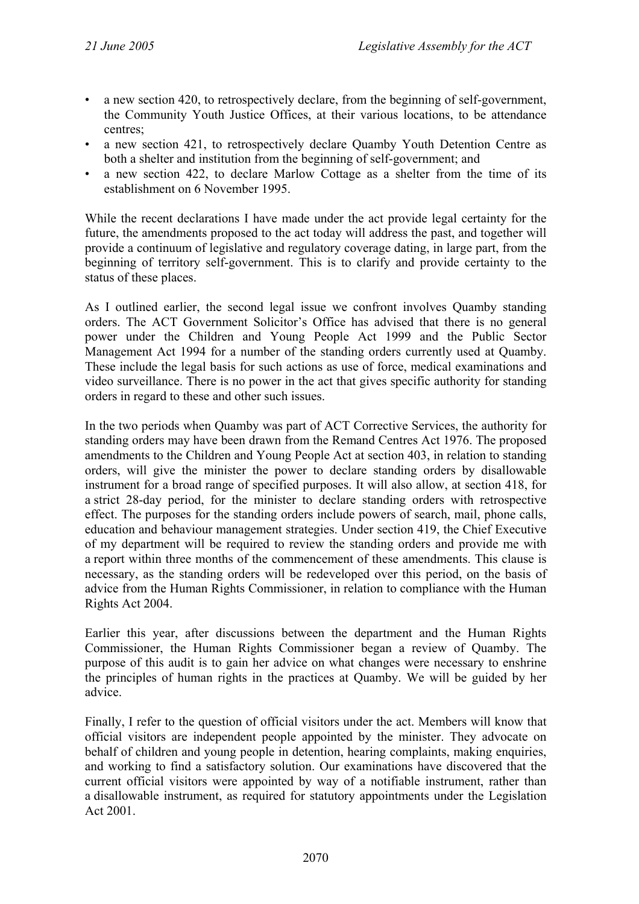- a new section 420, to retrospectively declare, from the beginning of self-government, the Community Youth Justice Offices, at their various locations, to be attendance centres;
- a new section 421, to retrospectively declare Quamby Youth Detention Centre as both a shelter and institution from the beginning of self-government; and
- a new section 422, to declare Marlow Cottage as a shelter from the time of its establishment on 6 November 1995.

While the recent declarations I have made under the act provide legal certainty for the future, the amendments proposed to the act today will address the past, and together will provide a continuum of legislative and regulatory coverage dating, in large part, from the beginning of territory self-government. This is to clarify and provide certainty to the status of these places.

As I outlined earlier, the second legal issue we confront involves Quamby standing orders. The ACT Government Solicitor's Office has advised that there is no general power under the Children and Young People Act 1999 and the Public Sector Management Act 1994 for a number of the standing orders currently used at Quamby. These include the legal basis for such actions as use of force, medical examinations and video surveillance. There is no power in the act that gives specific authority for standing orders in regard to these and other such issues.

In the two periods when Quamby was part of ACT Corrective Services, the authority for standing orders may have been drawn from the Remand Centres Act 1976. The proposed amendments to the Children and Young People Act at section 403, in relation to standing orders, will give the minister the power to declare standing orders by disallowable instrument for a broad range of specified purposes. It will also allow, at section 418, for a strict 28-day period, for the minister to declare standing orders with retrospective effect. The purposes for the standing orders include powers of search, mail, phone calls, education and behaviour management strategies. Under section 419, the Chief Executive of my department will be required to review the standing orders and provide me with a report within three months of the commencement of these amendments. This clause is necessary, as the standing orders will be redeveloped over this period, on the basis of advice from the Human Rights Commissioner, in relation to compliance with the Human Rights Act 2004.

Earlier this year, after discussions between the department and the Human Rights Commissioner, the Human Rights Commissioner began a review of Quamby. The purpose of this audit is to gain her advice on what changes were necessary to enshrine the principles of human rights in the practices at Quamby. We will be guided by her advice.

Finally, I refer to the question of official visitors under the act. Members will know that official visitors are independent people appointed by the minister. They advocate on behalf of children and young people in detention, hearing complaints, making enquiries, and working to find a satisfactory solution. Our examinations have discovered that the current official visitors were appointed by way of a notifiable instrument, rather than a disallowable instrument, as required for statutory appointments under the Legislation Act 2001.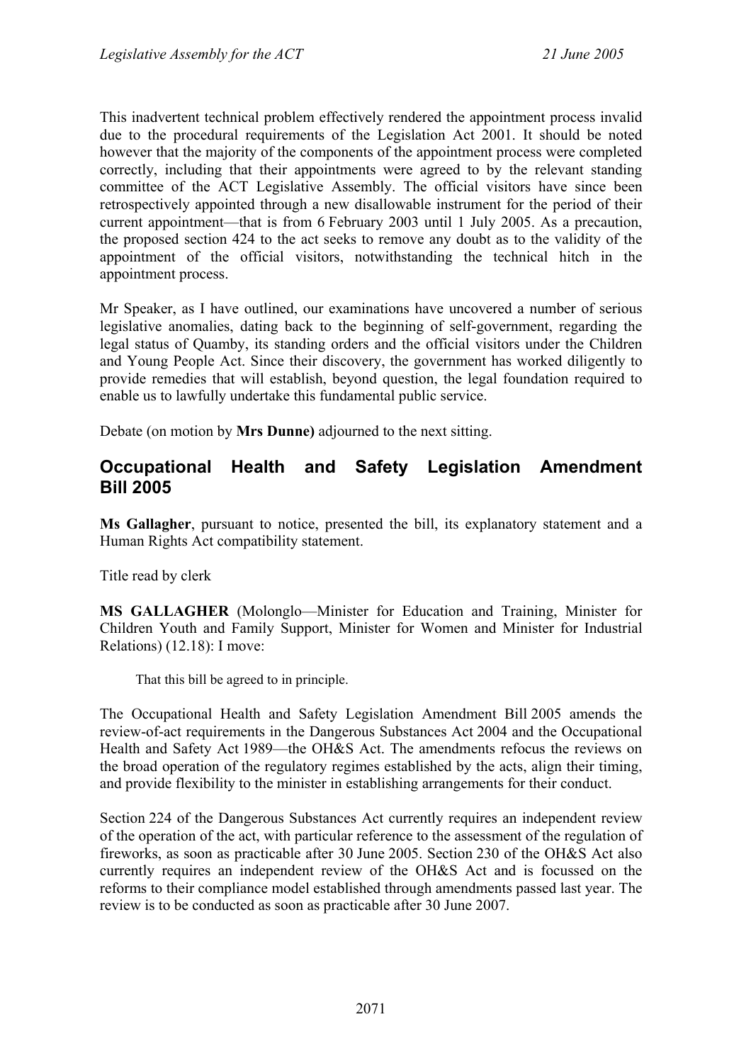This inadvertent technical problem effectively rendered the appointment process invalid due to the procedural requirements of the Legislation Act 2001. It should be noted however that the majority of the components of the appointment process were completed correctly, including that their appointments were agreed to by the relevant standing committee of the ACT Legislative Assembly. The official visitors have since been retrospectively appointed through a new disallowable instrument for the period of their current appointment—that is from 6 February 2003 until 1 July 2005. As a precaution, the proposed section 424 to the act seeks to remove any doubt as to the validity of the appointment of the official visitors, notwithstanding the technical hitch in the appointment process.

Mr Speaker, as I have outlined, our examinations have uncovered a number of serious legislative anomalies, dating back to the beginning of self-government, regarding the legal status of Quamby, its standing orders and the official visitors under the Children and Young People Act. Since their discovery, the government has worked diligently to provide remedies that will establish, beyond question, the legal foundation required to enable us to lawfully undertake this fundamental public service.

Debate (on motion by **Mrs Dunne)** adjourned to the next sitting.

## Occupational Health and Safety Legislation Amendment Bill 2005

**Ms Gallagher**, pursuant to notice, presented the bill, its explanatory statement and a Human Rights Act compatibility statement.

Title read by clerk

**MS GALLAGHER** (Molonglo—Minister for Education and Training, Minister for Children Youth and Family Support, Minister for Women and Minister for Industrial Relations) (12.18): I move:

> That this bill be agreed to in principle.

The Occupational Health and Safety Legislation Amendment Bill 2005 amends the review-of-act requirements in the Dangerous Substances Act 2004 and the Occupational Health and Safety Act 1989—the OH&S Act. The amendments refocus the reviews on the broad operation of the regulatory regimes established by the acts, align their timing, and provide flexibility to the minister in establishing arrangements for their conduct.

Section 224 of the Dangerous Substances Act currently requires an independent review of the operation of the act, with particular reference to the assessment of the regulation of fireworks, as soon as practicable after 30 June 2005. Section 230 of the OH&S Act also currently requires an independent review of the OH&S Act and is focussed on the reforms to their compliance model established through amendments passed last year. The review is to be conducted as soon as practicable after 30 June 2007.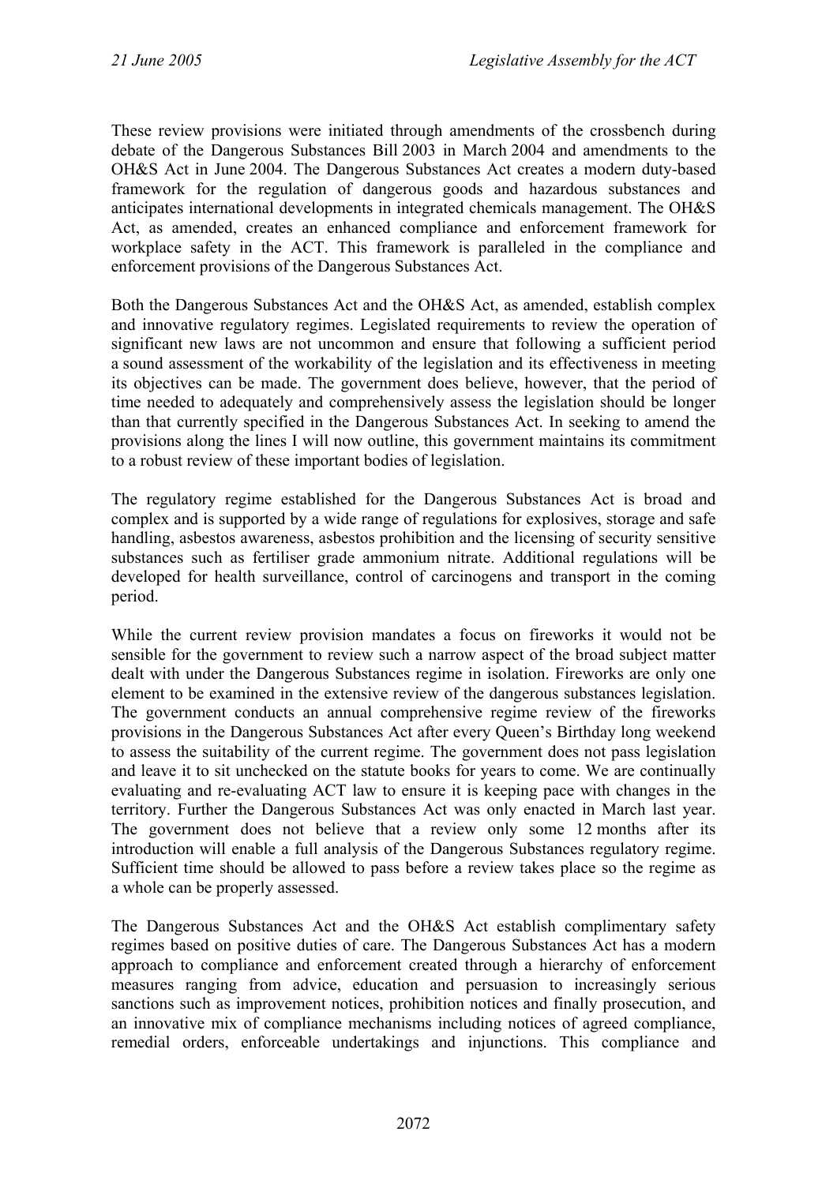These review provisions were initiated through amendments of the crossbench during debate of the Dangerous Substances Bill 2003 in March 2004 and amendments to the OH&S Act in June 2004. The Dangerous Substances Act creates a modern duty-based framework for the regulation of dangerous goods and hazardous substances and anticipates international developments in integrated chemicals management. The OH&S Act, as amended, creates an enhanced compliance and enforcement framework for workplace safety in the ACT. This framework is paralleled in the compliance and enforcement provisions of the Dangerous Substances Act.

Both the Dangerous Substances Act and the OH&S Act, as amended, establish complex and innovative regulatory regimes. Legislated requirements to review the operation of significant new laws are not uncommon and ensure that following a sufficient period a sound assessment of the workability of the legislation and its effectiveness in meeting its objectives can be made. The government does believe, however, that the period of time needed to adequately and comprehensively assess the legislation should be longer than that currently specified in the Dangerous Substances Act. In seeking to amend the provisions along the lines I will now outline, this government maintains its commitment to a robust review of these important bodies of legislation.

The regulatory regime established for the Dangerous Substances Act is broad and complex and is supported by a wide range of regulations for explosives, storage and safe handling, asbestos awareness, asbestos prohibition and the licensing of security sensitive substances such as fertiliser grade ammonium nitrate. Additional regulations will be developed for health surveillance, control of carcinogens and transport in the coming period.

While the current review provision mandates a focus on fireworks it would not be sensible for the government to review such a narrow aspect of the broad subject matter dealt with under the Dangerous Substances regime in isolation. Fireworks are only one element to be examined in the extensive review of the dangerous substances legislation. The government conducts an annual comprehensive regime review of the fireworks provisions in the Dangerous Substances Act after every Queen's Birthday long weekend to assess the suitability of the current regime. The government does not pass legislation and leave it to sit unchecked on the statute books for years to come. We are continually evaluating and re-evaluating ACT law to ensure it is keeping pace with changes in the territory. Further the Dangerous Substances Act was only enacted in March last year. The government does not believe that a review only some 12 months after its introduction will enable a full analysis of the Dangerous Substances regulatory regime. Sufficient time should be allowed to pass before a review takes place so the regime as a whole can be properly assessed.

The Dangerous Substances Act and the OH&S Act establish complimentary safety regimes based on positive duties of care. The Dangerous Substances Act has a modern approach to compliance and enforcement created through a hierarchy of enforcement measures ranging from advice, education and persuasion to increasingly serious sanctions such as improvement notices, prohibition notices and finally prosecution, and an innovative mix of compliance mechanisms including notices of agreed compliance, remedial orders, enforceable undertakings and injunctions. This compliance and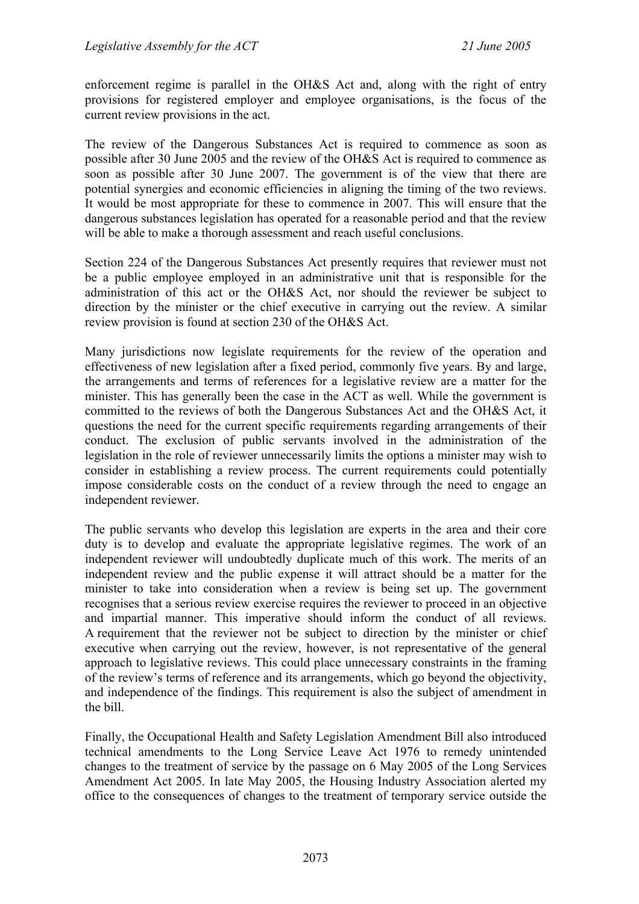enforcement regime is parallel in the OH&S Act and, along with the right of entry provisions for registered employer and employee organisations, is the focus of the current review provisions in the act.

The review of the Dangerous Substances Act is required to commence as soon as possible after 30 June 2005 and the review of the OH&S Act is required to commence as soon as possible after 30 June 2007. The government is of the view that there are potential synergies and economic efficiencies in aligning the timing of the two reviews. It would be most appropriate for these to commence in 2007. This will ensure that the dangerous substances legislation has operated for a reasonable period and that the review will be able to make a thorough assessment and reach useful conclusions.

Section 224 of the Dangerous Substances Act presently requires that reviewer must not be a public employee employed in an administrative unit that is responsible for the administration of this act or the OH&S Act, nor should the reviewer be subject to direction by the minister or the chief executive in carrying out the review. A similar review provision is found at section 230 of the OH&S Act.

Many jurisdictions now legislate requirements for the review of the operation and effectiveness of new legislation after a fixed period, commonly five years. By and large, the arrangements and terms of references for a legislative review are a matter for the minister. This has generally been the case in the ACT as well. While the government is committed to the reviews of both the Dangerous Substances Act and the OH&S Act, it questions the need for the current specific requirements regarding arrangements of their conduct. The exclusion of public servants involved in the administration of the legislation in the role of reviewer unnecessarily limits the options a minister may wish to consider in establishing a review process. The current requirements could potentially impose considerable costs on the conduct of a review through the need to engage an independent reviewer.

The public servants who develop this legislation are experts in the area and their core duty is to develop and evaluate the appropriate legislative regimes. The work of an independent reviewer will undoubtedly duplicate much of this work. The merits of an independent review and the public expense it will attract should be a matter for the minister to take into consideration when a review is being set up. The government recognises that a serious review exercise requires the reviewer to proceed in an objective and impartial manner. This imperative should inform the conduct of all reviews. A requirement that the reviewer not be subject to direction by the minister or chief executive when carrying out the review, however, is not representative of the general approach to legislative reviews. This could place unnecessary constraints in the framing of the review's terms of reference and its arrangements, which go beyond the objectivity, and independence of the findings. This requirement is also the subject of amendment in the bill.

Finally, the Occupational Health and Safety Legislation Amendment Bill also introduced technical amendments to the Long Service Leave Act 1976 to remedy unintended changes to the treatment of service by the passage on 6 May 2005 of the Long Services Amendment Act 2005. In late May 2005, the Housing Industry Association alerted my office to the consequences of changes to the treatment of temporary service outside the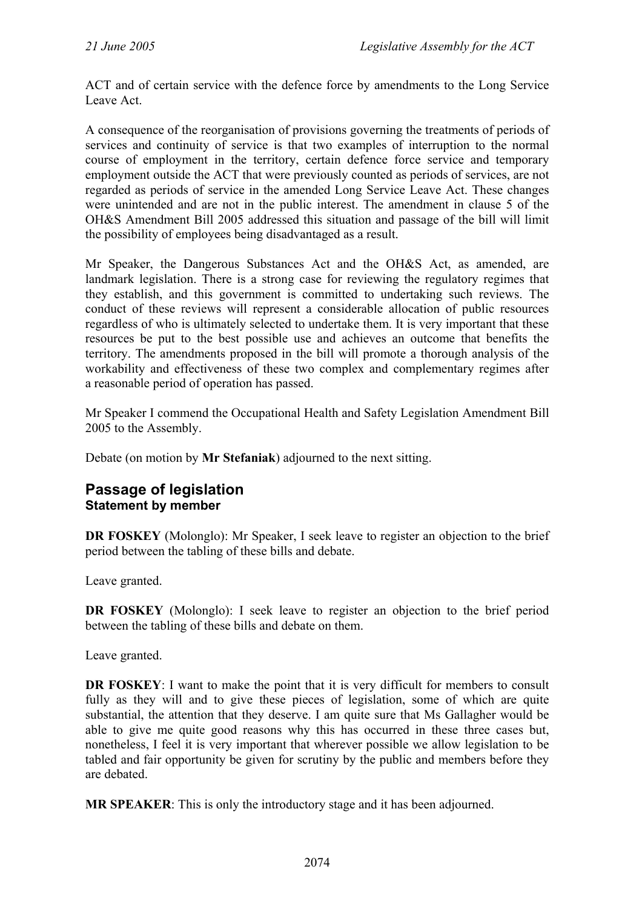ACT and of certain service with the defence force by amendments to the Long Service Leave Act.

A consequence of the reorganisation of provisions governing the treatments of periods of services and continuity of service is that two examples of interruption to the normal course of employment in the territory, certain defence force service and temporary employment outside the ACT that were previously counted as periods of services, are not regarded as periods of service in the amended Long Service Leave Act. These changes were unintended and are not in the public interest. The amendment in clause 5 of the OH&S Amendment Bill 2005 addressed this situation and passage of the bill will limit the possibility of employees being disadvantaged as a result.

Mr Speaker, the Dangerous Substances Act and the OH&S Act, as amended, are landmark legislation. There is a strong case for reviewing the regulatory regimes that they establish, and this government is committed to undertaking such reviews. The conduct of these reviews will represent a considerable allocation of public resources regardless of who is ultimately selected to undertake them. It is very important that these resources be put to the best possible use and achieves an outcome that benefits the territory. The amendments proposed in the bill will promote a thorough analysis of the workability and effectiveness of these two complex and complementary regimes after a reasonable period of operation has passed.

Mr Speaker I commend the Occupational Health and Safety Legislation Amendment Bill 2005 to the Assembly.

Debate (on motion by **Mr Stefaniak**) adjourned to the next sitting.

## Passage of legislation
### Statement by member

**DR FOSKEY** (Molonglo): Mr Speaker, I seek leave to register an objection to the brief period between the tabling of these bills and debate.

Leave granted.

**DR FOSKEY** (Molonglo): I seek leave to register an objection to the brief period between the tabling of these bills and debate on them.

Leave granted.

**DR FOSKEY**: I want to make the point that it is very difficult for members to consult fully as they will and to give these pieces of legislation, some of which are quite substantial, the attention that they deserve. I am quite sure that Ms Gallagher would be able to give me quite good reasons why this has occurred in these three cases but, nonetheless, I feel it is very important that wherever possible we allow legislation to be tabled and fair opportunity be given for scrutiny by the public and members before they are debated.

**MR SPEAKER**: This is only the introductory stage and it has been adjourned.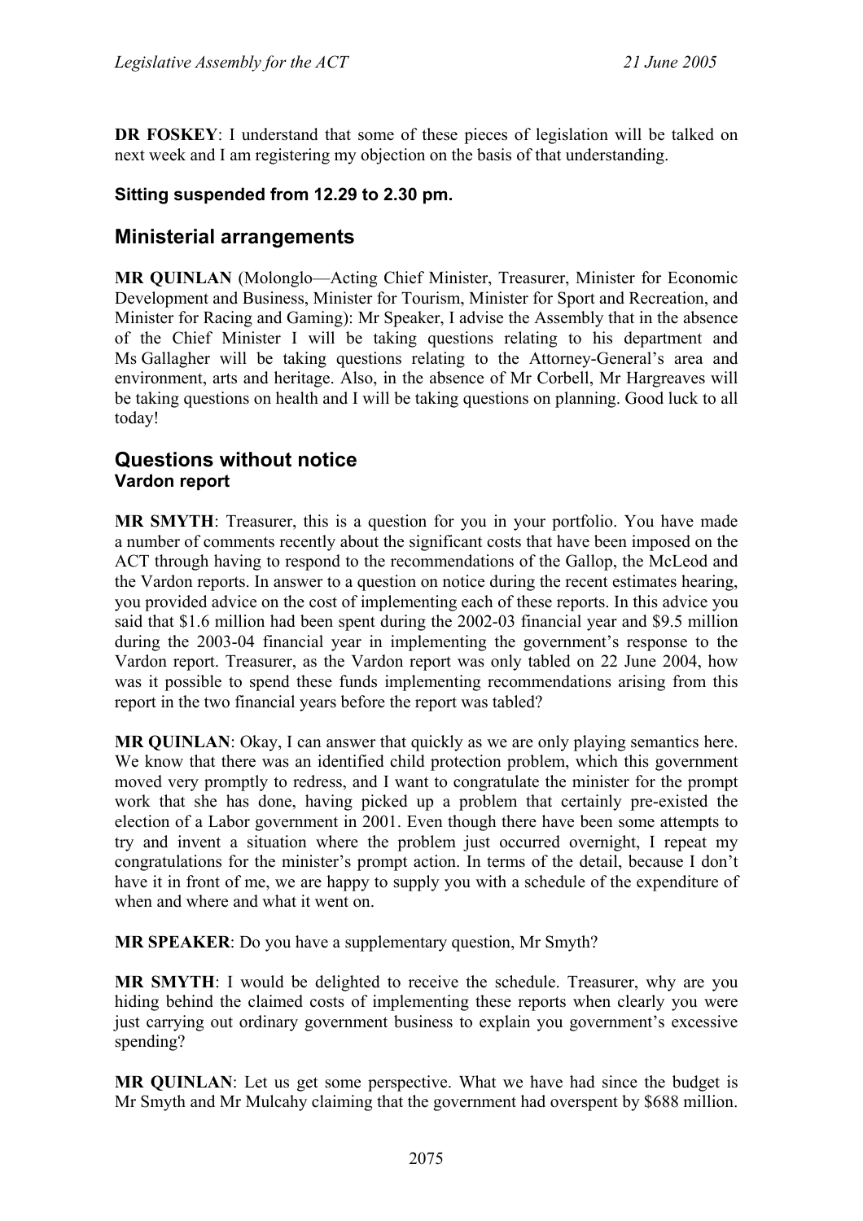**DR FOSKEY**: I understand that some of these pieces of legislation will be talked on next week and I am registering my objection on the basis of that understanding.

**Sitting suspended from 12.29 to 2.30 pm.**

## Ministerial arrangements

**MR QUINLAN** (Molonglo—Acting Chief Minister, Treasurer, Minister for Economic Development and Business, Minister for Tourism, Minister for Sport and Recreation, and Minister for Racing and Gaming): Mr Speaker, I advise the Assembly that in the absence of the Chief Minister I will be taking questions relating to his department and Ms Gallagher will be taking questions relating to the Attorney-General's area and environment, arts and heritage. Also, in the absence of Mr Corbell, Mr Hargreaves will be taking questions on health and I will be taking questions on planning. Good luck to all today!

## Questions without notice
### Vardon report

**MR SMYTH**: Treasurer, this is a question for you in your portfolio. You have made a number of comments recently about the significant costs that have been imposed on the ACT through having to respond to the recommendations of the Gallop, the McLeod and the Vardon reports. In answer to a question on notice during the recent estimates hearing, you provided advice on the cost of implementing each of these reports. In this advice you said that $1.6 million had been spent during the 2002-03 financial year and $9.5 million during the 2003-04 financial year in implementing the government's response to the Vardon report. Treasurer, as the Vardon report was only tabled on 22 June 2004, how was it possible to spend these funds implementing recommendations arising from this report in the two financial years before the report was tabled?

**MR QUINLAN**: Okay, I can answer that quickly as we are only playing semantics here. We know that there was an identified child protection problem, which this government moved very promptly to redress, and I want to congratulate the minister for the prompt work that she has done, having picked up a problem that certainly pre-existed the election of a Labor government in 2001. Even though there have been some attempts to try and invent a situation where the problem just occurred overnight, I repeat my congratulations for the minister's prompt action. In terms of the detail, because I don't have it in front of me, we are happy to supply you with a schedule of the expenditure of when and where and what it went on.

**MR SPEAKER**: Do you have a supplementary question, Mr Smyth?

**MR SMYTH**: I would be delighted to receive the schedule. Treasurer, why are you hiding behind the claimed costs of implementing these reports when clearly you were just carrying out ordinary government business to explain you government's excessive spending?

**MR QUINLAN**: Let us get some perspective. What we have had since the budget is Mr Smyth and Mr Mulcahy claiming that the government had overspent by $688 million.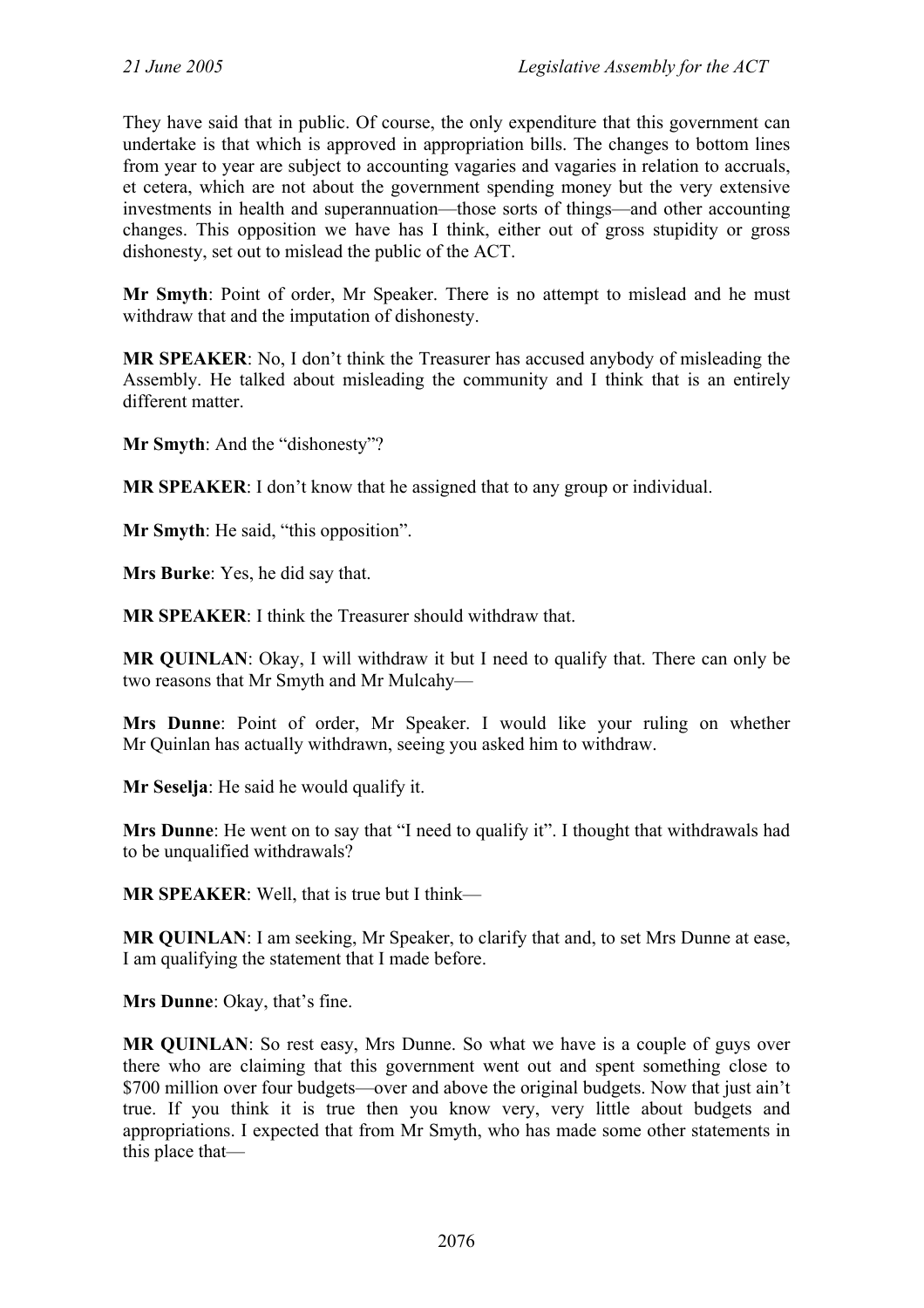They have said that in public. Of course, the only expenditure that this government can undertake is that which is approved in appropriation bills. The changes to bottom lines from year to year are subject to accounting vagaries and vagaries in relation to accruals, et cetera, which are not about the government spending money but the very extensive investments in health and superannuation—those sorts of things—and other accounting changes. This opposition we have has I think, either out of gross stupidity or gross dishonesty, set out to mislead the public of the ACT.

**Mr Smyth**: Point of order, Mr Speaker. There is no attempt to mislead and he must withdraw that and the imputation of dishonesty.

**MR SPEAKER**: No, I don't think the Treasurer has accused anybody of misleading the Assembly. He talked about misleading the community and I think that is an entirely different matter.

**Mr Smyth**: And the "dishonesty"?

**MR SPEAKER**: I don't know that he assigned that to any group or individual.

**Mr Smyth**: He said, "this opposition".

**Mrs Burke**: Yes, he did say that.

**MR SPEAKER**: I think the Treasurer should withdraw that.

**MR QUINLAN**: Okay, I will withdraw it but I need to qualify that. There can only be two reasons that Mr Smyth and Mr Mulcahy—

**Mrs Dunne**: Point of order, Mr Speaker. I would like your ruling on whether Mr Quinlan has actually withdrawn, seeing you asked him to withdraw.

**Mr Seselja**: He said he would qualify it.

**Mrs Dunne**: He went on to say that "I need to qualify it". I thought that withdrawals had to be unqualified withdrawals?

**MR SPEAKER**: Well, that is true but I think—

**MR QUINLAN**: I am seeking, Mr Speaker, to clarify that and, to set Mrs Dunne at ease, I am qualifying the statement that I made before.

**Mrs Dunne**: Okay, that's fine.

**MR QUINLAN**: So rest easy, Mrs Dunne. So what we have is a couple of guys over there who are claiming that this government went out and spent something close to $700 million over four budgets—over and above the original budgets. Now that just ain't true. If you think it is true then you know very, very little about budgets and appropriations. I expected that from Mr Smyth, who has made some other statements in this place that—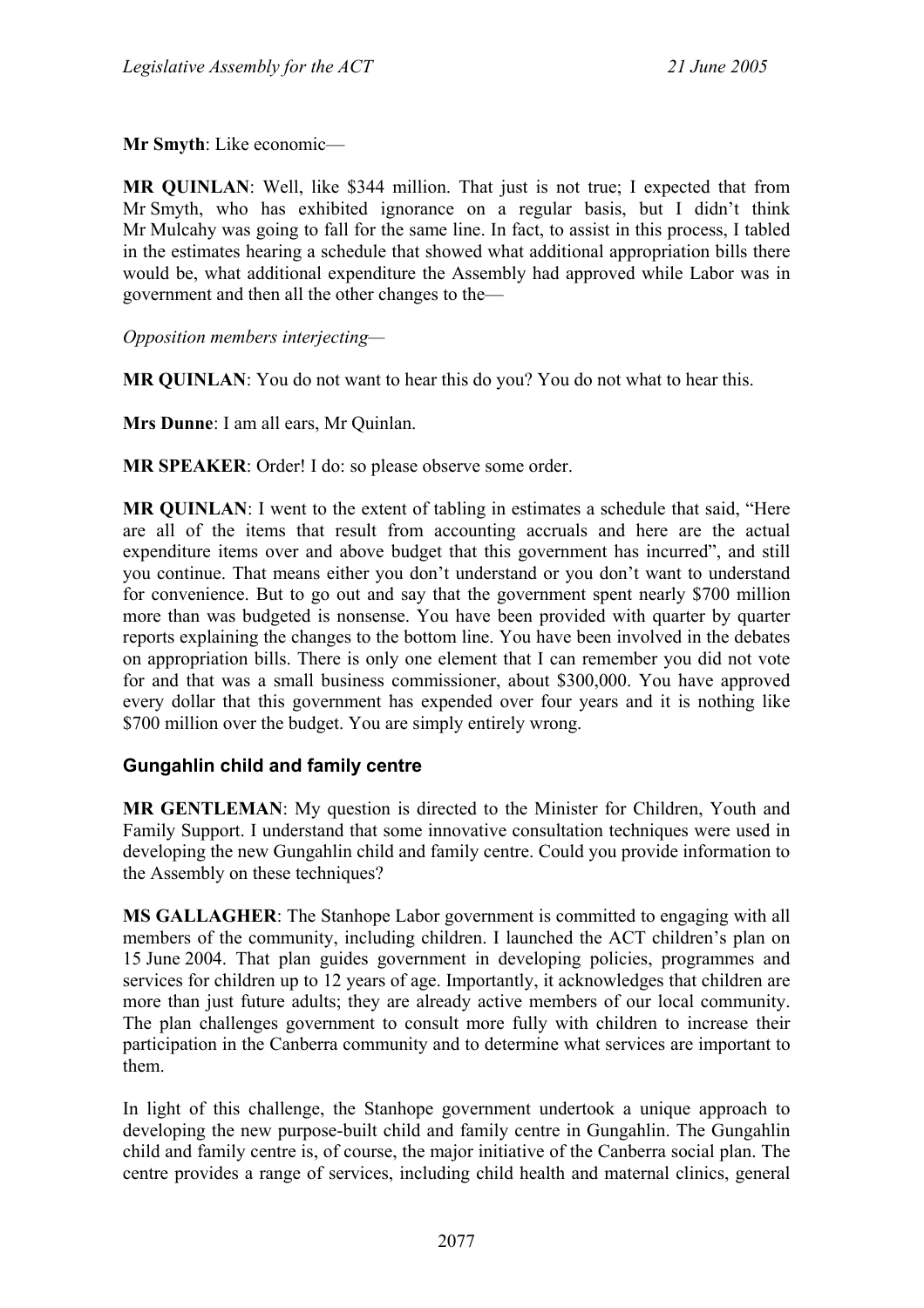**Mr Smyth**: Like economic—

**MR QUINLAN**: Well, like $344 million. That just is not true; I expected that from Mr Smyth, who has exhibited ignorance on a regular basis, but I didn't think Mr Mulcahy was going to fall for the same line. In fact, to assist in this process, I tabled in the estimates hearing a schedule that showed what additional appropriation bills there would be, what additional expenditure the Assembly had approved while Labor was in government and then all the other changes to the—

*Opposition members interjecting*—

**MR QUINLAN**: You do not want to hear this do you? You do not what to hear this.

**Mrs Dunne**: I am all ears, Mr Quinlan.

**MR SPEAKER**: Order! I do: so please observe some order.

**MR QUINLAN**: I went to the extent of tabling in estimates a schedule that said, "Here are all of the items that result from accounting accruals and here are the actual expenditure items over and above budget that this government has incurred", and still you continue. That means either you don't understand or you don't want to understand for convenience. But to go out and say that the government spent nearly $700 million more than was budgeted is nonsense. You have been provided with quarter by quarter reports explaining the changes to the bottom line. You have been involved in the debates on appropriation bills. There is only one element that I can remember you did not vote for and that was a small business commissioner, about $300,000. You have approved every dollar that this government has expended over four years and it is nothing like $700 million over the budget. You are simply entirely wrong.

### Gungahlin child and family centre

**MR GENTLEMAN**: My question is directed to the Minister for Children, Youth and Family Support. I understand that some innovative consultation techniques were used in developing the new Gungahlin child and family centre. Could you provide information to the Assembly on these techniques?

**MS GALLAGHER**: The Stanhope Labor government is committed to engaging with all members of the community, including children. I launched the ACT children's plan on 15 June 2004. That plan guides government in developing policies, programmes and services for children up to 12 years of age. Importantly, it acknowledges that children are more than just future adults; they are already active members of our local community. The plan challenges government to consult more fully with children to increase their participation in the Canberra community and to determine what services are important to them.

In light of this challenge, the Stanhope government undertook a unique approach to developing the new purpose-built child and family centre in Gungahlin. The Gungahlin child and family centre is, of course, the major initiative of the Canberra social plan. The centre provides a range of services, including child health and maternal clinics, general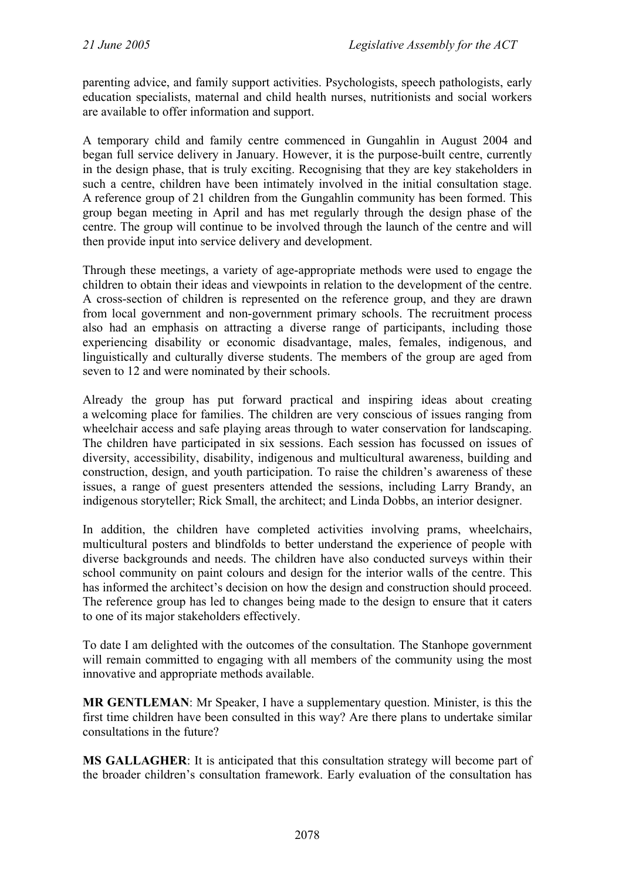parenting advice, and family support activities. Psychologists, speech pathologists, early education specialists, maternal and child health nurses, nutritionists and social workers are available to offer information and support.

A temporary child and family centre commenced in Gungahlin in August 2004 and began full service delivery in January. However, it is the purpose-built centre, currently in the design phase, that is truly exciting. Recognising that they are key stakeholders in such a centre, children have been intimately involved in the initial consultation stage. A reference group of 21 children from the Gungahlin community has been formed. This group began meeting in April and has met regularly through the design phase of the centre. The group will continue to be involved through the launch of the centre and will then provide input into service delivery and development.

Through these meetings, a variety of age-appropriate methods were used to engage the children to obtain their ideas and viewpoints in relation to the development of the centre. A cross-section of children is represented on the reference group, and they are drawn from local government and non-government primary schools. The recruitment process also had an emphasis on attracting a diverse range of participants, including those experiencing disability or economic disadvantage, males, females, indigenous, and linguistically and culturally diverse students. The members of the group are aged from seven to 12 and were nominated by their schools.

Already the group has put forward practical and inspiring ideas about creating a welcoming place for families. The children are very conscious of issues ranging from wheelchair access and safe playing areas through to water conservation for landscaping. The children have participated in six sessions. Each session has focussed on issues of diversity, accessibility, disability, indigenous and multicultural awareness, building and construction, design, and youth participation. To raise the children's awareness of these issues, a range of guest presenters attended the sessions, including Larry Brandy, an indigenous storyteller; Rick Small, the architect; and Linda Dobbs, an interior designer.

In addition, the children have completed activities involving prams, wheelchairs, multicultural posters and blindfolds to better understand the experience of people with diverse backgrounds and needs. The children have also conducted surveys within their school community on paint colours and design for the interior walls of the centre. This has informed the architect's decision on how the design and construction should proceed. The reference group has led to changes being made to the design to ensure that it caters to one of its major stakeholders effectively.

To date I am delighted with the outcomes of the consultation. The Stanhope government will remain committed to engaging with all members of the community using the most innovative and appropriate methods available.

**MR GENTLEMAN**: Mr Speaker, I have a supplementary question. Minister, is this the first time children have been consulted in this way? Are there plans to undertake similar consultations in the future?

**MS GALLAGHER**: It is anticipated that this consultation strategy will become part of the broader children's consultation framework. Early evaluation of the consultation has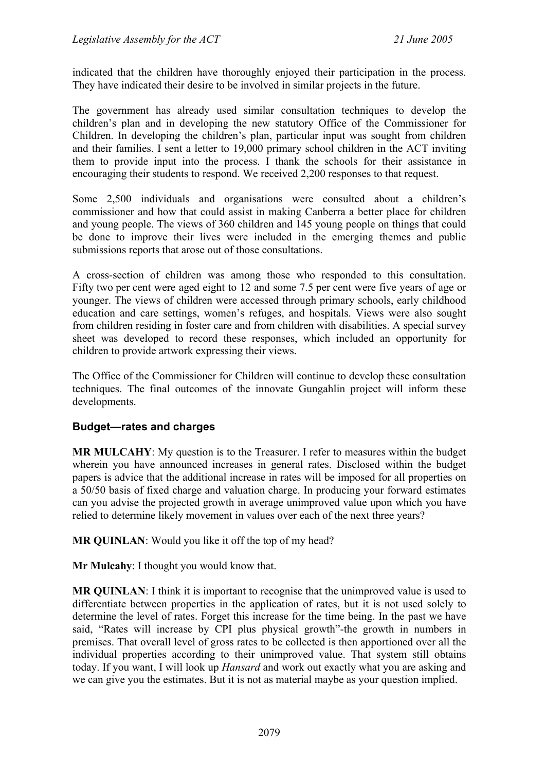indicated that the children have thoroughly enjoyed their participation in the process. They have indicated their desire to be involved in similar projects in the future.

The government has already used similar consultation techniques to develop the children's plan and in developing the new statutory Office of the Commissioner for Children. In developing the children's plan, particular input was sought from children and their families. I sent a letter to 19,000 primary school children in the ACT inviting them to provide input into the process. I thank the schools for their assistance in encouraging their students to respond. We received 2,200 responses to that request.

Some 2,500 individuals and organisations were consulted about a children's commissioner and how that could assist in making Canberra a better place for children and young people. The views of 360 children and 145 young people on things that could be done to improve their lives were included in the emerging themes and public submissions reports that arose out of those consultations.

A cross-section of children was among those who responded to this consultation. Fifty two per cent were aged eight to 12 and some 7.5 per cent were five years of age or younger. The views of children were accessed through primary schools, early childhood education and care settings, women's refuges, and hospitals. Views were also sought from children residing in foster care and from children with disabilities. A special survey sheet was developed to record these responses, which included an opportunity for children to provide artwork expressing their views.

The Office of the Commissioner for Children will continue to develop these consultation techniques. The final outcomes of the innovate Gungahlin project will inform these developments.

### Budget—rates and charges

**MR MULCAHY**: My question is to the Treasurer. I refer to measures within the budget wherein you have announced increases in general rates. Disclosed within the budget papers is advice that the additional increase in rates will be imposed for all properties on a 50/50 basis of fixed charge and valuation charge. In producing your forward estimates can you advise the projected growth in average unimproved value upon which you have relied to determine likely movement in values over each of the next three years?

**MR QUINLAN**: Would you like it off the top of my head?

**Mr Mulcahy**: I thought you would know that.

**MR QUINLAN**: I think it is important to recognise that the unimproved value is used to differentiate between properties in the application of rates, but it is not used solely to determine the level of rates. Forget this increase for the time being. In the past we have said, "Rates will increase by CPI plus physical growth"-the growth in numbers in premises. That overall level of gross rates to be collected is then apportioned over all the individual properties according to their unimproved value. That system still obtains today. If you want, I will look up *Hansard* and work out exactly what you are asking and we can give you the estimates. But it is not as material maybe as your question implied.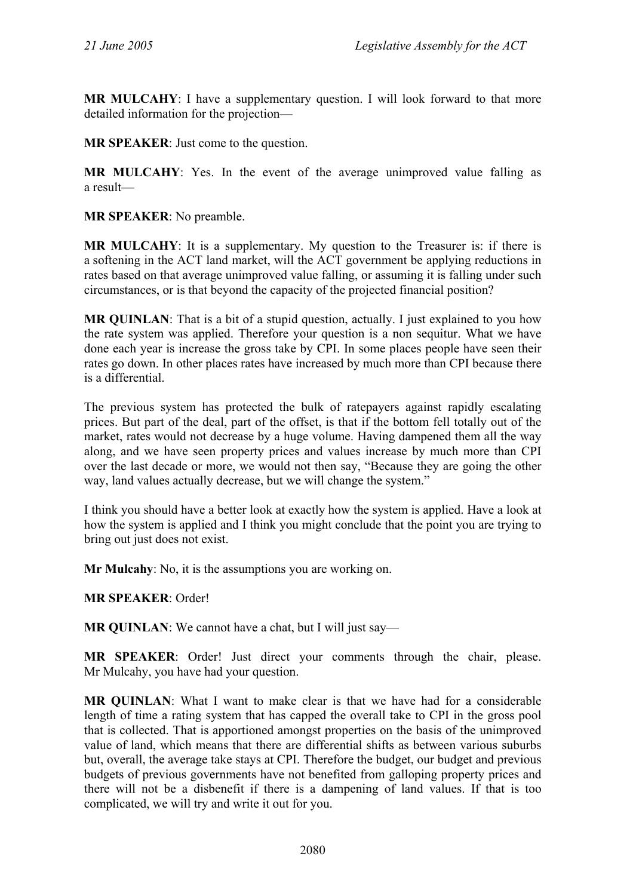**MR MULCAHY**: I have a supplementary question. I will look forward to that more detailed information for the projection—

**MR SPEAKER**: Just come to the question.

**MR MULCAHY**: Yes. In the event of the average unimproved value falling as a result—

**MR SPEAKER**: No preamble.

**MR MULCAHY**: It is a supplementary. My question to the Treasurer is: if there is a softening in the ACT land market, will the ACT government be applying reductions in rates based on that average unimproved value falling, or assuming it is falling under such circumstances, or is that beyond the capacity of the projected financial position?

**MR QUINLAN**: That is a bit of a stupid question, actually. I just explained to you how the rate system was applied. Therefore your question is a non sequitur. What we have done each year is increase the gross take by CPI. In some places people have seen their rates go down. In other places rates have increased by much more than CPI because there is a differential.

The previous system has protected the bulk of ratepayers against rapidly escalating prices. But part of the deal, part of the offset, is that if the bottom fell totally out of the market, rates would not decrease by a huge volume. Having dampened them all the way along, and we have seen property prices and values increase by much more than CPI over the last decade or more, we would not then say, "Because they are going the other way, land values actually decrease, but we will change the system."

I think you should have a better look at exactly how the system is applied. Have a look at how the system is applied and I think you might conclude that the point you are trying to bring out just does not exist.

**Mr Mulcahy**: No, it is the assumptions you are working on.

**MR SPEAKER**: Order!

**MR QUINLAN**: We cannot have a chat, but I will just say—

**MR SPEAKER**: Order! Just direct your comments through the chair, please. Mr Mulcahy, you have had your question.

**MR QUINLAN**: What I want to make clear is that we have had for a considerable length of time a rating system that has capped the overall take to CPI in the gross pool that is collected. That is apportioned amongst properties on the basis of the unimproved value of land, which means that there are differential shifts as between various suburbs but, overall, the average take stays at CPI. Therefore the budget, our budget and previous budgets of previous governments have not benefited from galloping property prices and there will not be a disbenefit if there is a dampening of land values. If that is too complicated, we will try and write it out for you.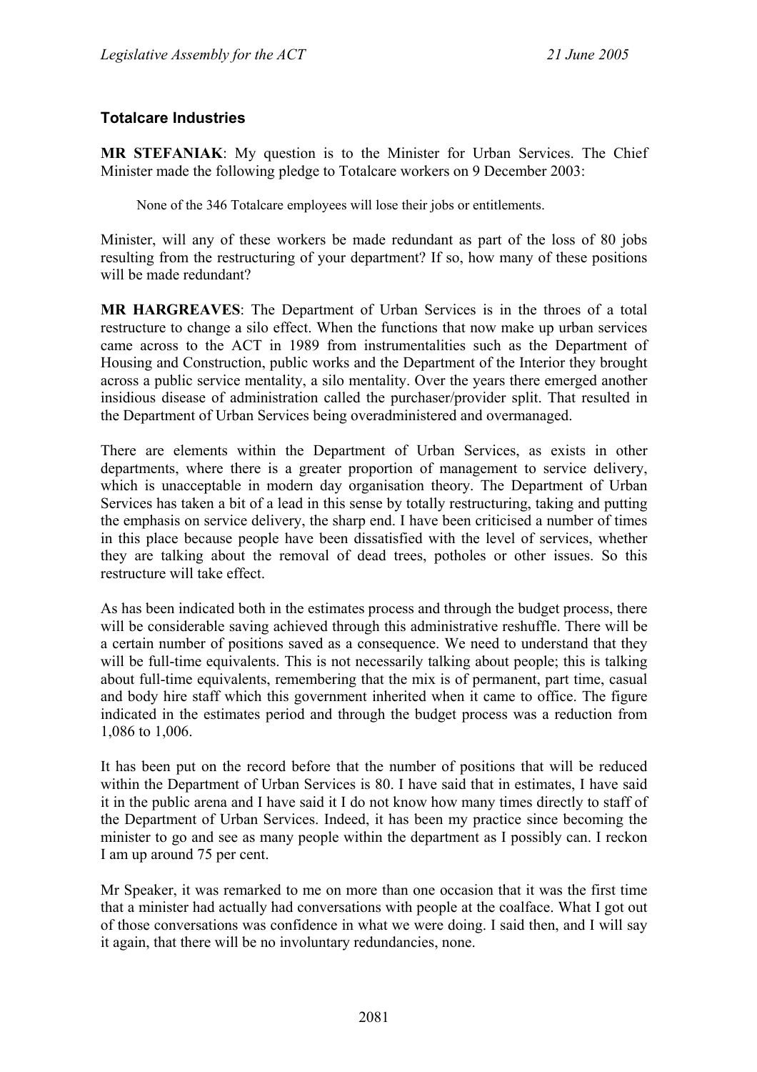### Totalcare Industries

**MR STEFANIAK**: My question is to the Minister for Urban Services. The Chief Minister made the following pledge to Totalcare workers on 9 December 2003:

> None of the 346 Totalcare employees will lose their jobs or entitlements.

Minister, will any of these workers be made redundant as part of the loss of 80 jobs resulting from the restructuring of your department? If so, how many of these positions will be made redundant?

**MR HARGREAVES**: The Department of Urban Services is in the throes of a total restructure to change a silo effect. When the functions that now make up urban services came across to the ACT in 1989 from instrumentalities such as the Department of Housing and Construction, public works and the Department of the Interior they brought across a public service mentality, a silo mentality. Over the years there emerged another insidious disease of administration called the purchaser/provider split. That resulted in the Department of Urban Services being overadministered and overmanaged.

There are elements within the Department of Urban Services, as exists in other departments, where there is a greater proportion of management to service delivery, which is unacceptable in modern day organisation theory. The Department of Urban Services has taken a bit of a lead in this sense by totally restructuring, taking and putting the emphasis on service delivery, the sharp end. I have been criticised a number of times in this place because people have been dissatisfied with the level of services, whether they are talking about the removal of dead trees, potholes or other issues. So this restructure will take effect.

As has been indicated both in the estimates process and through the budget process, there will be considerable saving achieved through this administrative reshuffle. There will be a certain number of positions saved as a consequence. We need to understand that they will be full-time equivalents. This is not necessarily talking about people; this is talking about full-time equivalents, remembering that the mix is of permanent, part time, casual and body hire staff which this government inherited when it came to office. The figure indicated in the estimates period and through the budget process was a reduction from 1,086 to 1,006.

It has been put on the record before that the number of positions that will be reduced within the Department of Urban Services is 80. I have said that in estimates, I have said it in the public arena and I have said it I do not know how many times directly to staff of the Department of Urban Services. Indeed, it has been my practice since becoming the minister to go and see as many people within the department as I possibly can. I reckon I am up around 75 per cent.

Mr Speaker, it was remarked to me on more than one occasion that it was the first time that a minister had actually had conversations with people at the coalface. What I got out of those conversations was confidence in what we were doing. I said then, and I will say it again, that there will be no involuntary redundancies, none.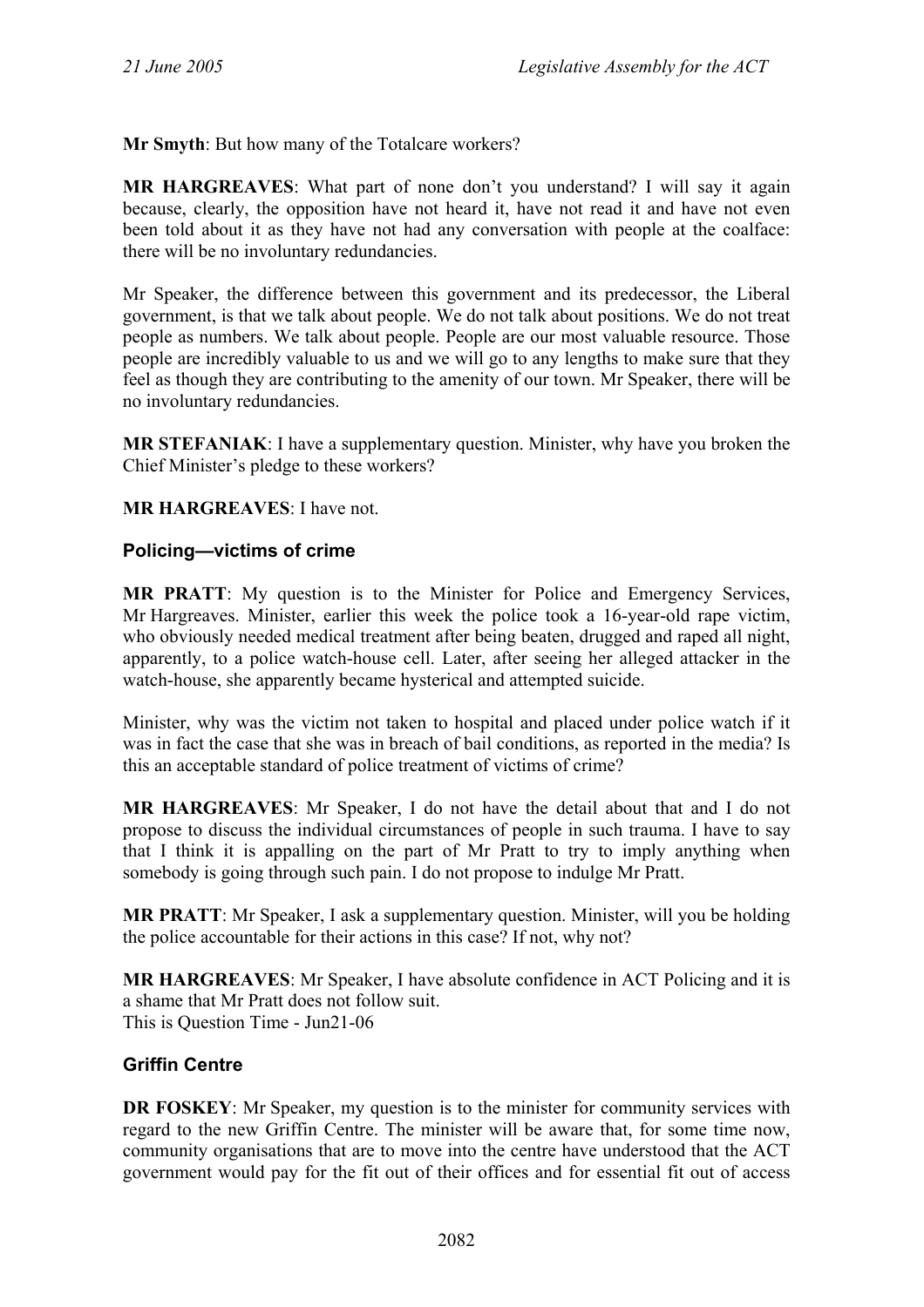**Mr Smyth**: But how many of the Totalcare workers?

**MR HARGREAVES**: What part of none don't you understand? I will say it again because, clearly, the opposition have not heard it, have not read it and have not even been told about it as they have not had any conversation with people at the coalface: there will be no involuntary redundancies.

Mr Speaker, the difference between this government and its predecessor, the Liberal government, is that we talk about people. We do not talk about positions. We do not treat people as numbers. We talk about people. People are our most valuable resource. Those people are incredibly valuable to us and we will go to any lengths to make sure that they feel as though they are contributing to the amenity of our town. Mr Speaker, there will be no involuntary redundancies.

**MR STEFANIAK**: I have a supplementary question. Minister, why have you broken the Chief Minister's pledge to these workers?

**MR HARGREAVES**: I have not.

### Policing—victims of crime

**MR PRATT**: My question is to the Minister for Police and Emergency Services, Mr Hargreaves. Minister, earlier this week the police took a 16-year-old rape victim, who obviously needed medical treatment after being beaten, drugged and raped all night, apparently, to a police watch-house cell. Later, after seeing her alleged attacker in the watch-house, she apparently became hysterical and attempted suicide.

Minister, why was the victim not taken to hospital and placed under police watch if it was in fact the case that she was in breach of bail conditions, as reported in the media? Is this an acceptable standard of police treatment of victims of crime?

**MR HARGREAVES**: Mr Speaker, I do not have the detail about that and I do not propose to discuss the individual circumstances of people in such trauma. I have to say that I think it is appalling on the part of Mr Pratt to try to imply anything when somebody is going through such pain. I do not propose to indulge Mr Pratt.

**MR PRATT**: Mr Speaker, I ask a supplementary question. Minister, will you be holding the police accountable for their actions in this case? If not, why not?

**MR HARGREAVES**: Mr Speaker, I have absolute confidence in ACT Policing and it is a shame that Mr Pratt does not follow suit.
This is Question Time - Jun21-06

### Griffin Centre

**DR FOSKEY**: Mr Speaker, my question is to the minister for community services with regard to the new Griffin Centre. The minister will be aware that, for some time now, community organisations that are to move into the centre have understood that the ACT government would pay for the fit out of their offices and for essential fit out of access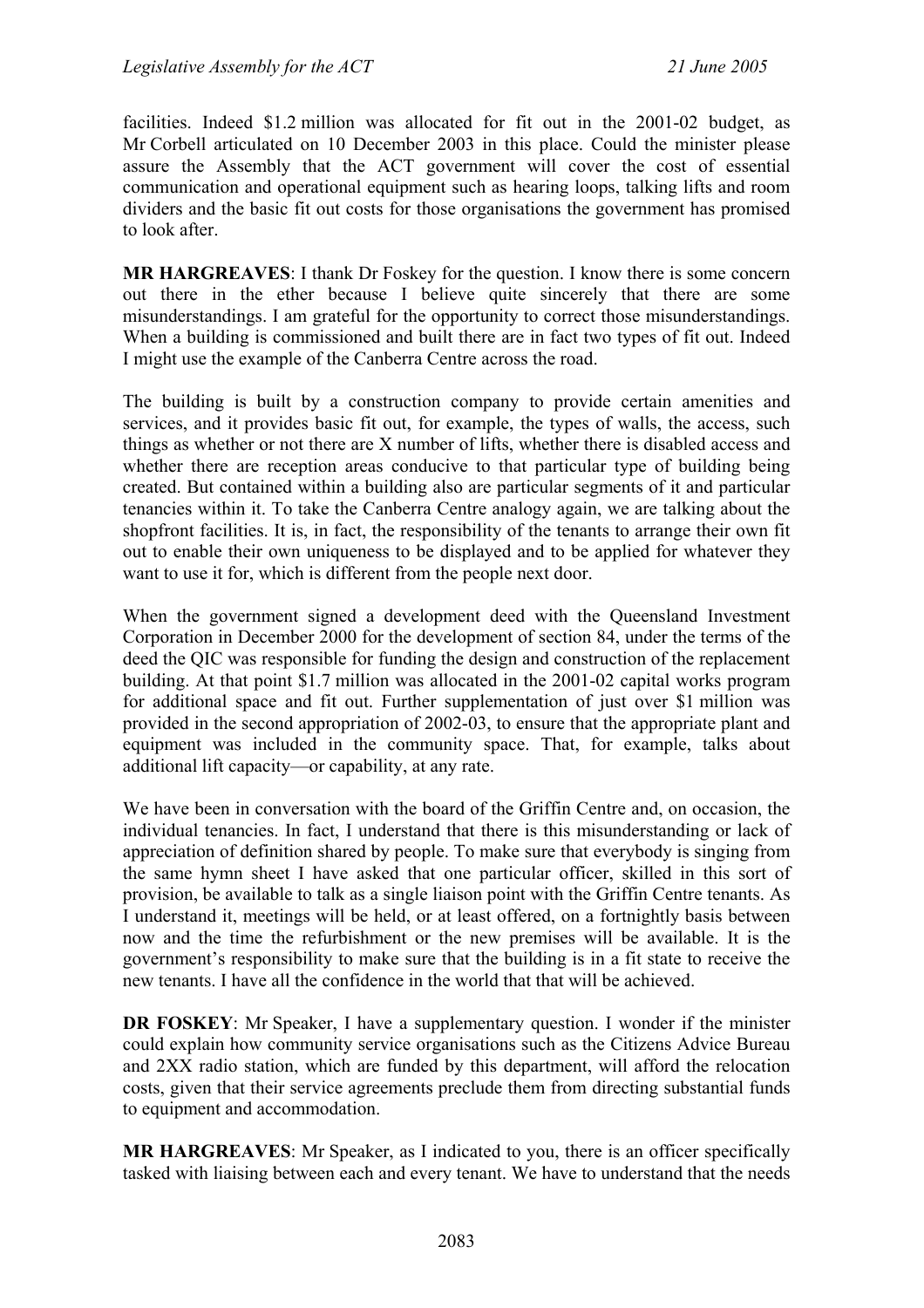facilities. Indeed $1.2 million was allocated for fit out in the 2001-02 budget, as Mr Corbell articulated on 10 December 2003 in this place. Could the minister please assure the Assembly that the ACT government will cover the cost of essential communication and operational equipment such as hearing loops, talking lifts and room dividers and the basic fit out costs for those organisations the government has promised to look after.

**MR HARGREAVES**: I thank Dr Foskey for the question. I know there is some concern out there in the ether because I believe quite sincerely that there are some misunderstandings. I am grateful for the opportunity to correct those misunderstandings. When a building is commissioned and built there are in fact two types of fit out. Indeed I might use the example of the Canberra Centre across the road.

The building is built by a construction company to provide certain amenities and services, and it provides basic fit out, for example, the types of walls, the access, such things as whether or not there are X number of lifts, whether there is disabled access and whether there are reception areas conducive to that particular type of building being created. But contained within a building also are particular segments of it and particular tenancies within it. To take the Canberra Centre analogy again, we are talking about the shopfront facilities. It is, in fact, the responsibility of the tenants to arrange their own fit out to enable their own uniqueness to be displayed and to be applied for whatever they want to use it for, which is different from the people next door.

When the government signed a development deed with the Queensland Investment Corporation in December 2000 for the development of section 84, under the terms of the deed the QIC was responsible for funding the design and construction of the replacement building. At that point $1.7 million was allocated in the 2001-02 capital works program for additional space and fit out. Further supplementation of just over $1 million was provided in the second appropriation of 2002-03, to ensure that the appropriate plant and equipment was included in the community space. That, for example, talks about additional lift capacity—or capability, at any rate.

We have been in conversation with the board of the Griffin Centre and, on occasion, the individual tenancies. In fact, I understand that there is this misunderstanding or lack of appreciation of definition shared by people. To make sure that everybody is singing from the same hymn sheet I have asked that one particular officer, skilled in this sort of provision, be available to talk as a single liaison point with the Griffin Centre tenants. As I understand it, meetings will be held, or at least offered, on a fortnightly basis between now and the time the refurbishment or the new premises will be available. It is the government's responsibility to make sure that the building is in a fit state to receive the new tenants. I have all the confidence in the world that that will be achieved.

**DR FOSKEY**: Mr Speaker, I have a supplementary question. I wonder if the minister could explain how community service organisations such as the Citizens Advice Bureau and 2XX radio station, which are funded by this department, will afford the relocation costs, given that their service agreements preclude them from directing substantial funds to equipment and accommodation.

**MR HARGREAVES**: Mr Speaker, as I indicated to you, there is an officer specifically tasked with liaising between each and every tenant. We have to understand that the needs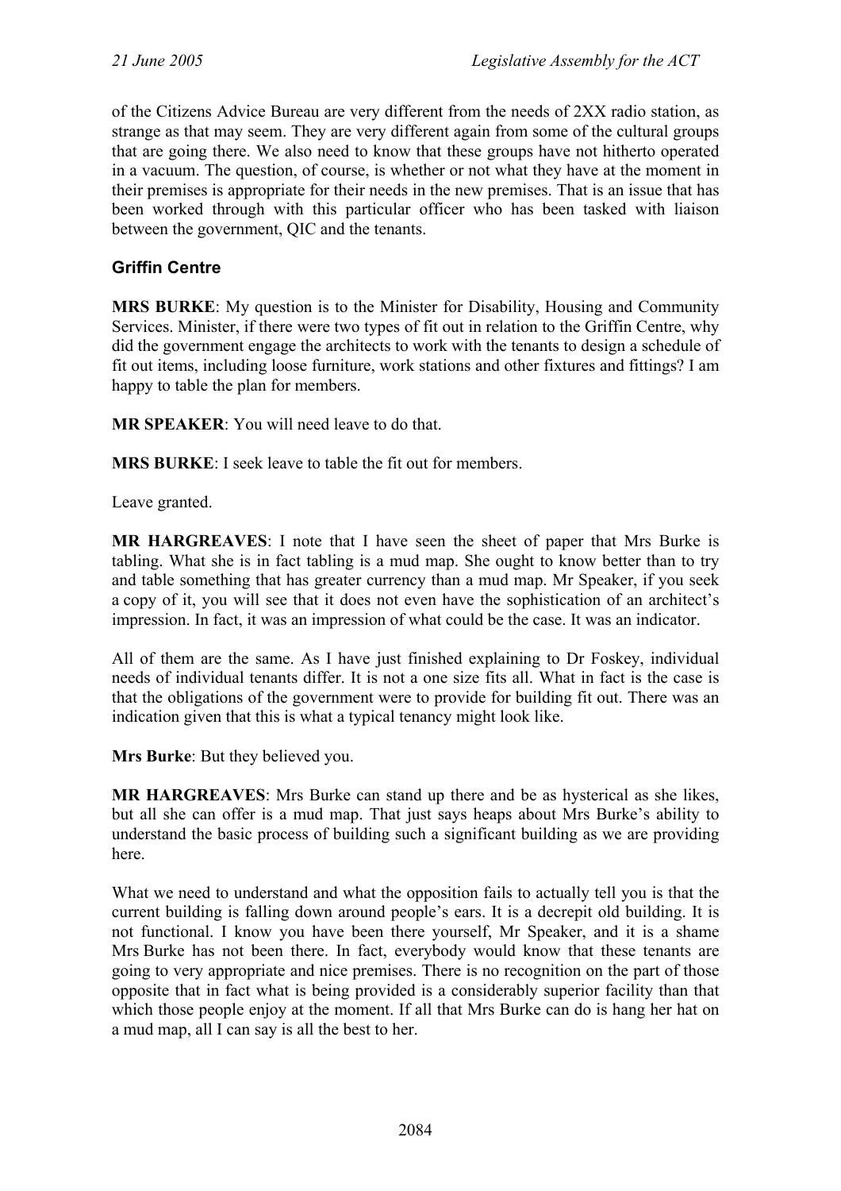of the Citizens Advice Bureau are very different from the needs of 2XX radio station, as strange as that may seem. They are very different again from some of the cultural groups that are going there. We also need to know that these groups have not hitherto operated in a vacuum. The question, of course, is whether or not what they have at the moment in their premises is appropriate for their needs in the new premises. That is an issue that has been worked through with this particular officer who has been tasked with liaison between the government, QIC and the tenants.

### Griffin Centre

**MRS BURKE**: My question is to the Minister for Disability, Housing and Community Services. Minister, if there were two types of fit out in relation to the Griffin Centre, why did the government engage the architects to work with the tenants to design a schedule of fit out items, including loose furniture, work stations and other fixtures and fittings? I am happy to table the plan for members.

**MR SPEAKER**: You will need leave to do that.

**MRS BURKE**: I seek leave to table the fit out for members.

Leave granted.

**MR HARGREAVES**: I note that I have seen the sheet of paper that Mrs Burke is tabling. What she is in fact tabling is a mud map. She ought to know better than to try and table something that has greater currency than a mud map. Mr Speaker, if you seek a copy of it, you will see that it does not even have the sophistication of an architect's impression. In fact, it was an impression of what could be the case. It was an indicator.

All of them are the same. As I have just finished explaining to Dr Foskey, individual needs of individual tenants differ. It is not a one size fits all. What in fact is the case is that the obligations of the government were to provide for building fit out. There was an indication given that this is what a typical tenancy might look like.

**Mrs Burke**: But they believed you.

**MR HARGREAVES**: Mrs Burke can stand up there and be as hysterical as she likes, but all she can offer is a mud map. That just says heaps about Mrs Burke's ability to understand the basic process of building such a significant building as we are providing here.

What we need to understand and what the opposition fails to actually tell you is that the current building is falling down around people's ears. It is a decrepit old building. It is not functional. I know you have been there yourself, Mr Speaker, and it is a shame Mrs Burke has not been there. In fact, everybody would know that these tenants are going to very appropriate and nice premises. There is no recognition on the part of those opposite that in fact what is being provided is a considerably superior facility than that which those people enjoy at the moment. If all that Mrs Burke can do is hang her hat on a mud map, all I can say is all the best to her.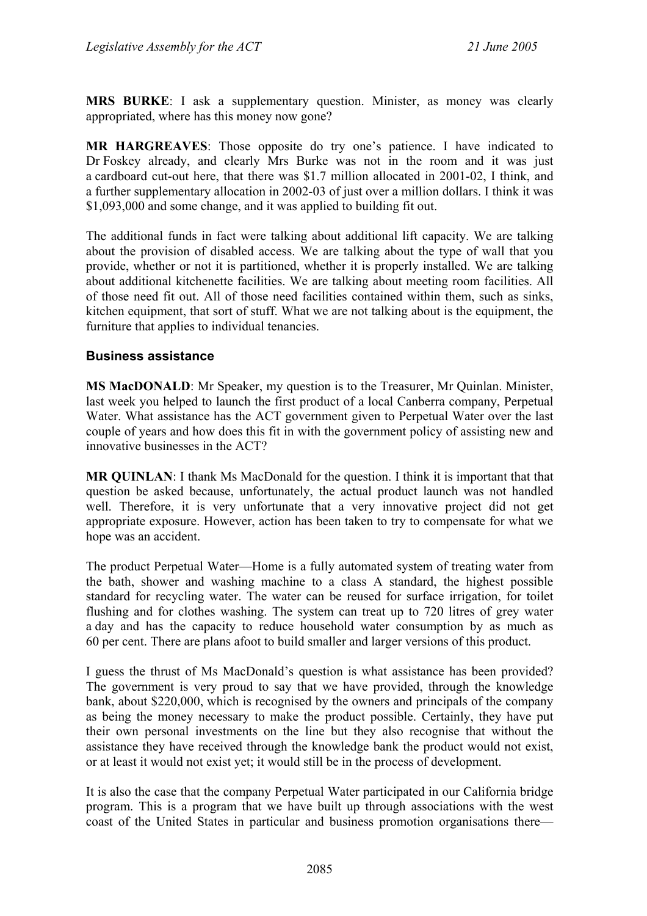**MRS BURKE**: I ask a supplementary question. Minister, as money was clearly appropriated, where has this money now gone?

**MR HARGREAVES**: Those opposite do try one's patience. I have indicated to Dr Foskey already, and clearly Mrs Burke was not in the room and it was just a cardboard cut-out here, that there was $1.7 million allocated in 2001-02, I think, and a further supplementary allocation in 2002-03 of just over a million dollars. I think it was $1,093,000 and some change, and it was applied to building fit out.

The additional funds in fact were talking about additional lift capacity. We are talking about the provision of disabled access. We are talking about the type of wall that you provide, whether or not it is partitioned, whether it is properly installed. We are talking about additional kitchenette facilities. We are talking about meeting room facilities. All of those need fit out. All of those need facilities contained within them, such as sinks, kitchen equipment, that sort of stuff. What we are not talking about is the equipment, the furniture that applies to individual tenancies.

### Business assistance

**MS MacDONALD**: Mr Speaker, my question is to the Treasurer, Mr Quinlan. Minister, last week you helped to launch the first product of a local Canberra company, Perpetual Water. What assistance has the ACT government given to Perpetual Water over the last couple of years and how does this fit in with the government policy of assisting new and innovative businesses in the ACT?

**MR QUINLAN**: I thank Ms MacDonald for the question. I think it is important that that question be asked because, unfortunately, the actual product launch was not handled well. Therefore, it is very unfortunate that a very innovative project did not get appropriate exposure. However, action has been taken to try to compensate for what we hope was an accident.

The product Perpetual Water—Home is a fully automated system of treating water from the bath, shower and washing machine to a class A standard, the highest possible standard for recycling water. The water can be reused for surface irrigation, for toilet flushing and for clothes washing. The system can treat up to 720 litres of grey water a day and has the capacity to reduce household water consumption by as much as 60 per cent. There are plans afoot to build smaller and larger versions of this product.

I guess the thrust of Ms MacDonald's question is what assistance has been provided? The government is very proud to say that we have provided, through the knowledge bank, about $220,000, which is recognised by the owners and principals of the company as being the money necessary to make the product possible. Certainly, they have put their own personal investments on the line but they also recognise that without the assistance they have received through the knowledge bank the product would not exist, or at least it would not exist yet; it would still be in the process of development.

It is also the case that the company Perpetual Water participated in our California bridge program. This is a program that we have built up through associations with the west coast of the United States in particular and business promotion organisations there—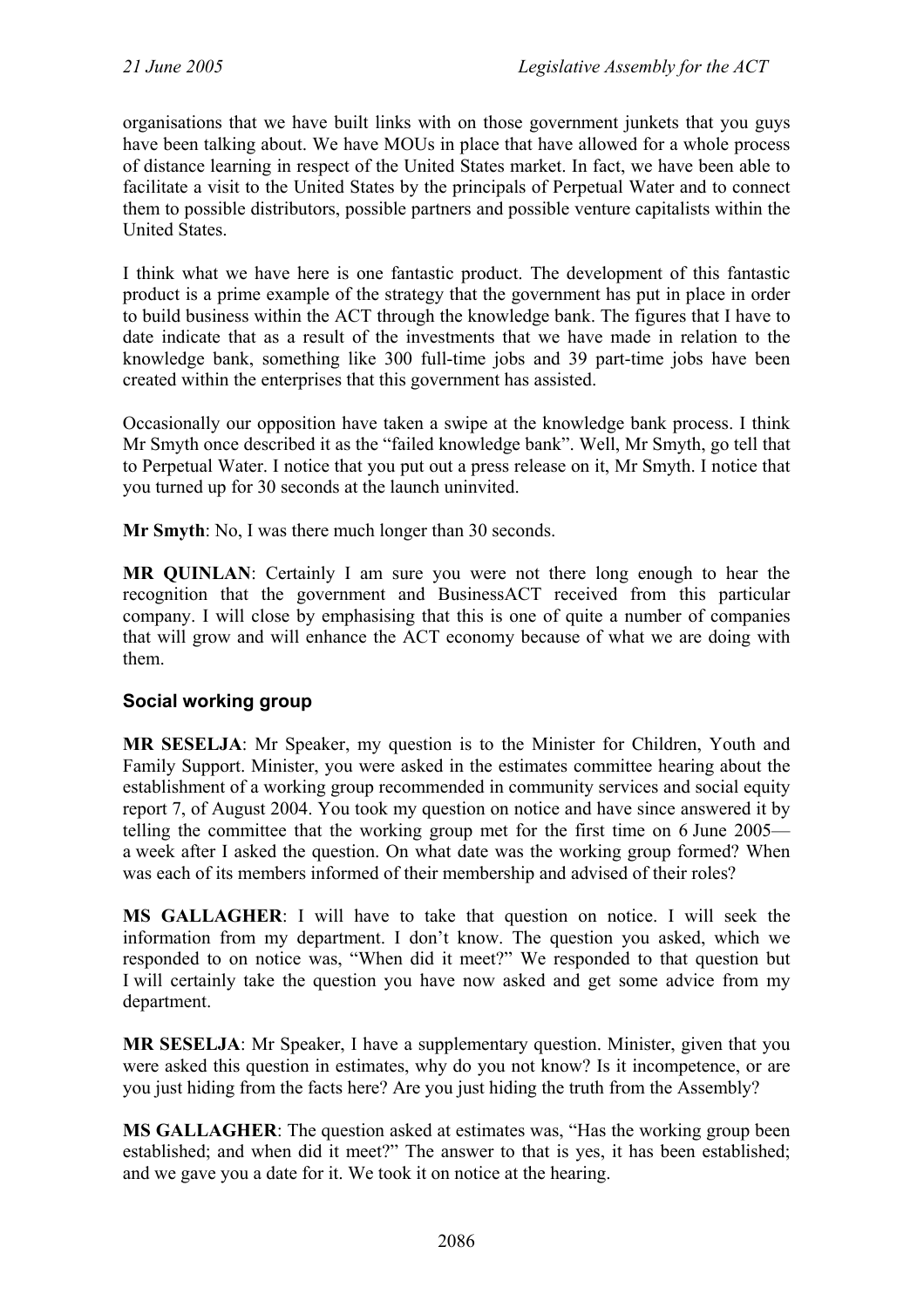organisations that we have built links with on those government junkets that you guys have been talking about. We have MOUs in place that have allowed for a whole process of distance learning in respect of the United States market. In fact, we have been able to facilitate a visit to the United States by the principals of Perpetual Water and to connect them to possible distributors, possible partners and possible venture capitalists within the United States.

I think what we have here is one fantastic product. The development of this fantastic product is a prime example of the strategy that the government has put in place in order to build business within the ACT through the knowledge bank. The figures that I have to date indicate that as a result of the investments that we have made in relation to the knowledge bank, something like 300 full-time jobs and 39 part-time jobs have been created within the enterprises that this government has assisted.

Occasionally our opposition have taken a swipe at the knowledge bank process. I think Mr Smyth once described it as the "failed knowledge bank". Well, Mr Smyth, go tell that to Perpetual Water. I notice that you put out a press release on it, Mr Smyth. I notice that you turned up for 30 seconds at the launch uninvited.

**Mr Smyth**: No, I was there much longer than 30 seconds.

**MR QUINLAN**: Certainly I am sure you were not there long enough to hear the recognition that the government and BusinessACT received from this particular company. I will close by emphasising that this is one of quite a number of companies that will grow and will enhance the ACT economy because of what we are doing with them.

### Social working group

**MR SESELJA**: Mr Speaker, my question is to the Minister for Children, Youth and Family Support. Minister, you were asked in the estimates committee hearing about the establishment of a working group recommended in community services and social equity report 7, of August 2004. You took my question on notice and have since answered it by telling the committee that the working group met for the first time on 6 June 2005—a week after I asked the question. On what date was the working group formed? When was each of its members informed of their membership and advised of their roles?

**MS GALLAGHER**: I will have to take that question on notice. I will seek the information from my department. I don't know. The question you asked, which we responded to on notice was, "When did it meet?" We responded to that question but I will certainly take the question you have now asked and get some advice from my department.

**MR SESELJA**: Mr Speaker, I have a supplementary question. Minister, given that you were asked this question in estimates, why do you not know? Is it incompetence, or are you just hiding from the facts here? Are you just hiding the truth from the Assembly?

**MS GALLAGHER**: The question asked at estimates was, "Has the working group been established; and when did it meet?" The answer to that is yes, it has been established; and we gave you a date for it. We took it on notice at the hearing.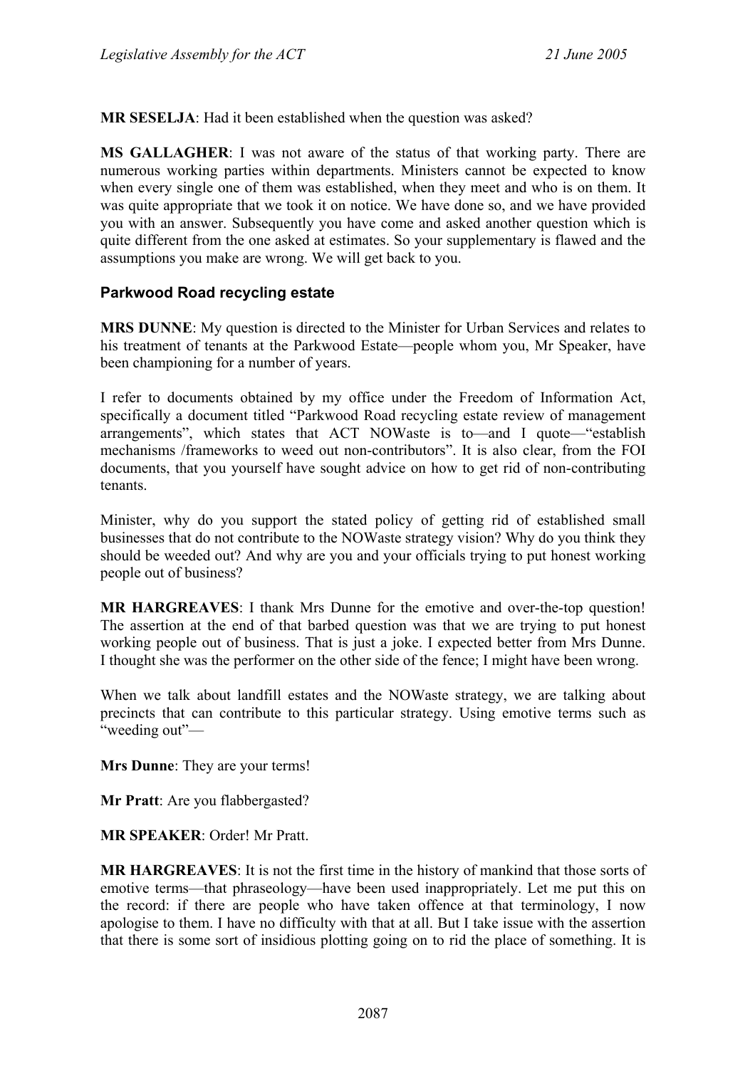**MR SESELJA**: Had it been established when the question was asked?

**MS GALLAGHER**: I was not aware of the status of that working party. There are numerous working parties within departments. Ministers cannot be expected to know when every single one of them was established, when they meet and who is on them. It was quite appropriate that we took it on notice. We have done so, and we have provided you with an answer. Subsequently you have come and asked another question which is quite different from the one asked at estimates. So your supplementary is flawed and the assumptions you make are wrong. We will get back to you.

### Parkwood Road recycling estate

**MRS DUNNE**: My question is directed to the Minister for Urban Services and relates to his treatment of tenants at the Parkwood Estate—people whom you, Mr Speaker, have been championing for a number of years.

I refer to documents obtained by my office under the Freedom of Information Act, specifically a document titled "Parkwood Road recycling estate review of management arrangements", which states that ACT NOWaste is to—and I quote—"establish mechanisms /frameworks to weed out non-contributors". It is also clear, from the FOI documents, that you yourself have sought advice on how to get rid of non-contributing tenants.

Minister, why do you support the stated policy of getting rid of established small businesses that do not contribute to the NOWaste strategy vision? Why do you think they should be weeded out? And why are you and your officials trying to put honest working people out of business?

**MR HARGREAVES**: I thank Mrs Dunne for the emotive and over-the-top question! The assertion at the end of that barbed question was that we are trying to put honest working people out of business. That is just a joke. I expected better from Mrs Dunne. I thought she was the performer on the other side of the fence; I might have been wrong.

When we talk about landfill estates and the NOWaste strategy, we are talking about precincts that can contribute to this particular strategy. Using emotive terms such as "weeding out"—

**Mrs Dunne**: They are your terms!

**Mr Pratt**: Are you flabbergasted?

**MR SPEAKER**: Order! Mr Pratt.

**MR HARGREAVES**: It is not the first time in the history of mankind that those sorts of emotive terms—that phraseology—have been used inappropriately. Let me put this on the record: if there are people who have taken offence at that terminology, I now apologise to them. I have no difficulty with that at all. But I take issue with the assertion that there is some sort of insidious plotting going on to rid the place of something. It is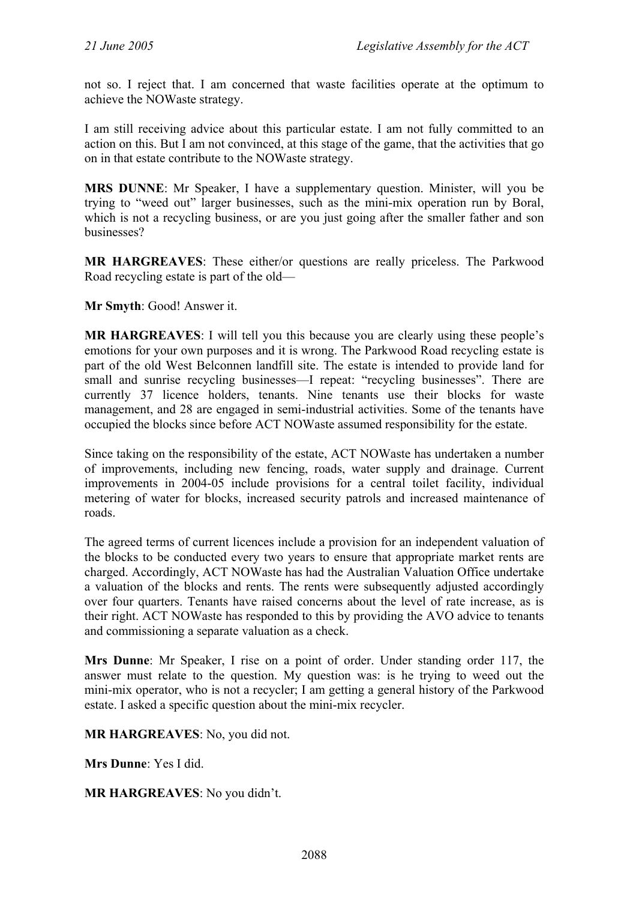not so. I reject that. I am concerned that waste facilities operate at the optimum to achieve the NOWaste strategy.

I am still receiving advice about this particular estate. I am not fully committed to an action on this. But I am not convinced, at this stage of the game, that the activities that go on in that estate contribute to the NOWaste strategy.

**MRS DUNNE**: Mr Speaker, I have a supplementary question. Minister, will you be trying to "weed out" larger businesses, such as the mini-mix operation run by Boral, which is not a recycling business, or are you just going after the smaller father and son businesses?

**MR HARGREAVES**: These either/or questions are really priceless. The Parkwood Road recycling estate is part of the old—

**Mr Smyth**: Good! Answer it.

**MR HARGREAVES**: I will tell you this because you are clearly using these people's emotions for your own purposes and it is wrong. The Parkwood Road recycling estate is part of the old West Belconnen landfill site. The estate is intended to provide land for small and sunrise recycling businesses—I repeat: "recycling businesses". There are currently 37 licence holders, tenants. Nine tenants use their blocks for waste management, and 28 are engaged in semi-industrial activities. Some of the tenants have occupied the blocks since before ACT NOWaste assumed responsibility for the estate.

Since taking on the responsibility of the estate, ACT NOWaste has undertaken a number of improvements, including new fencing, roads, water supply and drainage. Current improvements in 2004-05 include provisions for a central toilet facility, individual metering of water for blocks, increased security patrols and increased maintenance of roads.

The agreed terms of current licences include a provision for an independent valuation of the blocks to be conducted every two years to ensure that appropriate market rents are charged. Accordingly, ACT NOWaste has had the Australian Valuation Office undertake a valuation of the blocks and rents. The rents were subsequently adjusted accordingly over four quarters. Tenants have raised concerns about the level of rate increase, as is their right. ACT NOWaste has responded to this by providing the AVO advice to tenants and commissioning a separate valuation as a check.

**Mrs Dunne**: Mr Speaker, I rise on a point of order. Under standing order 117, the answer must relate to the question. My question was: is he trying to weed out the mini-mix operator, who is not a recycler; I am getting a general history of the Parkwood estate. I asked a specific question about the mini-mix recycler.

**MR HARGREAVES**: No, you did not.

**Mrs Dunne**: Yes I did.

**MR HARGREAVES**: No you didn't.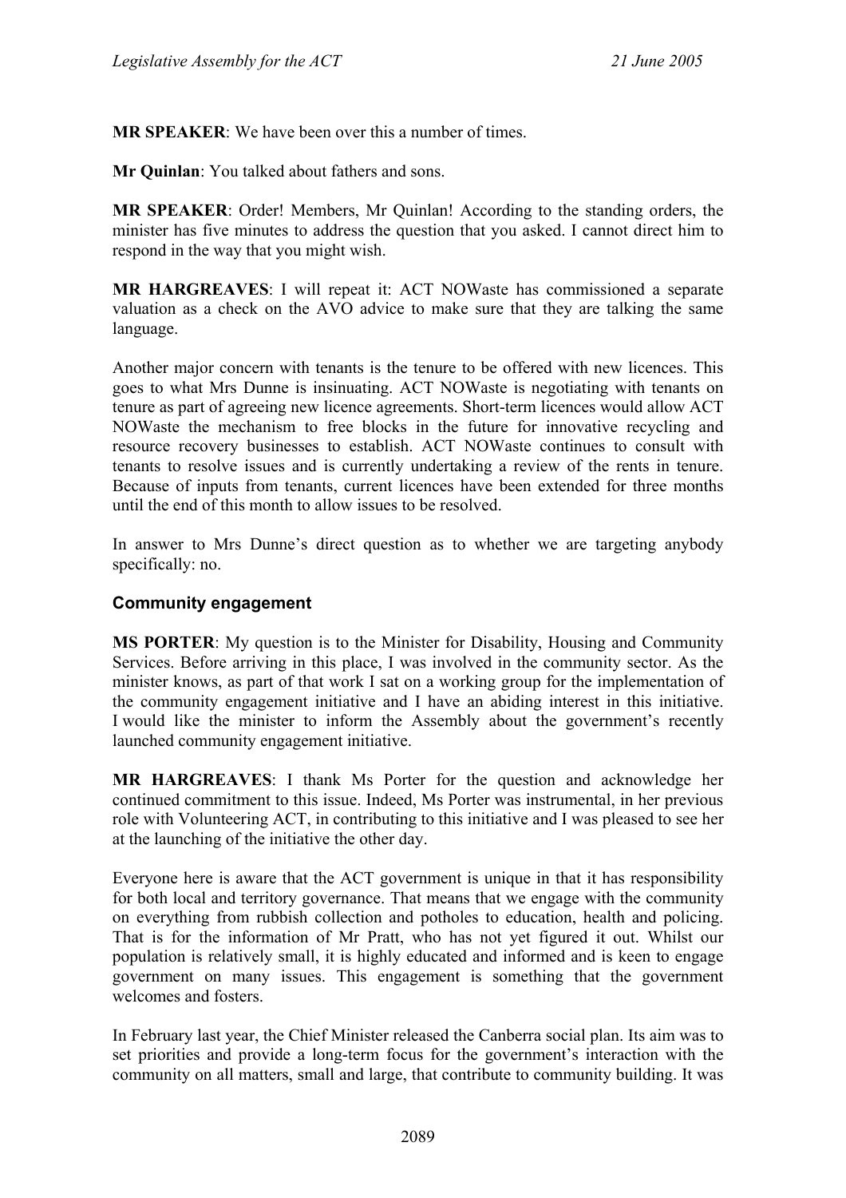**MR SPEAKER**: We have been over this a number of times.

**Mr Quinlan**: You talked about fathers and sons.

**MR SPEAKER**: Order! Members, Mr Quinlan! According to the standing orders, the minister has five minutes to address the question that you asked. I cannot direct him to respond in the way that you might wish.

**MR HARGREAVES**: I will repeat it: ACT NOWaste has commissioned a separate valuation as a check on the AVO advice to make sure that they are talking the same language.

Another major concern with tenants is the tenure to be offered with new licences. This goes to what Mrs Dunne is insinuating. ACT NOWaste is negotiating with tenants on tenure as part of agreeing new licence agreements. Short-term licences would allow ACT NOWaste the mechanism to free blocks in the future for innovative recycling and resource recovery businesses to establish. ACT NOWaste continues to consult with tenants to resolve issues and is currently undertaking a review of the rents in tenure. Because of inputs from tenants, current licences have been extended for three months until the end of this month to allow issues to be resolved.

In answer to Mrs Dunne's direct question as to whether we are targeting anybody specifically: no.

### Community engagement

**MS PORTER**: My question is to the Minister for Disability, Housing and Community Services. Before arriving in this place, I was involved in the community sector. As the minister knows, as part of that work I sat on a working group for the implementation of the community engagement initiative and I have an abiding interest in this initiative. I would like the minister to inform the Assembly about the government's recently launched community engagement initiative.

**MR HARGREAVES**: I thank Ms Porter for the question and acknowledge her continued commitment to this issue. Indeed, Ms Porter was instrumental, in her previous role with Volunteering ACT, in contributing to this initiative and I was pleased to see her at the launching of the initiative the other day.

Everyone here is aware that the ACT government is unique in that it has responsibility for both local and territory governance. That means that we engage with the community on everything from rubbish collection and potholes to education, health and policing. That is for the information of Mr Pratt, who has not yet figured it out. Whilst our population is relatively small, it is highly educated and informed and is keen to engage government on many issues. This engagement is something that the government welcomes and fosters.

In February last year, the Chief Minister released the Canberra social plan. Its aim was to set priorities and provide a long-term focus for the government's interaction with the community on all matters, small and large, that contribute to community building. It was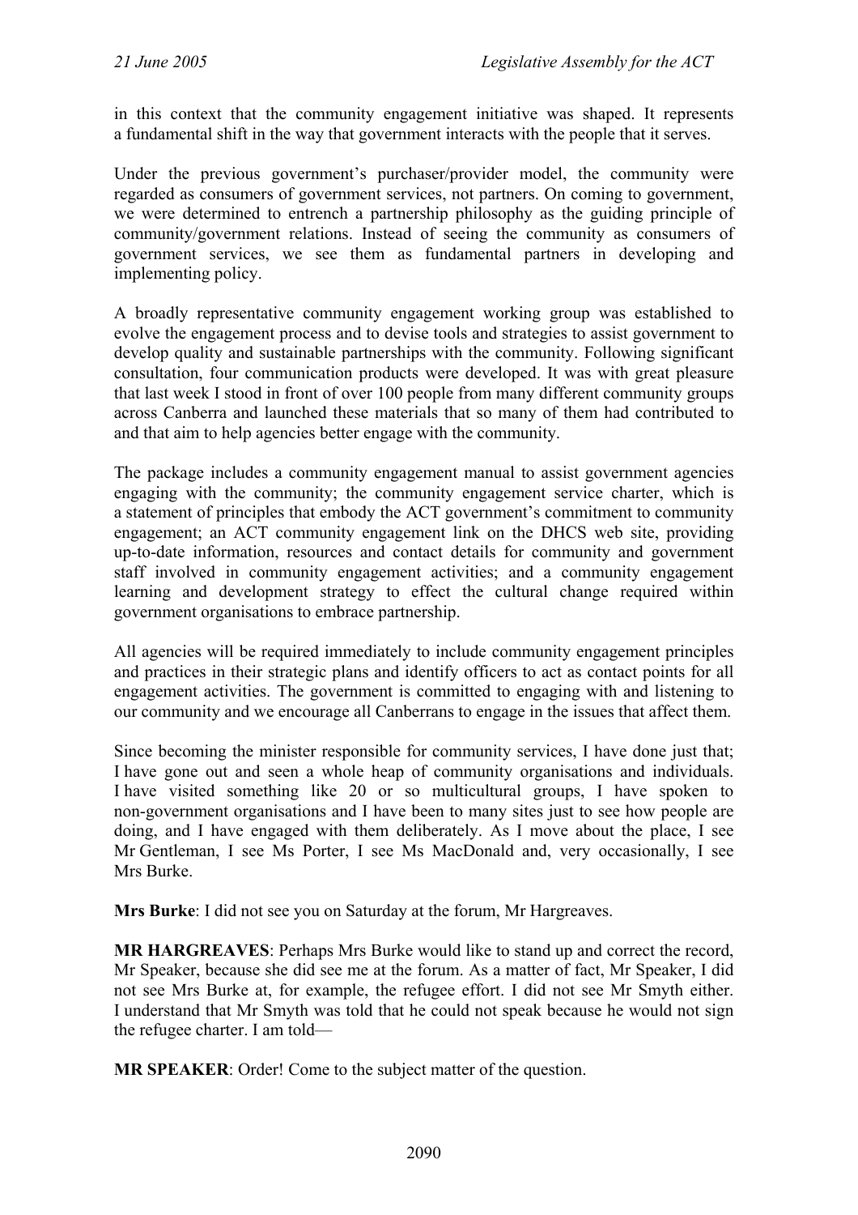in this context that the community engagement initiative was shaped. It represents a fundamental shift in the way that government interacts with the people that it serves.

Under the previous government's purchaser/provider model, the community were regarded as consumers of government services, not partners. On coming to government, we were determined to entrench a partnership philosophy as the guiding principle of community/government relations. Instead of seeing the community as consumers of government services, we see them as fundamental partners in developing and implementing policy.

A broadly representative community engagement working group was established to evolve the engagement process and to devise tools and strategies to assist government to develop quality and sustainable partnerships with the community. Following significant consultation, four communication products were developed. It was with great pleasure that last week I stood in front of over 100 people from many different community groups across Canberra and launched these materials that so many of them had contributed to and that aim to help agencies better engage with the community.

The package includes a community engagement manual to assist government agencies engaging with the community; the community engagement service charter, which is a statement of principles that embody the ACT government's commitment to community engagement; an ACT community engagement link on the DHCS web site, providing up-to-date information, resources and contact details for community and government staff involved in community engagement activities; and a community engagement learning and development strategy to effect the cultural change required within government organisations to embrace partnership.

All agencies will be required immediately to include community engagement principles and practices in their strategic plans and identify officers to act as contact points for all engagement activities. The government is committed to engaging with and listening to our community and we encourage all Canberrans to engage in the issues that affect them.

Since becoming the minister responsible for community services, I have done just that; I have gone out and seen a whole heap of community organisations and individuals. I have visited something like 20 or so multicultural groups, I have spoken to non-government organisations and I have been to many sites just to see how people are doing, and I have engaged with them deliberately. As I move about the place, I see Mr Gentleman, I see Ms Porter, I see Ms MacDonald and, very occasionally, I see Mrs Burke.

**Mrs Burke**: I did not see you on Saturday at the forum, Mr Hargreaves.

**MR HARGREAVES**: Perhaps Mrs Burke would like to stand up and correct the record, Mr Speaker, because she did see me at the forum. As a matter of fact, Mr Speaker, I did not see Mrs Burke at, for example, the refugee effort. I did not see Mr Smyth either. I understand that Mr Smyth was told that he could not speak because he would not sign the refugee charter. I am told—

**MR SPEAKER**: Order! Come to the subject matter of the question.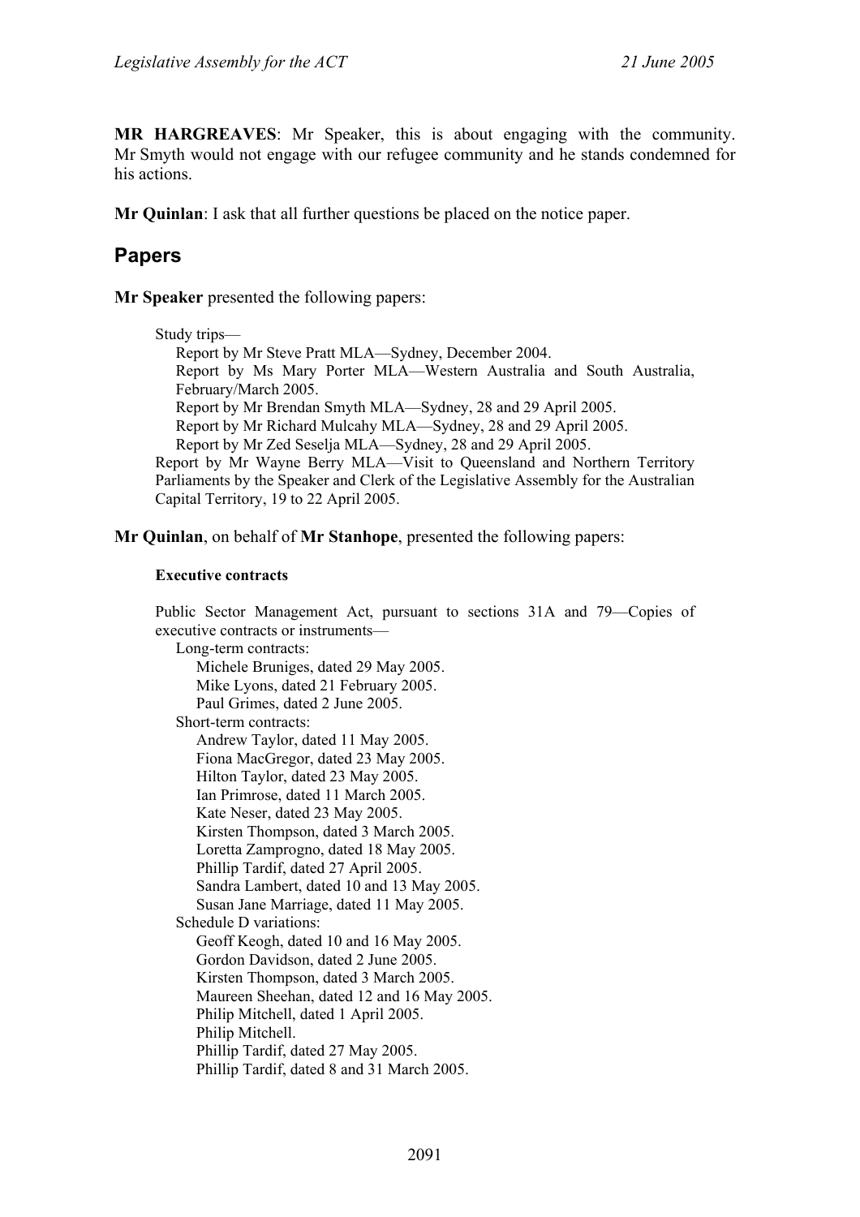**MR HARGREAVES**: Mr Speaker, this is about engaging with the community. Mr Smyth would not engage with our refugee community and he stands condemned for his actions.

**Mr Quinlan**: I ask that all further questions be placed on the notice paper.

## Papers

**Mr Speaker** presented the following papers:

Study trips—

- Report by Mr Steve Pratt MLA—Sydney, December 2004.
- Report by Ms Mary Porter MLA—Western Australia and South Australia, February/March 2005.
- Report by Mr Brendan Smyth MLA—Sydney, 28 and 29 April 2005.
- Report by Mr Richard Mulcahy MLA—Sydney, 28 and 29 April 2005.
- Report by Mr Zed Seselja MLA—Sydney, 28 and 29 April 2005.

Report by Mr Wayne Berry MLA—Visit to Queensland and Northern Territory Parliaments by the Speaker and Clerk of the Legislative Assembly for the Australian Capital Territory, 19 to 22 April 2005.

**Mr Quinlan**, on behalf of **Mr Stanhope**, presented the following papers:

**Executive contracts**

Public Sector Management Act, pursuant to sections 31A and 79—Copies of executive contracts or instruments—

- Long-term contracts:
  - Michele Bruniges, dated 29 May 2005.
  - Mike Lyons, dated 21 February 2005.
  - Paul Grimes, dated 2 June 2005.
- Short-term contracts:
  - Andrew Taylor, dated 11 May 2005.
  - Fiona MacGregor, dated 23 May 2005.
  - Hilton Taylor, dated 23 May 2005.
  - Ian Primrose, dated 11 March 2005.
  - Kate Neser, dated 23 May 2005.
  - Kirsten Thompson, dated 3 March 2005.
  - Loretta Zamprogno, dated 18 May 2005.
  - Phillip Tardif, dated 27 April 2005.
  - Sandra Lambert, dated 10 and 13 May 2005.
  - Susan Jane Marriage, dated 11 May 2005.
- Schedule D variations:
  - Geoff Keogh, dated 10 and 16 May 2005.
  - Gordon Davidson, dated 2 June 2005.
  - Kirsten Thompson, dated 3 March 2005.
  - Maureen Sheehan, dated 12 and 16 May 2005.
  - Philip Mitchell, dated 1 April 2005.
  - Philip Mitchell.
  - Phillip Tardif, dated 27 May 2005.
  - Phillip Tardif, dated 8 and 31 March 2005.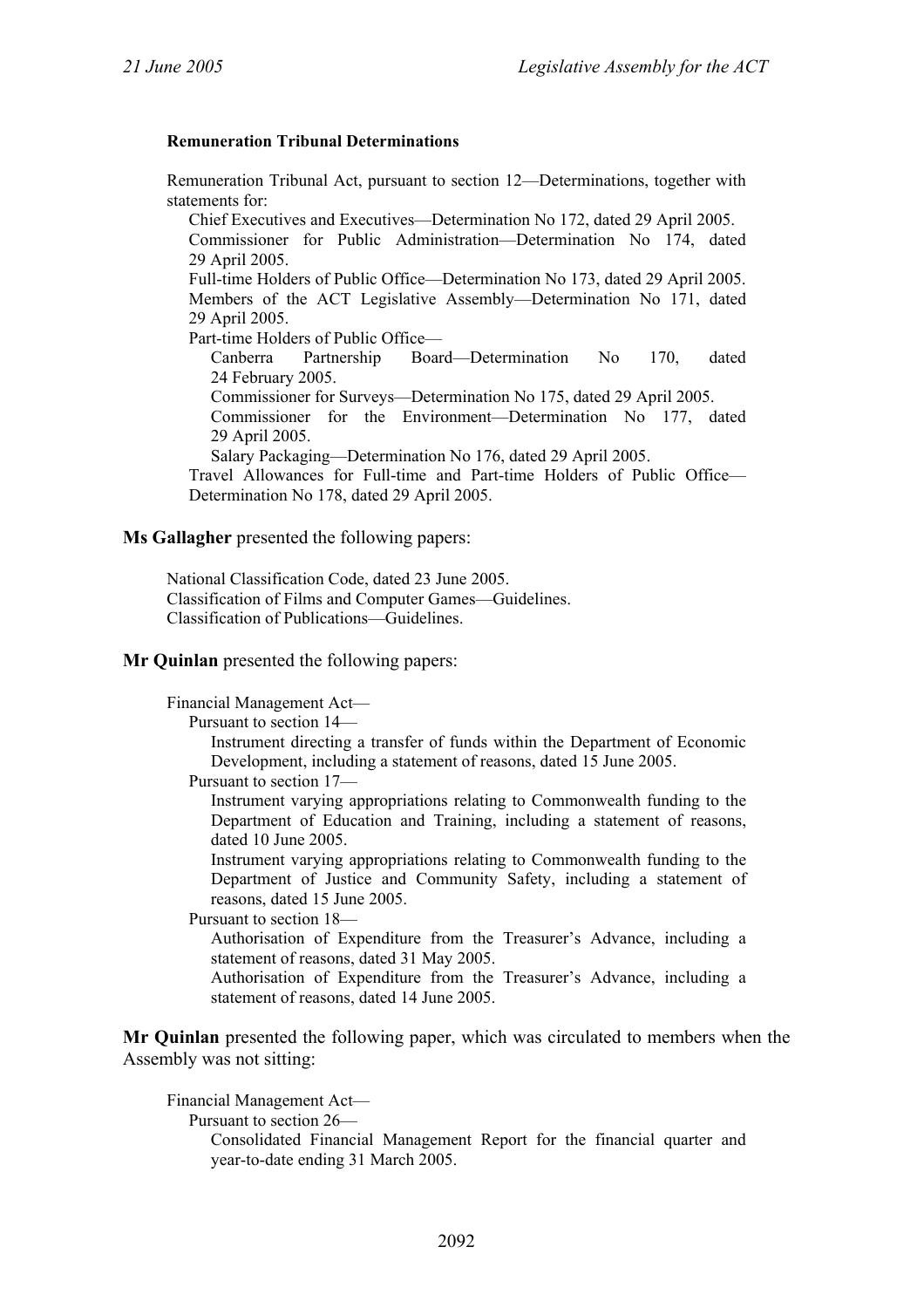**Remuneration Tribunal Determinations**

Remuneration Tribunal Act, pursuant to section 12—Determinations, together with statements for:

- Chief Executives and Executives—Determination No 172, dated 29 April 2005.
- Commissioner for Public Administration—Determination No 174, dated 29 April 2005.
- Full-time Holders of Public Office—Determination No 173, dated 29 April 2005.
- Members of the ACT Legislative Assembly—Determination No 171, dated 29 April 2005.
- Part-time Holders of Public Office—
  - Canberra Partnership Board—Determination No 170, dated 24 February 2005.
  - Commissioner for Surveys—Determination No 175, dated 29 April 2005.
  - Commissioner for the Environment—Determination No 177, dated 29 April 2005.
  - Salary Packaging—Determination No 176, dated 29 April 2005.
- Travel Allowances for Full-time and Part-time Holders of Public Office—Determination No 178, dated 29 April 2005.

**Ms Gallagher** presented the following papers:

National Classification Code, dated 23 June 2005.
Classification of Films and Computer Games—Guidelines.
Classification of Publications—Guidelines.

**Mr Quinlan** presented the following papers:

Financial Management Act—

- Pursuant to section 14—
  - Instrument directing a transfer of funds within the Department of Economic Development, including a statement of reasons, dated 15 June 2005.
- Pursuant to section 17—
  - Instrument varying appropriations relating to Commonwealth funding to the Department of Education and Training, including a statement of reasons, dated 10 June 2005.
  - Instrument varying appropriations relating to Commonwealth funding to the Department of Justice and Community Safety, including a statement of reasons, dated 15 June 2005.
- Pursuant to section 18—
  - Authorisation of Expenditure from the Treasurer's Advance, including a statement of reasons, dated 31 May 2005.
  - Authorisation of Expenditure from the Treasurer's Advance, including a statement of reasons, dated 14 June 2005.

**Mr Quinlan** presented the following paper, which was circulated to members when the Assembly was not sitting:

Financial Management Act—

- Pursuant to section 26—
  - Consolidated Financial Management Report for the financial quarter and year-to-date ending 31 March 2005.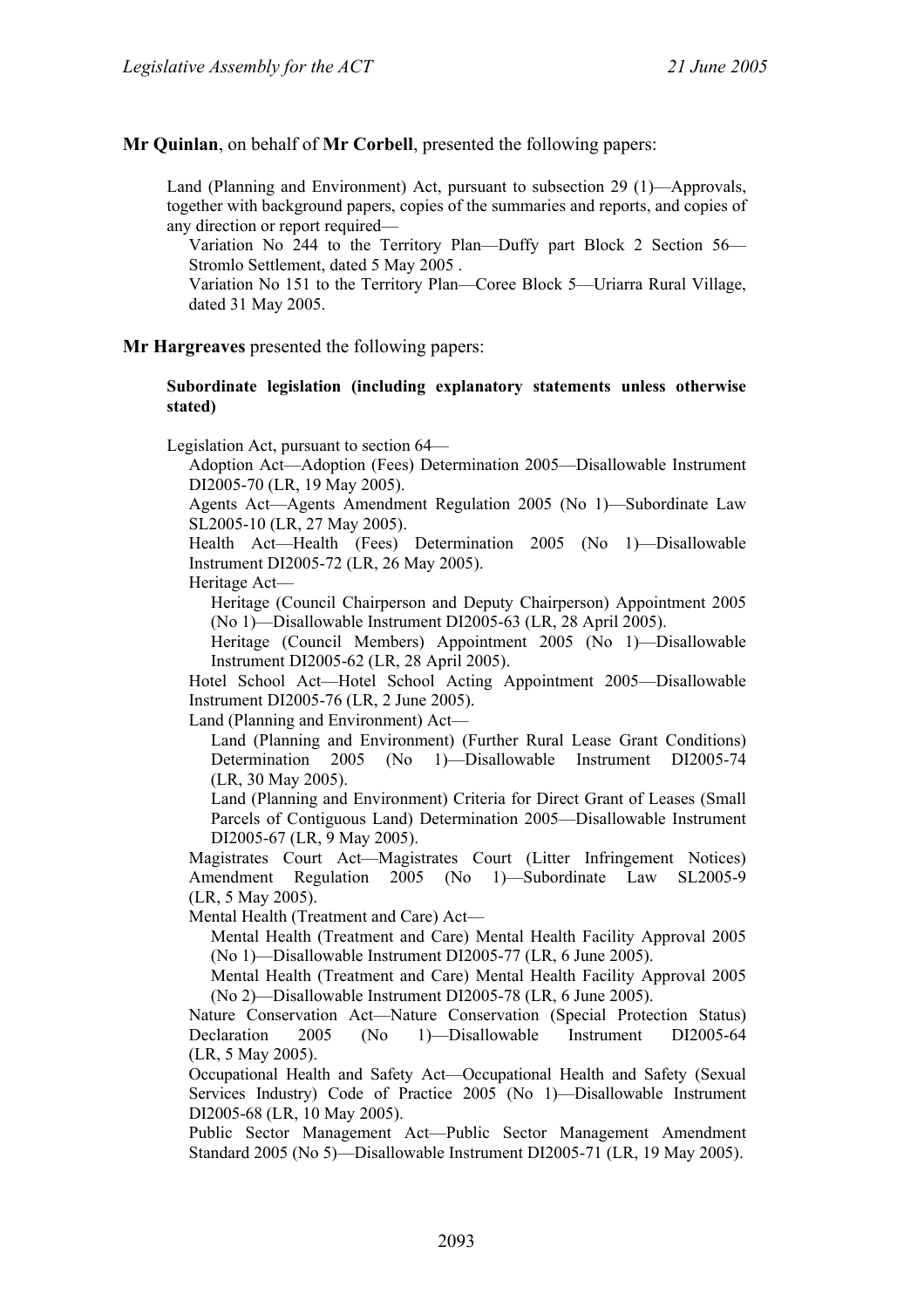**Mr Quinlan**, on behalf of **Mr Corbell**, presented the following papers:

Land (Planning and Environment) Act, pursuant to subsection 29 (1)—Approvals, together with background papers, copies of the summaries and reports, and copies of any direction or report required—

- Variation No 244 to the Territory Plan—Duffy part Block 2 Section 56—Stromlo Settlement, dated 5 May 2005 .
- Variation No 151 to the Territory Plan—Coree Block 5—Uriarra Rural Village, dated 31 May 2005.

**Mr Hargreaves** presented the following papers:

**Subordinate legislation (including explanatory statements unless otherwise stated)**

Legislation Act, pursuant to section 64—

- Adoption Act—Adoption (Fees) Determination 2005—Disallowable Instrument DI2005-70 (LR, 19 May 2005).
- Agents Act—Agents Amendment Regulation 2005 (No 1)—Subordinate Law SL2005-10 (LR, 27 May 2005).
- Health Act—Health (Fees) Determination 2005 (No 1)—Disallowable Instrument DI2005-72 (LR, 26 May 2005).
- Heritage Act—
  - Heritage (Council Chairperson and Deputy Chairperson) Appointment 2005 (No 1)—Disallowable Instrument DI2005-63 (LR, 28 April 2005).
  - Heritage (Council Members) Appointment 2005 (No 1)—Disallowable Instrument DI2005-62 (LR, 28 April 2005).
- Hotel School Act—Hotel School Acting Appointment 2005—Disallowable Instrument DI2005-76 (LR, 2 June 2005).
- Land (Planning and Environment) Act—
  - Land (Planning and Environment) (Further Rural Lease Grant Conditions) Determination 2005 (No 1)—Disallowable Instrument DI2005-74 (LR, 30 May 2005).
  - Land (Planning and Environment) Criteria for Direct Grant of Leases (Small Parcels of Contiguous Land) Determination 2005—Disallowable Instrument DI2005-67 (LR, 9 May 2005).
- Magistrates Court Act—Magistrates Court (Litter Infringement Notices) Amendment Regulation 2005 (No 1)—Subordinate Law SL2005-9 (LR, 5 May 2005).
- Mental Health (Treatment and Care) Act—
  - Mental Health (Treatment and Care) Mental Health Facility Approval 2005 (No 1)—Disallowable Instrument DI2005-77 (LR, 6 June 2005).
  - Mental Health (Treatment and Care) Mental Health Facility Approval 2005 (No 2)—Disallowable Instrument DI2005-78 (LR, 6 June 2005).
- Nature Conservation Act—Nature Conservation (Special Protection Status) Declaration 2005 (No 1)—Disallowable Instrument DI2005-64 (LR, 5 May 2005).
- Occupational Health and Safety Act—Occupational Health and Safety (Sexual Services Industry) Code of Practice 2005 (No 1)—Disallowable Instrument DI2005-68 (LR, 10 May 2005).
- Public Sector Management Act—Public Sector Management Amendment Standard 2005 (No 5)—Disallowable Instrument DI2005-71 (LR, 19 May 2005).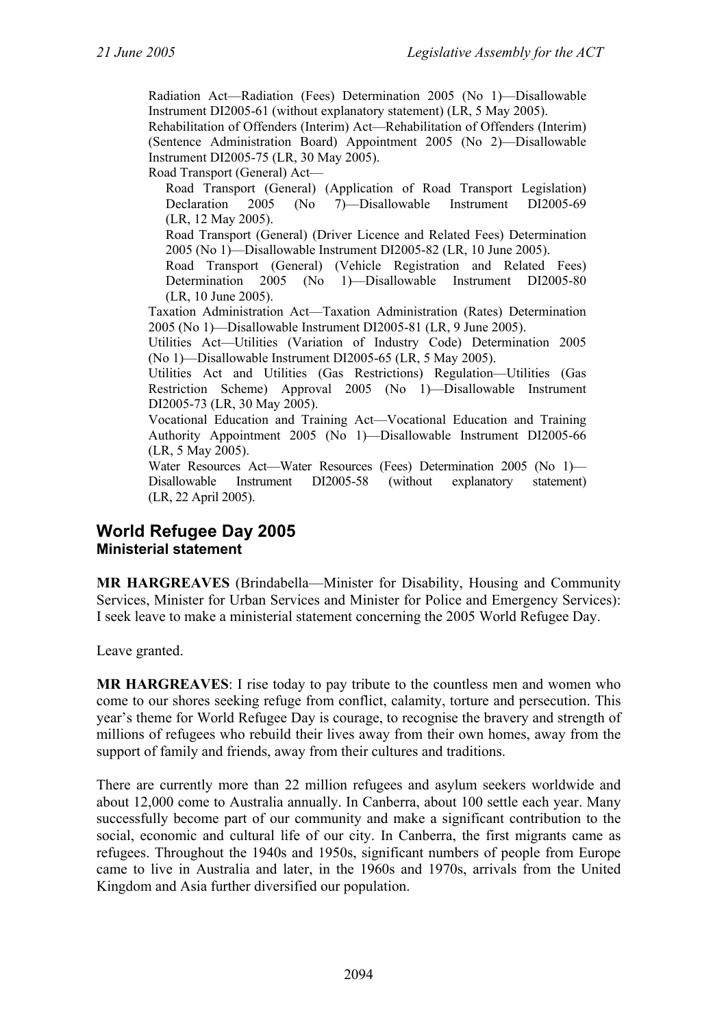Radiation Act—Radiation (Fees) Determination 2005 (No 1)—Disallowable Instrument DI2005-61 (without explanatory statement) (LR, 5 May 2005).

Rehabilitation of Offenders (Interim) Act—Rehabilitation of Offenders (Interim) (Sentence Administration Board) Appointment 2005 (No 2)—Disallowable Instrument DI2005-75 (LR, 30 May 2005).

Road Transport (General) Act—

Road Transport (General) (Application of Road Transport Legislation) Declaration 2005 (No 7)—Disallowable Instrument DI2005-69 (LR, 12 May 2005).

Road Transport (General) (Driver Licence and Related Fees) Determination 2005 (No 1)—Disallowable Instrument DI2005-82 (LR, 10 June 2005).

Road Transport (General) (Vehicle Registration and Related Fees) Determination 2005 (No 1)—Disallowable Instrument DI2005-80 (LR, 10 June 2005).

Taxation Administration Act—Taxation Administration (Rates) Determination 2005 (No 1)—Disallowable Instrument DI2005-81 (LR, 9 June 2005).

Utilities Act—Utilities (Variation of Industry Code) Determination 2005 (No 1)—Disallowable Instrument DI2005-65 (LR, 5 May 2005).

Utilities Act and Utilities (Gas Restrictions) Regulation—Utilities (Gas Restriction Scheme) Approval 2005 (No 1)—Disallowable Instrument DI2005-73 (LR, 30 May 2005).

Vocational Education and Training Act—Vocational Education and Training Authority Appointment 2005 (No 1)—Disallowable Instrument DI2005-66 (LR, 5 May 2005).

Water Resources Act—Water Resources (Fees) Determination 2005 (No 1)—Disallowable Instrument DI2005-58 (without explanatory statement) (LR, 22 April 2005).

## World Refugee Day 2005
### Ministerial statement

**MR HARGREAVES** (Brindabella—Minister for Disability, Housing and Community Services, Minister for Urban Services and Minister for Police and Emergency Services): I seek leave to make a ministerial statement concerning the 2005 World Refugee Day.

Leave granted.

**MR HARGREAVES**: I rise today to pay tribute to the countless men and women who come to our shores seeking refuge from conflict, calamity, torture and persecution. This year's theme for World Refugee Day is courage, to recognise the bravery and strength of millions of refugees who rebuild their lives away from their own homes, away from the support of family and friends, away from their cultures and traditions.

There are currently more than 22 million refugees and asylum seekers worldwide and about 12,000 come to Australia annually. In Canberra, about 100 settle each year. Many successfully become part of our community and make a significant contribution to the social, economic and cultural life of our city. In Canberra, the first migrants came as refugees. Throughout the 1940s and 1950s, significant numbers of people from Europe came to live in Australia and later, in the 1960s and 1970s, arrivals from the United Kingdom and Asia further diversified our population.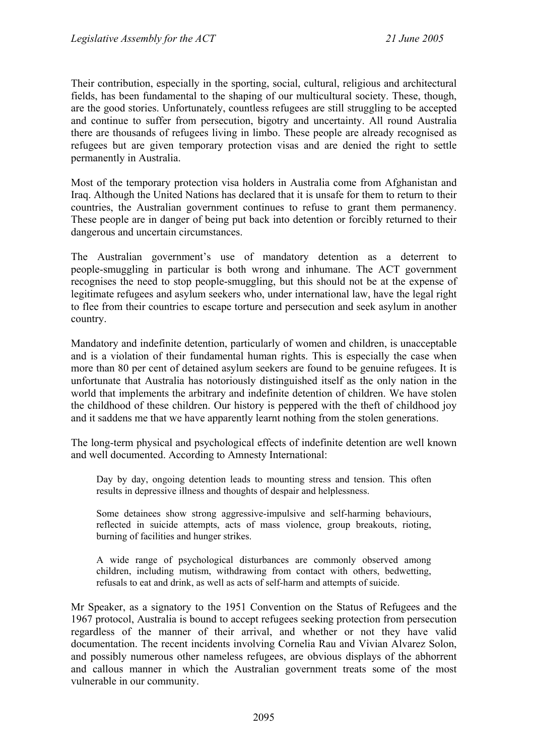Their contribution, especially in the sporting, social, cultural, religious and architectural fields, has been fundamental to the shaping of our multicultural society. These, though, are the good stories. Unfortunately, countless refugees are still struggling to be accepted and continue to suffer from persecution, bigotry and uncertainty. All round Australia there are thousands of refugees living in limbo. These people are already recognised as refugees but are given temporary protection visas and are denied the right to settle permanently in Australia.

Most of the temporary protection visa holders in Australia come from Afghanistan and Iraq. Although the United Nations has declared that it is unsafe for them to return to their countries, the Australian government continues to refuse to grant them permanency. These people are in danger of being put back into detention or forcibly returned to their dangerous and uncertain circumstances.

The Australian government's use of mandatory detention as a deterrent to people-smuggling in particular is both wrong and inhumane. The ACT government recognises the need to stop people-smuggling, but this should not be at the expense of legitimate refugees and asylum seekers who, under international law, have the legal right to flee from their countries to escape torture and persecution and seek asylum in another country.

Mandatory and indefinite detention, particularly of women and children, is unacceptable and is a violation of their fundamental human rights. This is especially the case when more than 80 per cent of detained asylum seekers are found to be genuine refugees. It is unfortunate that Australia has notoriously distinguished itself as the only nation in the world that implements the arbitrary and indefinite detention of children. We have stolen the childhood of these children. Our history is peppered with the theft of childhood joy and it saddens me that we have apparently learnt nothing from the stolen generations.

The long-term physical and psychological effects of indefinite detention are well known and well documented. According to Amnesty International:

> Day by day, ongoing detention leads to mounting stress and tension. This often results in depressive illness and thoughts of despair and helplessness.
>
> Some detainees show strong aggressive-impulsive and self-harming behaviours, reflected in suicide attempts, acts of mass violence, group breakouts, rioting, burning of facilities and hunger strikes.
>
> A wide range of psychological disturbances are commonly observed among children, including mutism, withdrawing from contact with others, bedwetting, refusals to eat and drink, as well as acts of self-harm and attempts of suicide.

Mr Speaker, as a signatory to the 1951 Convention on the Status of Refugees and the 1967 protocol, Australia is bound to accept refugees seeking protection from persecution regardless of the manner of their arrival, and whether or not they have valid documentation. The recent incidents involving Cornelia Rau and Vivian Alvarez Solon, and possibly numerous other nameless refugees, are obvious displays of the abhorrent and callous manner in which the Australian government treats some of the most vulnerable in our community.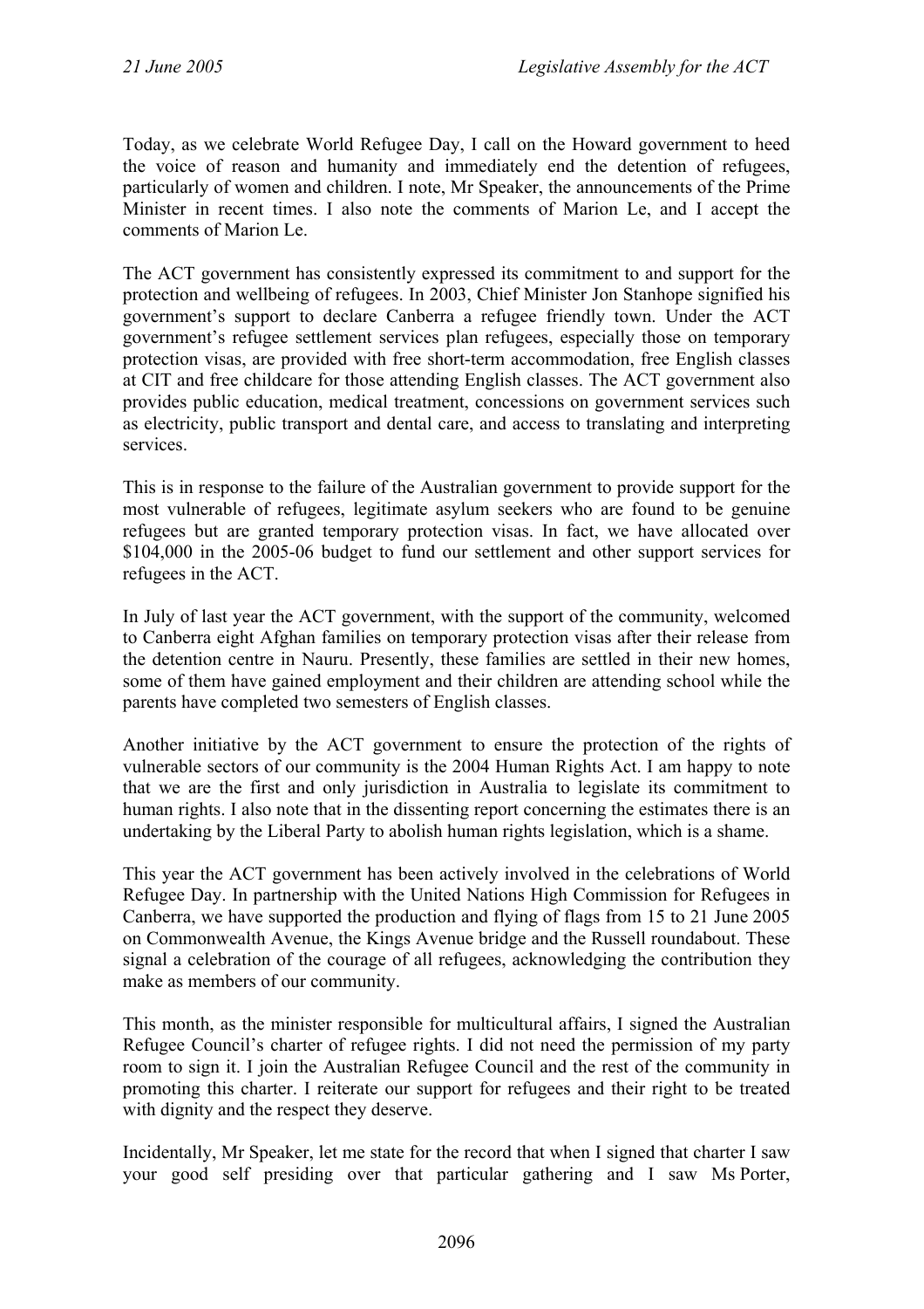Today, as we celebrate World Refugee Day, I call on the Howard government to heed the voice of reason and humanity and immediately end the detention of refugees, particularly of women and children. I note, Mr Speaker, the announcements of the Prime Minister in recent times. I also note the comments of Marion Le, and I accept the comments of Marion Le.

The ACT government has consistently expressed its commitment to and support for the protection and wellbeing of refugees. In 2003, Chief Minister Jon Stanhope signified his government's support to declare Canberra a refugee friendly town. Under the ACT government's refugee settlement services plan refugees, especially those on temporary protection visas, are provided with free short-term accommodation, free English classes at CIT and free childcare for those attending English classes. The ACT government also provides public education, medical treatment, concessions on government services such as electricity, public transport and dental care, and access to translating and interpreting services.

This is in response to the failure of the Australian government to provide support for the most vulnerable of refugees, legitimate asylum seekers who are found to be genuine refugees but are granted temporary protection visas. In fact, we have allocated over $104,000 in the 2005-06 budget to fund our settlement and other support services for refugees in the ACT.

In July of last year the ACT government, with the support of the community, welcomed to Canberra eight Afghan families on temporary protection visas after their release from the detention centre in Nauru. Presently, these families are settled in their new homes, some of them have gained employment and their children are attending school while the parents have completed two semesters of English classes.

Another initiative by the ACT government to ensure the protection of the rights of vulnerable sectors of our community is the 2004 Human Rights Act. I am happy to note that we are the first and only jurisdiction in Australia to legislate its commitment to human rights. I also note that in the dissenting report concerning the estimates there is an undertaking by the Liberal Party to abolish human rights legislation, which is a shame.

This year the ACT government has been actively involved in the celebrations of World Refugee Day. In partnership with the United Nations High Commission for Refugees in Canberra, we have supported the production and flying of flags from 15 to 21 June 2005 on Commonwealth Avenue, the Kings Avenue bridge and the Russell roundabout. These signal a celebration of the courage of all refugees, acknowledging the contribution they make as members of our community.

This month, as the minister responsible for multicultural affairs, I signed the Australian Refugee Council's charter of refugee rights. I did not need the permission of my party room to sign it. I join the Australian Refugee Council and the rest of the community in promoting this charter. I reiterate our support for refugees and their right to be treated with dignity and the respect they deserve.

Incidentally, Mr Speaker, let me state for the record that when I signed that charter I saw your good self presiding over that particular gathering and I saw Ms Porter,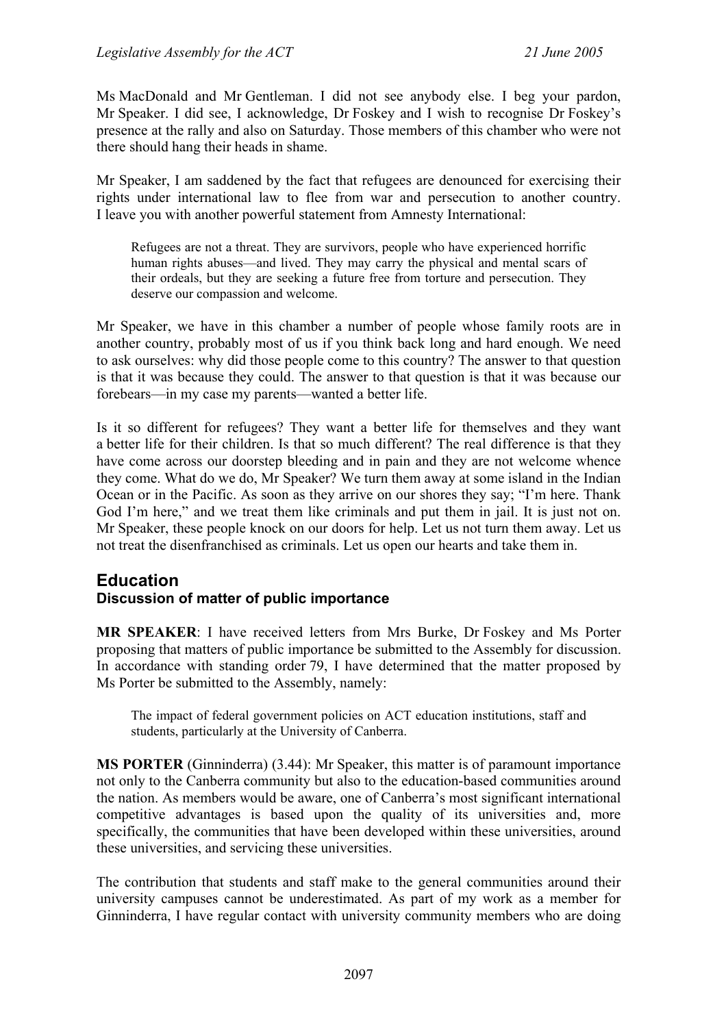Ms MacDonald and Mr Gentleman. I did not see anybody else. I beg your pardon, Mr Speaker. I did see, I acknowledge, Dr Foskey and I wish to recognise Dr Foskey's presence at the rally and also on Saturday. Those members of this chamber who were not there should hang their heads in shame.

Mr Speaker, I am saddened by the fact that refugees are denounced for exercising their rights under international law to flee from war and persecution to another country. I leave you with another powerful statement from Amnesty International:

> Refugees are not a threat. They are survivors, people who have experienced horrific human rights abuses—and lived. They may carry the physical and mental scars of their ordeals, but they are seeking a future free from torture and persecution. They deserve our compassion and welcome.

Mr Speaker, we have in this chamber a number of people whose family roots are in another country, probably most of us if you think back long and hard enough. We need to ask ourselves: why did those people come to this country? The answer to that question is that it was because they could. The answer to that question is that it was because our forebears—in my case my parents—wanted a better life.

Is it so different for refugees? They want a better life for themselves and they want a better life for their children. Is that so much different? The real difference is that they have come across our doorstep bleeding and in pain and they are not welcome whence they come. What do we do, Mr Speaker? We turn them away at some island in the Indian Ocean or in the Pacific. As soon as they arrive on our shores they say; "I'm here. Thank God I'm here," and we treat them like criminals and put them in jail. It is just not on. Mr Speaker, these people knock on our doors for help. Let us not turn them away. Let us not treat the disenfranchised as criminals. Let us open our hearts and take them in.

## Education

### Discussion of matter of public importance

**MR SPEAKER**: I have received letters from Mrs Burke, Dr Foskey and Ms Porter proposing that matters of public importance be submitted to the Assembly for discussion. In accordance with standing order 79, I have determined that the matter proposed by Ms Porter be submitted to the Assembly, namely:

> The impact of federal government policies on ACT education institutions, staff and students, particularly at the University of Canberra.

**MS PORTER** (Ginninderra) (3.44): Mr Speaker, this matter is of paramount importance not only to the Canberra community but also to the education-based communities around the nation. As members would be aware, one of Canberra's most significant international competitive advantages is based upon the quality of its universities and, more specifically, the communities that have been developed within these universities, around these universities, and servicing these universities.

The contribution that students and staff make to the general communities around their university campuses cannot be underestimated. As part of my work as a member for Ginninderra, I have regular contact with university community members who are doing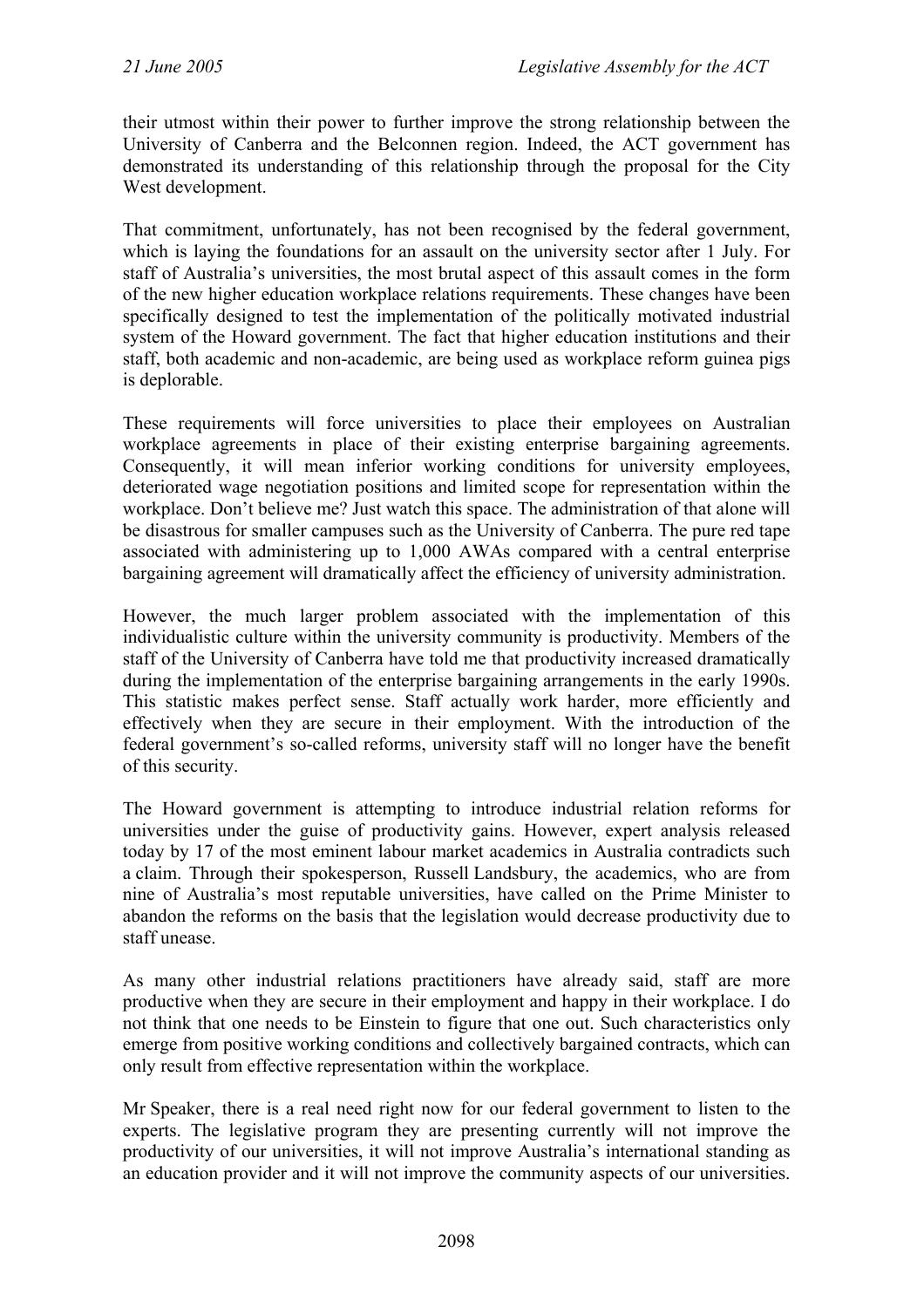their utmost within their power to further improve the strong relationship between the University of Canberra and the Belconnen region. Indeed, the ACT government has demonstrated its understanding of this relationship through the proposal for the City West development.

That commitment, unfortunately, has not been recognised by the federal government, which is laying the foundations for an assault on the university sector after 1 July. For staff of Australia's universities, the most brutal aspect of this assault comes in the form of the new higher education workplace relations requirements. These changes have been specifically designed to test the implementation of the politically motivated industrial system of the Howard government. The fact that higher education institutions and their staff, both academic and non-academic, are being used as workplace reform guinea pigs is deplorable.

These requirements will force universities to place their employees on Australian workplace agreements in place of their existing enterprise bargaining agreements. Consequently, it will mean inferior working conditions for university employees, deteriorated wage negotiation positions and limited scope for representation within the workplace. Don't believe me? Just watch this space. The administration of that alone will be disastrous for smaller campuses such as the University of Canberra. The pure red tape associated with administering up to 1,000 AWAs compared with a central enterprise bargaining agreement will dramatically affect the efficiency of university administration.

However, the much larger problem associated with the implementation of this individualistic culture within the university community is productivity. Members of the staff of the University of Canberra have told me that productivity increased dramatically during the implementation of the enterprise bargaining arrangements in the early 1990s. This statistic makes perfect sense. Staff actually work harder, more efficiently and effectively when they are secure in their employment. With the introduction of the federal government's so-called reforms, university staff will no longer have the benefit of this security.

The Howard government is attempting to introduce industrial relation reforms for universities under the guise of productivity gains. However, expert analysis released today by 17 of the most eminent labour market academics in Australia contradicts such a claim. Through their spokesperson, Russell Landsbury, the academics, who are from nine of Australia's most reputable universities, have called on the Prime Minister to abandon the reforms on the basis that the legislation would decrease productivity due to staff unease.

As many other industrial relations practitioners have already said, staff are more productive when they are secure in their employment and happy in their workplace. I do not think that one needs to be Einstein to figure that one out. Such characteristics only emerge from positive working conditions and collectively bargained contracts, which can only result from effective representation within the workplace.

Mr Speaker, there is a real need right now for our federal government to listen to the experts. The legislative program they are presenting currently will not improve the productivity of our universities, it will not improve Australia's international standing as an education provider and it will not improve the community aspects of our universities.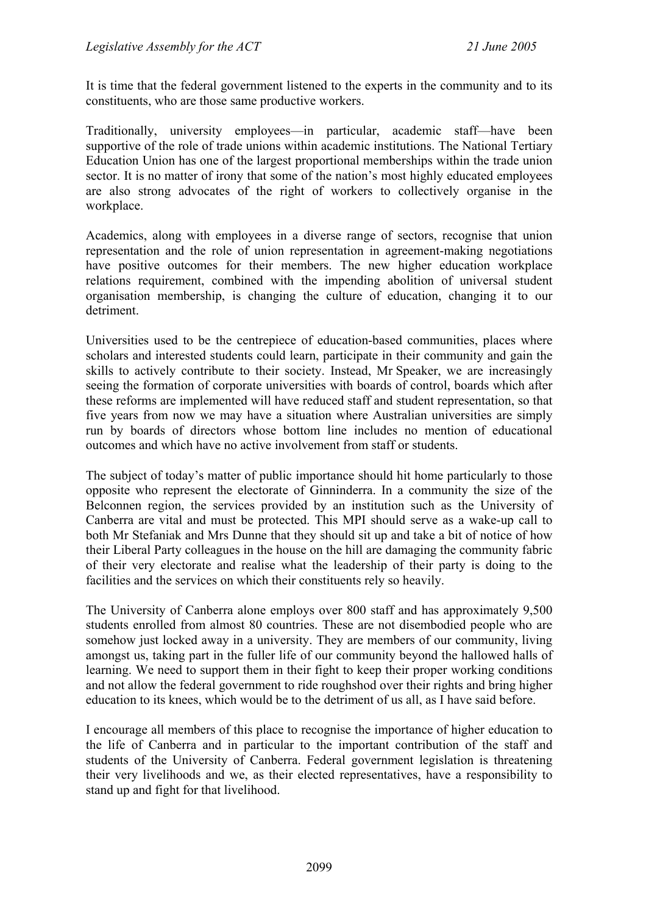It is time that the federal government listened to the experts in the community and to its constituents, who are those same productive workers.

Traditionally, university employees—in particular, academic staff—have been supportive of the role of trade unions within academic institutions. The National Tertiary Education Union has one of the largest proportional memberships within the trade union sector. It is no matter of irony that some of the nation's most highly educated employees are also strong advocates of the right of workers to collectively organise in the workplace.

Academics, along with employees in a diverse range of sectors, recognise that union representation and the role of union representation in agreement-making negotiations have positive outcomes for their members. The new higher education workplace relations requirement, combined with the impending abolition of universal student organisation membership, is changing the culture of education, changing it to our detriment.

Universities used to be the centrepiece of education-based communities, places where scholars and interested students could learn, participate in their community and gain the skills to actively contribute to their society. Instead, Mr Speaker, we are increasingly seeing the formation of corporate universities with boards of control, boards which after these reforms are implemented will have reduced staff and student representation, so that five years from now we may have a situation where Australian universities are simply run by boards of directors whose bottom line includes no mention of educational outcomes and which have no active involvement from staff or students.

The subject of today's matter of public importance should hit home particularly to those opposite who represent the electorate of Ginninderra. In a community the size of the Belconnen region, the services provided by an institution such as the University of Canberra are vital and must be protected. This MPI should serve as a wake-up call to both Mr Stefaniak and Mrs Dunne that they should sit up and take a bit of notice of how their Liberal Party colleagues in the house on the hill are damaging the community fabric of their very electorate and realise what the leadership of their party is doing to the facilities and the services on which their constituents rely so heavily.

The University of Canberra alone employs over 800 staff and has approximately 9,500 students enrolled from almost 80 countries. These are not disembodied people who are somehow just locked away in a university. They are members of our community, living amongst us, taking part in the fuller life of our community beyond the hallowed halls of learning. We need to support them in their fight to keep their proper working conditions and not allow the federal government to ride roughshod over their rights and bring higher education to its knees, which would be to the detriment of us all, as I have said before.

I encourage all members of this place to recognise the importance of higher education to the life of Canberra and in particular to the important contribution of the staff and students of the University of Canberra. Federal government legislation is threatening their very livelihoods and we, as their elected representatives, have a responsibility to stand up and fight for that livelihood.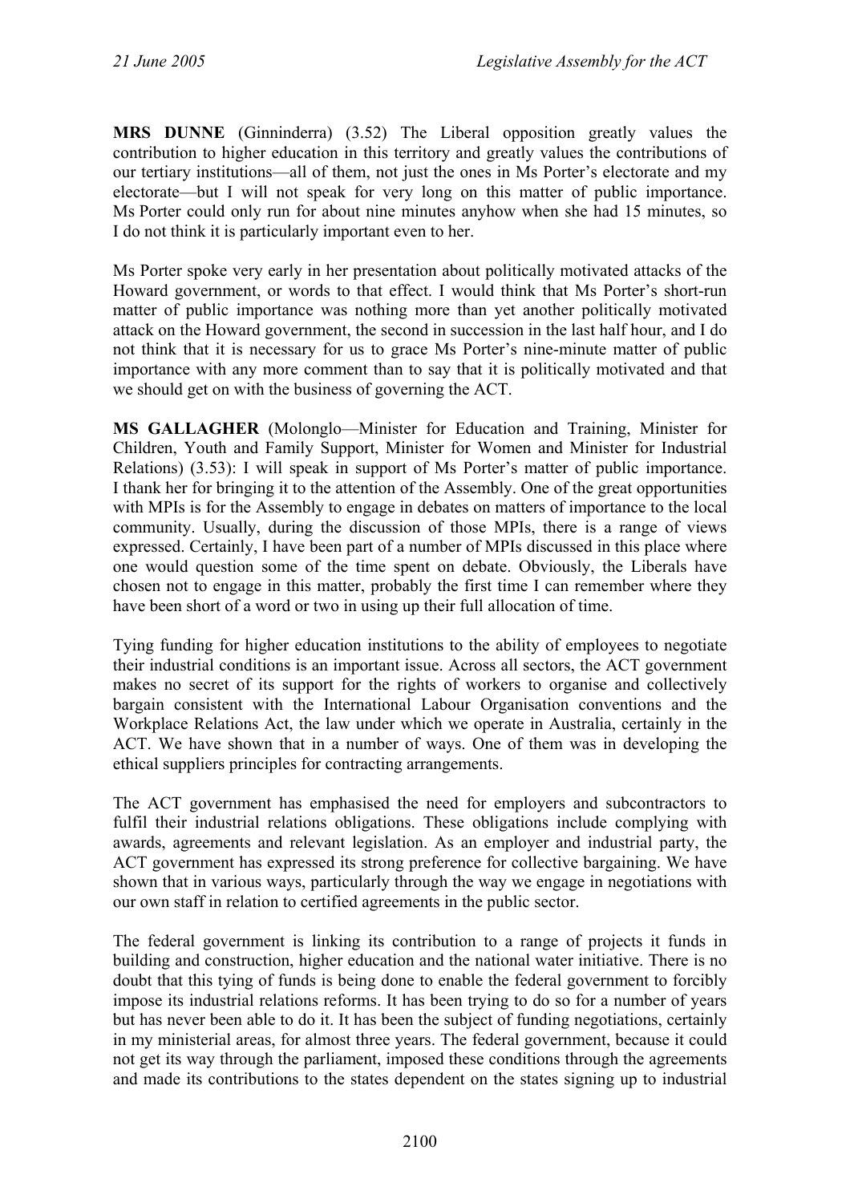**MRS DUNNE** (Ginninderra) (3.52) The Liberal opposition greatly values the contribution to higher education in this territory and greatly values the contributions of our tertiary institutions—all of them, not just the ones in Ms Porter's electorate and my electorate—but I will not speak for very long on this matter of public importance. Ms Porter could only run for about nine minutes anyhow when she had 15 minutes, so I do not think it is particularly important even to her.

Ms Porter spoke very early in her presentation about politically motivated attacks of the Howard government, or words to that effect. I would think that Ms Porter's short-run matter of public importance was nothing more than yet another politically motivated attack on the Howard government, the second in succession in the last half hour, and I do not think that it is necessary for us to grace Ms Porter's nine-minute matter of public importance with any more comment than to say that it is politically motivated and that we should get on with the business of governing the ACT.

**MS GALLAGHER** (Molonglo—Minister for Education and Training, Minister for Children, Youth and Family Support, Minister for Women and Minister for Industrial Relations) (3.53): I will speak in support of Ms Porter's matter of public importance. I thank her for bringing it to the attention of the Assembly. One of the great opportunities with MPIs is for the Assembly to engage in debates on matters of importance to the local community. Usually, during the discussion of those MPIs, there is a range of views expressed. Certainly, I have been part of a number of MPIs discussed in this place where one would question some of the time spent on debate. Obviously, the Liberals have chosen not to engage in this matter, probably the first time I can remember where they have been short of a word or two in using up their full allocation of time.

Tying funding for higher education institutions to the ability of employees to negotiate their industrial conditions is an important issue. Across all sectors, the ACT government makes no secret of its support for the rights of workers to organise and collectively bargain consistent with the International Labour Organisation conventions and the Workplace Relations Act, the law under which we operate in Australia, certainly in the ACT. We have shown that in a number of ways. One of them was in developing the ethical suppliers principles for contracting arrangements.

The ACT government has emphasised the need for employers and subcontractors to fulfil their industrial relations obligations. These obligations include complying with awards, agreements and relevant legislation. As an employer and industrial party, the ACT government has expressed its strong preference for collective bargaining. We have shown that in various ways, particularly through the way we engage in negotiations with our own staff in relation to certified agreements in the public sector.

The federal government is linking its contribution to a range of projects it funds in building and construction, higher education and the national water initiative. There is no doubt that this tying of funds is being done to enable the federal government to forcibly impose its industrial relations reforms. It has been trying to do so for a number of years but has never been able to do it. It has been the subject of funding negotiations, certainly in my ministerial areas, for almost three years. The federal government, because it could not get its way through the parliament, imposed these conditions through the agreements and made its contributions to the states dependent on the states signing up to industrial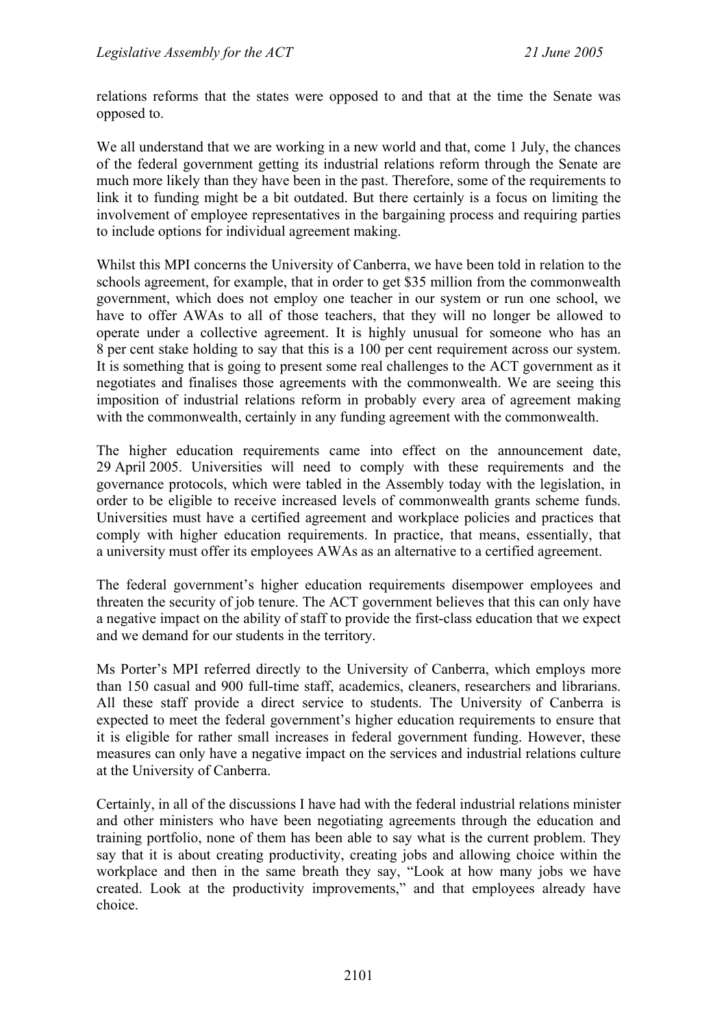relations reforms that the states were opposed to and that at the time the Senate was opposed to.

We all understand that we are working in a new world and that, come 1 July, the chances of the federal government getting its industrial relations reform through the Senate are much more likely than they have been in the past. Therefore, some of the requirements to link it to funding might be a bit outdated. But there certainly is a focus on limiting the involvement of employee representatives in the bargaining process and requiring parties to include options for individual agreement making.

Whilst this MPI concerns the University of Canberra, we have been told in relation to the schools agreement, for example, that in order to get $35 million from the commonwealth government, which does not employ one teacher in our system or run one school, we have to offer AWAs to all of those teachers, that they will no longer be allowed to operate under a collective agreement. It is highly unusual for someone who has an 8 per cent stake holding to say that this is a 100 per cent requirement across our system. It is something that is going to present some real challenges to the ACT government as it negotiates and finalises those agreements with the commonwealth. We are seeing this imposition of industrial relations reform in probably every area of agreement making with the commonwealth, certainly in any funding agreement with the commonwealth.

The higher education requirements came into effect on the announcement date, 29 April 2005. Universities will need to comply with these requirements and the governance protocols, which were tabled in the Assembly today with the legislation, in order to be eligible to receive increased levels of commonwealth grants scheme funds. Universities must have a certified agreement and workplace policies and practices that comply with higher education requirements. In practice, that means, essentially, that a university must offer its employees AWAs as an alternative to a certified agreement.

The federal government's higher education requirements disempower employees and threaten the security of job tenure. The ACT government believes that this can only have a negative impact on the ability of staff to provide the first-class education that we expect and we demand for our students in the territory.

Ms Porter's MPI referred directly to the University of Canberra, which employs more than 150 casual and 900 full-time staff, academics, cleaners, researchers and librarians. All these staff provide a direct service to students. The University of Canberra is expected to meet the federal government's higher education requirements to ensure that it is eligible for rather small increases in federal government funding. However, these measures can only have a negative impact on the services and industrial relations culture at the University of Canberra.

Certainly, in all of the discussions I have had with the federal industrial relations minister and other ministers who have been negotiating agreements through the education and training portfolio, none of them has been able to say what is the current problem. They say that it is about creating productivity, creating jobs and allowing choice within the workplace and then in the same breath they say, "Look at how many jobs we have created. Look at the productivity improvements," and that employees already have choice.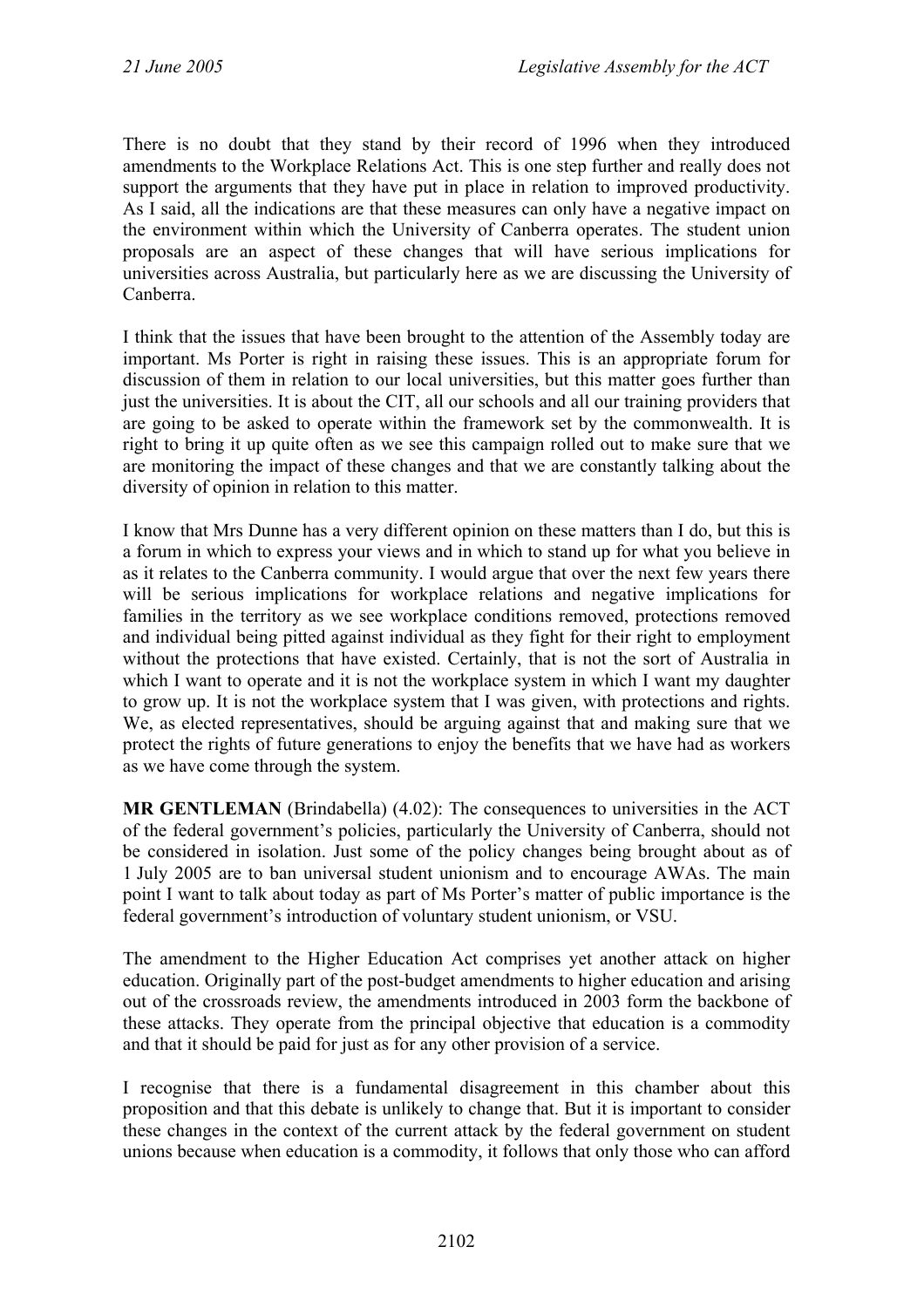There is no doubt that they stand by their record of 1996 when they introduced amendments to the Workplace Relations Act. This is one step further and really does not support the arguments that they have put in place in relation to improved productivity. As I said, all the indications are that these measures can only have a negative impact on the environment within which the University of Canberra operates. The student union proposals are an aspect of these changes that will have serious implications for universities across Australia, but particularly here as we are discussing the University of Canberra.

I think that the issues that have been brought to the attention of the Assembly today are important. Ms Porter is right in raising these issues. This is an appropriate forum for discussion of them in relation to our local universities, but this matter goes further than just the universities. It is about the CIT, all our schools and all our training providers that are going to be asked to operate within the framework set by the commonwealth. It is right to bring it up quite often as we see this campaign rolled out to make sure that we are monitoring the impact of these changes and that we are constantly talking about the diversity of opinion in relation to this matter.

I know that Mrs Dunne has a very different opinion on these matters than I do, but this is a forum in which to express your views and in which to stand up for what you believe in as it relates to the Canberra community. I would argue that over the next few years there will be serious implications for workplace relations and negative implications for families in the territory as we see workplace conditions removed, protections removed and individual being pitted against individual as they fight for their right to employment without the protections that have existed. Certainly, that is not the sort of Australia in which I want to operate and it is not the workplace system in which I want my daughter to grow up. It is not the workplace system that I was given, with protections and rights. We, as elected representatives, should be arguing against that and making sure that we protect the rights of future generations to enjoy the benefits that we have had as workers as we have come through the system.

**MR GENTLEMAN** (Brindabella) (4.02): The consequences to universities in the ACT of the federal government's policies, particularly the University of Canberra, should not be considered in isolation. Just some of the policy changes being brought about as of 1 July 2005 are to ban universal student unionism and to encourage AWAs. The main point I want to talk about today as part of Ms Porter's matter of public importance is the federal government's introduction of voluntary student unionism, or VSU.

The amendment to the Higher Education Act comprises yet another attack on higher education. Originally part of the post-budget amendments to higher education and arising out of the crossroads review, the amendments introduced in 2003 form the backbone of these attacks. They operate from the principal objective that education is a commodity and that it should be paid for just as for any other provision of a service.

I recognise that there is a fundamental disagreement in this chamber about this proposition and that this debate is unlikely to change that. But it is important to consider these changes in the context of the current attack by the federal government on student unions because when education is a commodity, it follows that only those who can afford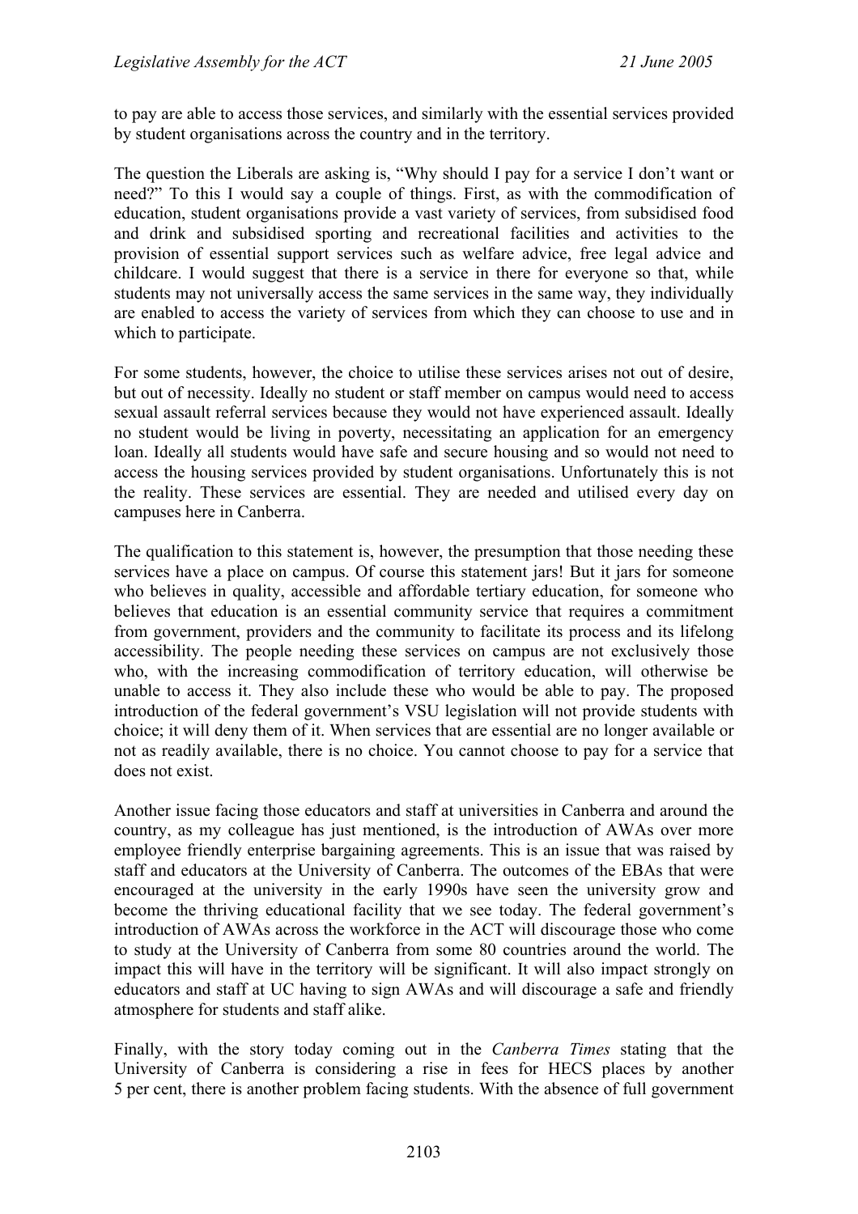to pay are able to access those services, and similarly with the essential services provided by student organisations across the country and in the territory.

The question the Liberals are asking is, "Why should I pay for a service I don't want or need?" To this I would say a couple of things. First, as with the commodification of education, student organisations provide a vast variety of services, from subsidised food and drink and subsidised sporting and recreational facilities and activities to the provision of essential support services such as welfare advice, free legal advice and childcare. I would suggest that there is a service in there for everyone so that, while students may not universally access the same services in the same way, they individually are enabled to access the variety of services from which they can choose to use and in which to participate.

For some students, however, the choice to utilise these services arises not out of desire, but out of necessity. Ideally no student or staff member on campus would need to access sexual assault referral services because they would not have experienced assault. Ideally no student would be living in poverty, necessitating an application for an emergency loan. Ideally all students would have safe and secure housing and so would not need to access the housing services provided by student organisations. Unfortunately this is not the reality. These services are essential. They are needed and utilised every day on campuses here in Canberra.

The qualification to this statement is, however, the presumption that those needing these services have a place on campus. Of course this statement jars! But it jars for someone who believes in quality, accessible and affordable tertiary education, for someone who believes that education is an essential community service that requires a commitment from government, providers and the community to facilitate its process and its lifelong accessibility. The people needing these services on campus are not exclusively those who, with the increasing commodification of territory education, will otherwise be unable to access it. They also include these who would be able to pay. The proposed introduction of the federal government's VSU legislation will not provide students with choice; it will deny them of it. When services that are essential are no longer available or not as readily available, there is no choice. You cannot choose to pay for a service that does not exist.

Another issue facing those educators and staff at universities in Canberra and around the country, as my colleague has just mentioned, is the introduction of AWAs over more employee friendly enterprise bargaining agreements. This is an issue that was raised by staff and educators at the University of Canberra. The outcomes of the EBAs that were encouraged at the university in the early 1990s have seen the university grow and become the thriving educational facility that we see today. The federal government's introduction of AWAs across the workforce in the ACT will discourage those who come to study at the University of Canberra from some 80 countries around the world. The impact this will have in the territory will be significant. It will also impact strongly on educators and staff at UC having to sign AWAs and will discourage a safe and friendly atmosphere for students and staff alike.

Finally, with the story today coming out in the *Canberra Times* stating that the University of Canberra is considering a rise in fees for HECS places by another 5 per cent, there is another problem facing students. With the absence of full government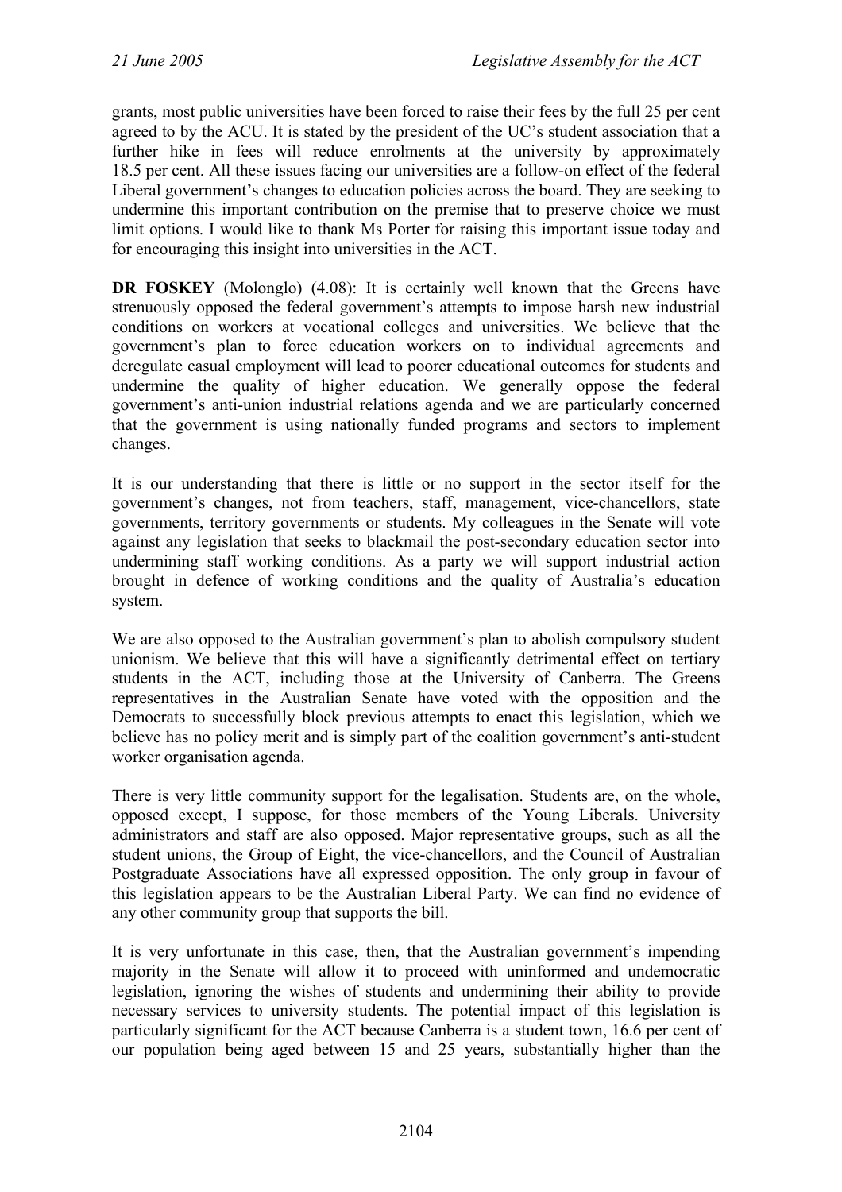grants, most public universities have been forced to raise their fees by the full 25 per cent agreed to by the ACU. It is stated by the president of the UC's student association that a further hike in fees will reduce enrolments at the university by approximately 18.5 per cent. All these issues facing our universities are a follow-on effect of the federal Liberal government's changes to education policies across the board. They are seeking to undermine this important contribution on the premise that to preserve choice we must limit options. I would like to thank Ms Porter for raising this important issue today and for encouraging this insight into universities in the ACT.

**DR FOSKEY** (Molonglo) (4.08): It is certainly well known that the Greens have strenuously opposed the federal government's attempts to impose harsh new industrial conditions on workers at vocational colleges and universities. We believe that the government's plan to force education workers on to individual agreements and deregulate casual employment will lead to poorer educational outcomes for students and undermine the quality of higher education. We generally oppose the federal government's anti-union industrial relations agenda and we are particularly concerned that the government is using nationally funded programs and sectors to implement changes.

It is our understanding that there is little or no support in the sector itself for the government's changes, not from teachers, staff, management, vice-chancellors, state governments, territory governments or students. My colleagues in the Senate will vote against any legislation that seeks to blackmail the post-secondary education sector into undermining staff working conditions. As a party we will support industrial action brought in defence of working conditions and the quality of Australia's education system.

We are also opposed to the Australian government's plan to abolish compulsory student unionism. We believe that this will have a significantly detrimental effect on tertiary students in the ACT, including those at the University of Canberra. The Greens representatives in the Australian Senate have voted with the opposition and the Democrats to successfully block previous attempts to enact this legislation, which we believe has no policy merit and is simply part of the coalition government's anti-student worker organisation agenda.

There is very little community support for the legalisation. Students are, on the whole, opposed except, I suppose, for those members of the Young Liberals. University administrators and staff are also opposed. Major representative groups, such as all the student unions, the Group of Eight, the vice-chancellors, and the Council of Australian Postgraduate Associations have all expressed opposition. The only group in favour of this legislation appears to be the Australian Liberal Party. We can find no evidence of any other community group that supports the bill.

It is very unfortunate in this case, then, that the Australian government's impending majority in the Senate will allow it to proceed with uninformed and undemocratic legislation, ignoring the wishes of students and undermining their ability to provide necessary services to university students. The potential impact of this legislation is particularly significant for the ACT because Canberra is a student town, 16.6 per cent of our population being aged between 15 and 25 years, substantially higher than the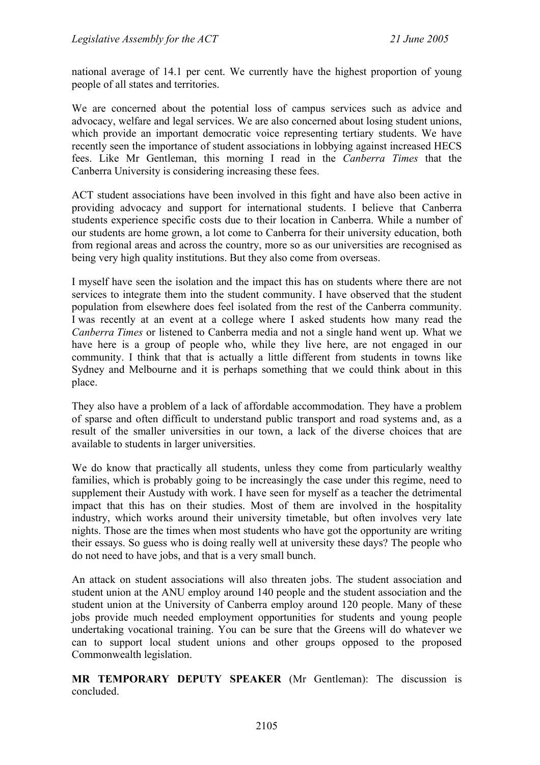national average of 14.1 per cent. We currently have the highest proportion of young people of all states and territories.

We are concerned about the potential loss of campus services such as advice and advocacy, welfare and legal services. We are also concerned about losing student unions, which provide an important democratic voice representing tertiary students. We have recently seen the importance of student associations in lobbying against increased HECS fees. Like Mr Gentleman, this morning I read in the *Canberra Times* that the Canberra University is considering increasing these fees.

ACT student associations have been involved in this fight and have also been active in providing advocacy and support for international students. I believe that Canberra students experience specific costs due to their location in Canberra. While a number of our students are home grown, a lot come to Canberra for their university education, both from regional areas and across the country, more so as our universities are recognised as being very high quality institutions. But they also come from overseas.

I myself have seen the isolation and the impact this has on students where there are not services to integrate them into the student community. I have observed that the student population from elsewhere does feel isolated from the rest of the Canberra community. I was recently at an event at a college where I asked students how many read the *Canberra Times* or listened to Canberra media and not a single hand went up. What we have here is a group of people who, while they live here, are not engaged in our community. I think that that is actually a little different from students in towns like Sydney and Melbourne and it is perhaps something that we could think about in this place.

They also have a problem of a lack of affordable accommodation. They have a problem of sparse and often difficult to understand public transport and road systems and, as a result of the smaller universities in our town, a lack of the diverse choices that are available to students in larger universities.

We do know that practically all students, unless they come from particularly wealthy families, which is probably going to be increasingly the case under this regime, need to supplement their Austudy with work. I have seen for myself as a teacher the detrimental impact that this has on their studies. Most of them are involved in the hospitality industry, which works around their university timetable, but often involves very late nights. Those are the times when most students who have got the opportunity are writing their essays. So guess who is doing really well at university these days? The people who do not need to have jobs, and that is a very small bunch.

An attack on student associations will also threaten jobs. The student association and student union at the ANU employ around 140 people and the student association and the student union at the University of Canberra employ around 120 people. Many of these jobs provide much needed employment opportunities for students and young people undertaking vocational training. You can be sure that the Greens will do whatever we can to support local student unions and other groups opposed to the proposed Commonwealth legislation.

**MR TEMPORARY DEPUTY SPEAKER** (Mr Gentleman): The discussion is concluded.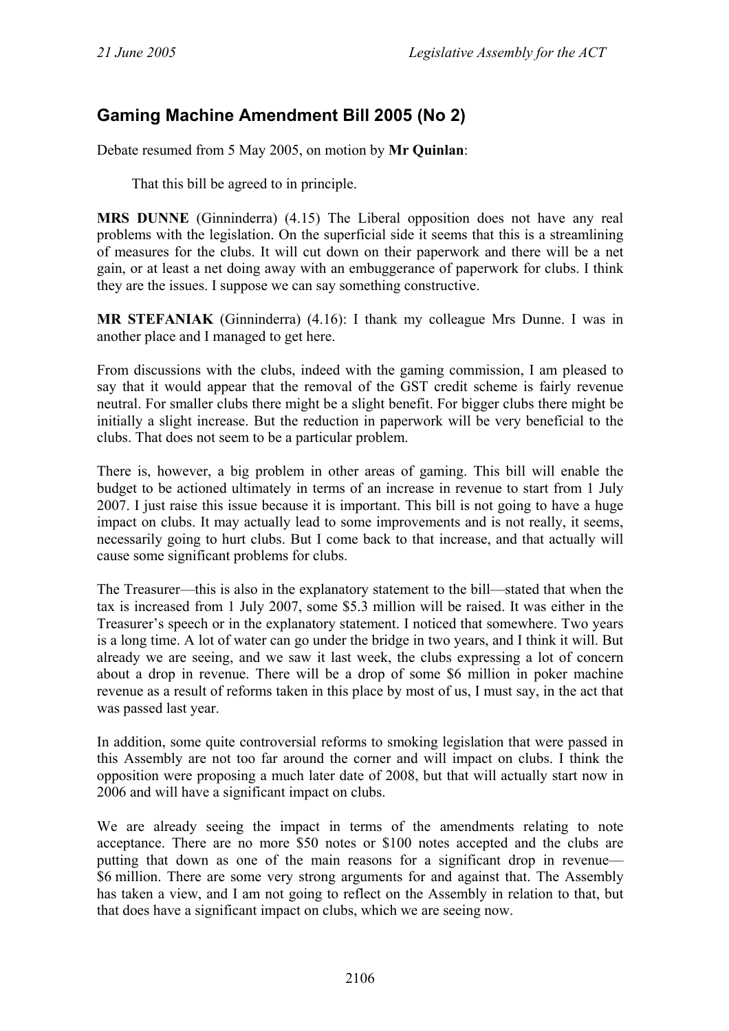## Gaming Machine Amendment Bill 2005 (No 2)

Debate resumed from 5 May 2005, on motion by **Mr Quinlan**:

> That this bill be agreed to in principle.

**MRS DUNNE** (Ginninderra) (4.15) The Liberal opposition does not have any real problems with the legislation. On the superficial side it seems that this is a streamlining of measures for the clubs. It will cut down on their paperwork and there will be a net gain, or at least a net doing away with an embuggerance of paperwork for clubs. I think they are the issues. I suppose we can say something constructive.

**MR STEFANIAK** (Ginninderra) (4.16): I thank my colleague Mrs Dunne. I was in another place and I managed to get here.

From discussions with the clubs, indeed with the gaming commission, I am pleased to say that it would appear that the removal of the GST credit scheme is fairly revenue neutral. For smaller clubs there might be a slight benefit. For bigger clubs there might be initially a slight increase. But the reduction in paperwork will be very beneficial to the clubs. That does not seem to be a particular problem.

There is, however, a big problem in other areas of gaming. This bill will enable the budget to be actioned ultimately in terms of an increase in revenue to start from 1 July 2007. I just raise this issue because it is important. This bill is not going to have a huge impact on clubs. It may actually lead to some improvements and is not really, it seems, necessarily going to hurt clubs. But I come back to that increase, and that actually will cause some significant problems for clubs.

The Treasurer—this is also in the explanatory statement to the bill—stated that when the tax is increased from 1 July 2007, some $5.3 million will be raised. It was either in the Treasurer's speech or in the explanatory statement. I noticed that somewhere. Two years is a long time. A lot of water can go under the bridge in two years, and I think it will. But already we are seeing, and we saw it last week, the clubs expressing a lot of concern about a drop in revenue. There will be a drop of some $6 million in poker machine revenue as a result of reforms taken in this place by most of us, I must say, in the act that was passed last year.

In addition, some quite controversial reforms to smoking legislation that were passed in this Assembly are not too far around the corner and will impact on clubs. I think the opposition were proposing a much later date of 2008, but that will actually start now in 2006 and will have a significant impact on clubs.

We are already seeing the impact in terms of the amendments relating to note acceptance. There are no more $50 notes or $100 notes accepted and the clubs are putting that down as one of the main reasons for a significant drop in revenue—$6 million. There are some very strong arguments for and against that. The Assembly has taken a view, and I am not going to reflect on the Assembly in relation to that, but that does have a significant impact on clubs, which we are seeing now.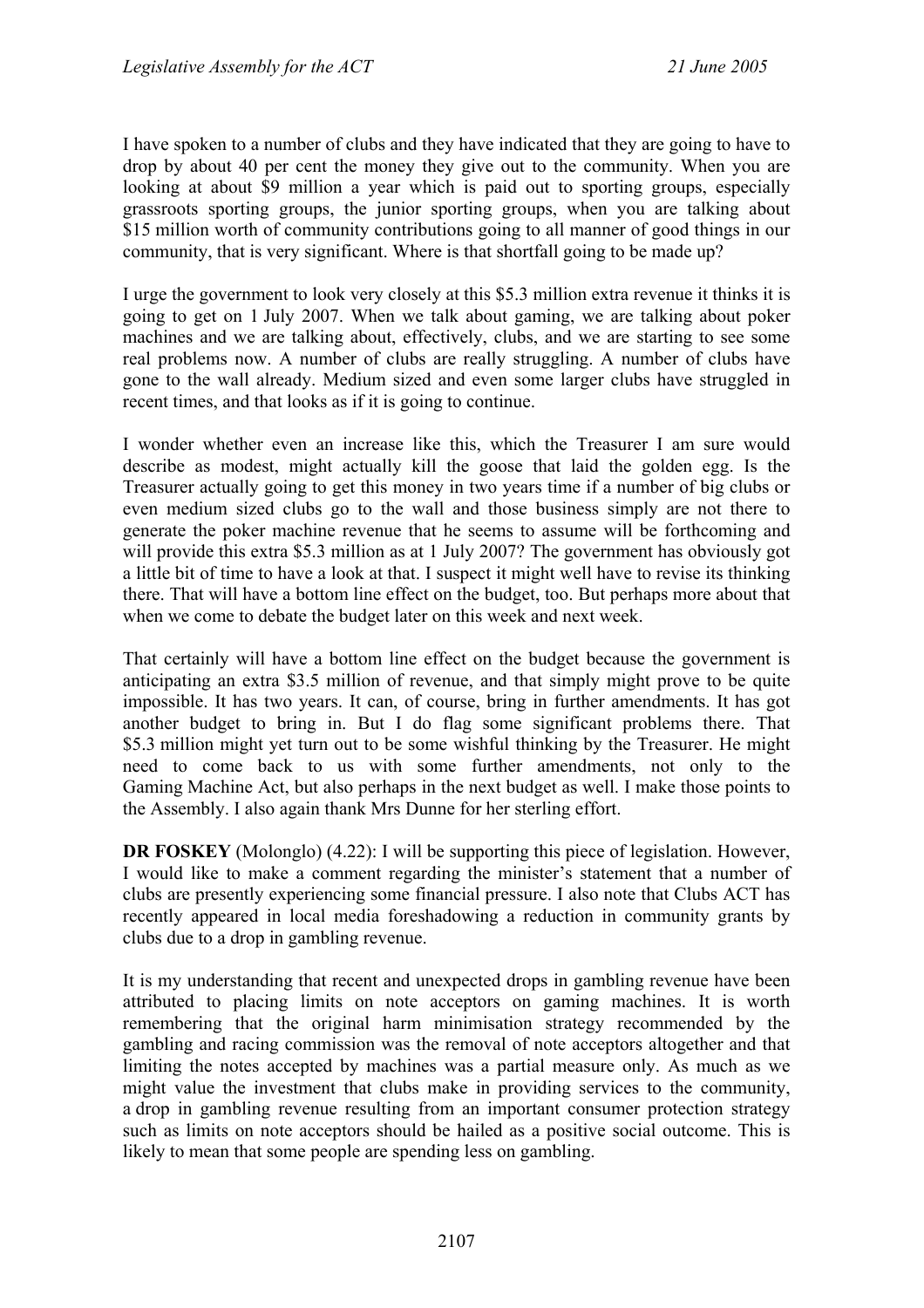I have spoken to a number of clubs and they have indicated that they are going to have to drop by about 40 per cent the money they give out to the community. When you are looking at about $9 million a year which is paid out to sporting groups, especially grassroots sporting groups, the junior sporting groups, when you are talking about $15 million worth of community contributions going to all manner of good things in our community, that is very significant. Where is that shortfall going to be made up?

I urge the government to look very closely at this $5.3 million extra revenue it thinks it is going to get on 1 July 2007. When we talk about gaming, we are talking about poker machines and we are talking about, effectively, clubs, and we are starting to see some real problems now. A number of clubs are really struggling. A number of clubs have gone to the wall already. Medium sized and even some larger clubs have struggled in recent times, and that looks as if it is going to continue.

I wonder whether even an increase like this, which the Treasurer I am sure would describe as modest, might actually kill the goose that laid the golden egg. Is the Treasurer actually going to get this money in two years time if a number of big clubs or even medium sized clubs go to the wall and those business simply are not there to generate the poker machine revenue that he seems to assume will be forthcoming and will provide this extra $5.3 million as at 1 July 2007? The government has obviously got a little bit of time to have a look at that. I suspect it might well have to revise its thinking there. That will have a bottom line effect on the budget, too. But perhaps more about that when we come to debate the budget later on this week and next week.

That certainly will have a bottom line effect on the budget because the government is anticipating an extra $3.5 million of revenue, and that simply might prove to be quite impossible. It has two years. It can, of course, bring in further amendments. It has got another budget to bring in. But I do flag some significant problems there. That $5.3 million might yet turn out to be some wishful thinking by the Treasurer. He might need to come back to us with some further amendments, not only to the Gaming Machine Act, but also perhaps in the next budget as well. I make those points to the Assembly. I also again thank Mrs Dunne for her sterling effort.

**DR FOSKEY** (Molonglo) (4.22): I will be supporting this piece of legislation. However, I would like to make a comment regarding the minister's statement that a number of clubs are presently experiencing some financial pressure. I also note that Clubs ACT has recently appeared in local media foreshadowing a reduction in community grants by clubs due to a drop in gambling revenue.

It is my understanding that recent and unexpected drops in gambling revenue have been attributed to placing limits on note acceptors on gaming machines. It is worth remembering that the original harm minimisation strategy recommended by the gambling and racing commission was the removal of note acceptors altogether and that limiting the notes accepted by machines was a partial measure only. As much as we might value the investment that clubs make in providing services to the community, a drop in gambling revenue resulting from an important consumer protection strategy such as limits on note acceptors should be hailed as a positive social outcome. This is likely to mean that some people are spending less on gambling.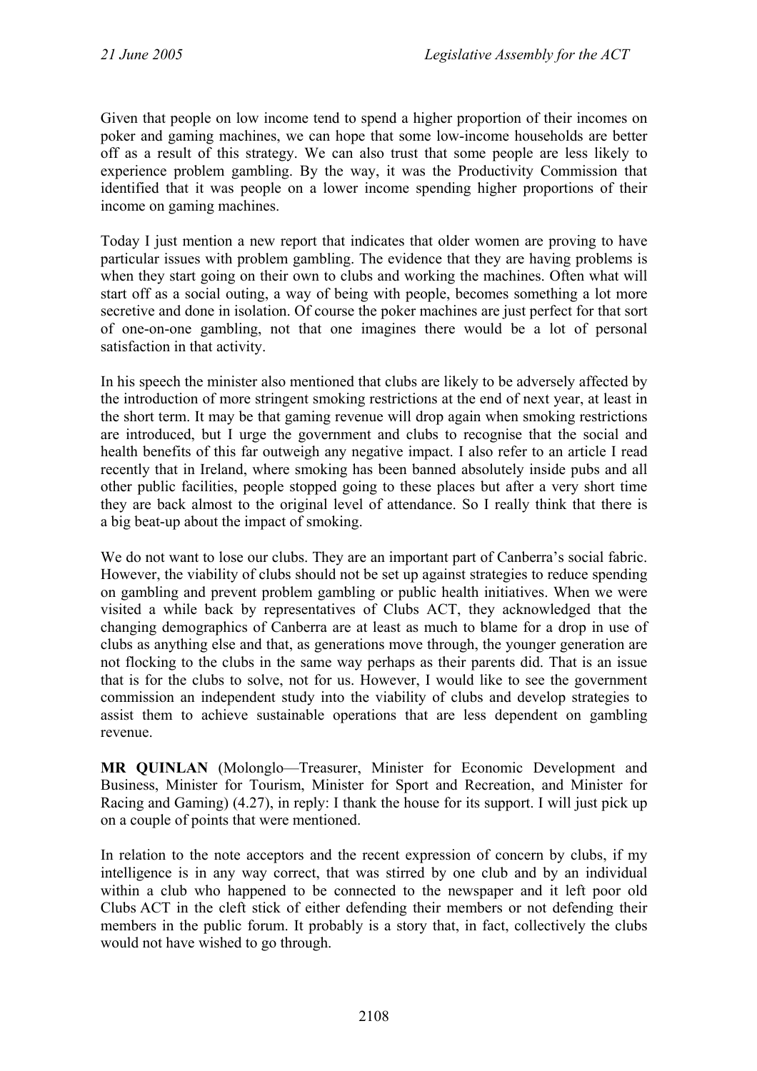Given that people on low income tend to spend a higher proportion of their incomes on poker and gaming machines, we can hope that some low-income households are better off as a result of this strategy. We can also trust that some people are less likely to experience problem gambling. By the way, it was the Productivity Commission that identified that it was people on a lower income spending higher proportions of their income on gaming machines.

Today I just mention a new report that indicates that older women are proving to have particular issues with problem gambling. The evidence that they are having problems is when they start going on their own to clubs and working the machines. Often what will start off as a social outing, a way of being with people, becomes something a lot more secretive and done in isolation. Of course the poker machines are just perfect for that sort of one-on-one gambling, not that one imagines there would be a lot of personal satisfaction in that activity.

In his speech the minister also mentioned that clubs are likely to be adversely affected by the introduction of more stringent smoking restrictions at the end of next year, at least in the short term. It may be that gaming revenue will drop again when smoking restrictions are introduced, but I urge the government and clubs to recognise that the social and health benefits of this far outweigh any negative impact. I also refer to an article I read recently that in Ireland, where smoking has been banned absolutely inside pubs and all other public facilities, people stopped going to these places but after a very short time they are back almost to the original level of attendance. So I really think that there is a big beat-up about the impact of smoking.

We do not want to lose our clubs. They are an important part of Canberra's social fabric. However, the viability of clubs should not be set up against strategies to reduce spending on gambling and prevent problem gambling or public health initiatives. When we were visited a while back by representatives of Clubs ACT, they acknowledged that the changing demographics of Canberra are at least as much to blame for a drop in use of clubs as anything else and that, as generations move through, the younger generation are not flocking to the clubs in the same way perhaps as their parents did. That is an issue that is for the clubs to solve, not for us. However, I would like to see the government commission an independent study into the viability of clubs and develop strategies to assist them to achieve sustainable operations that are less dependent on gambling revenue.

**MR QUINLAN** (Molonglo—Treasurer, Minister for Economic Development and Business, Minister for Tourism, Minister for Sport and Recreation, and Minister for Racing and Gaming) (4.27), in reply: I thank the house for its support. I will just pick up on a couple of points that were mentioned.

In relation to the note acceptors and the recent expression of concern by clubs, if my intelligence is in any way correct, that was stirred by one club and by an individual within a club who happened to be connected to the newspaper and it left poor old Clubs ACT in the cleft stick of either defending their members or not defending their members in the public forum. It probably is a story that, in fact, collectively the clubs would not have wished to go through.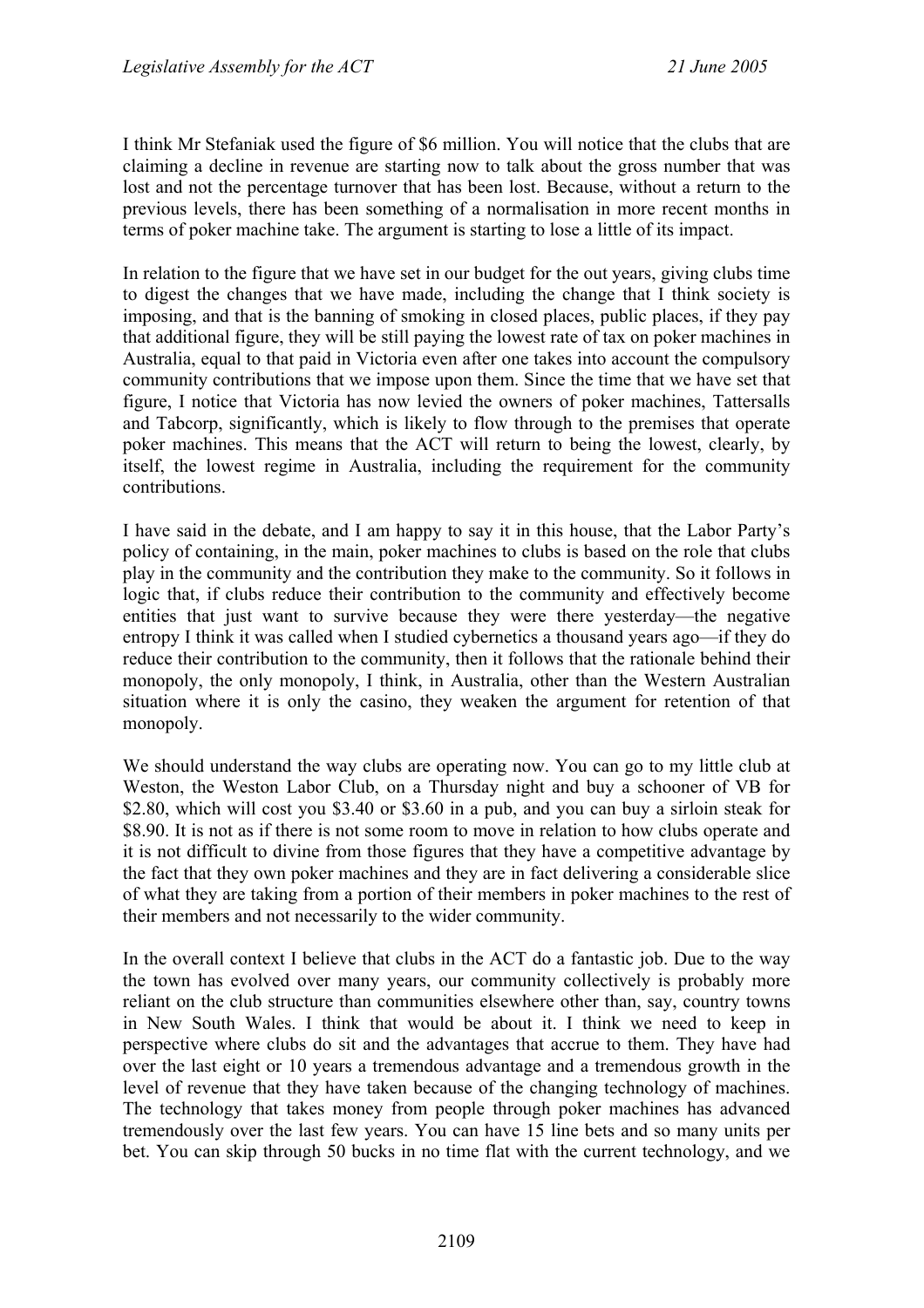I think Mr Stefaniak used the figure of $6 million. You will notice that the clubs that are claiming a decline in revenue are starting now to talk about the gross number that was lost and not the percentage turnover that has been lost. Because, without a return to the previous levels, there has been something of a normalisation in more recent months in terms of poker machine take. The argument is starting to lose a little of its impact.

In relation to the figure that we have set in our budget for the out years, giving clubs time to digest the changes that we have made, including the change that I think society is imposing, and that is the banning of smoking in closed places, public places, if they pay that additional figure, they will be still paying the lowest rate of tax on poker machines in Australia, equal to that paid in Victoria even after one takes into account the compulsory community contributions that we impose upon them. Since the time that we have set that figure, I notice that Victoria has now levied the owners of poker machines, Tattersalls and Tabcorp, significantly, which is likely to flow through to the premises that operate poker machines. This means that the ACT will return to being the lowest, clearly, by itself, the lowest regime in Australia, including the requirement for the community contributions.

I have said in the debate, and I am happy to say it in this house, that the Labor Party's policy of containing, in the main, poker machines to clubs is based on the role that clubs play in the community and the contribution they make to the community. So it follows in logic that, if clubs reduce their contribution to the community and effectively become entities that just want to survive because they were there yesterday—the negative entropy I think it was called when I studied cybernetics a thousand years ago—if they do reduce their contribution to the community, then it follows that the rationale behind their monopoly, the only monopoly, I think, in Australia, other than the Western Australian situation where it is only the casino, they weaken the argument for retention of that monopoly.

We should understand the way clubs are operating now. You can go to my little club at Weston, the Weston Labor Club, on a Thursday night and buy a schooner of VB for $2.80, which will cost you $3.40 or $3.60 in a pub, and you can buy a sirloin steak for $8.90. It is not as if there is not some room to move in relation to how clubs operate and it is not difficult to divine from those figures that they have a competitive advantage by the fact that they own poker machines and they are in fact delivering a considerable slice of what they are taking from a portion of their members in poker machines to the rest of their members and not necessarily to the wider community.

In the overall context I believe that clubs in the ACT do a fantastic job. Due to the way the town has evolved over many years, our community collectively is probably more reliant on the club structure than communities elsewhere other than, say, country towns in New South Wales. I think that would be about it. I think we need to keep in perspective where clubs do sit and the advantages that accrue to them. They have had over the last eight or 10 years a tremendous advantage and a tremendous growth in the level of revenue that they have taken because of the changing technology of machines. The technology that takes money from people through poker machines has advanced tremendously over the last few years. You can have 15 line bets and so many units per bet. You can skip through 50 bucks in no time flat with the current technology, and we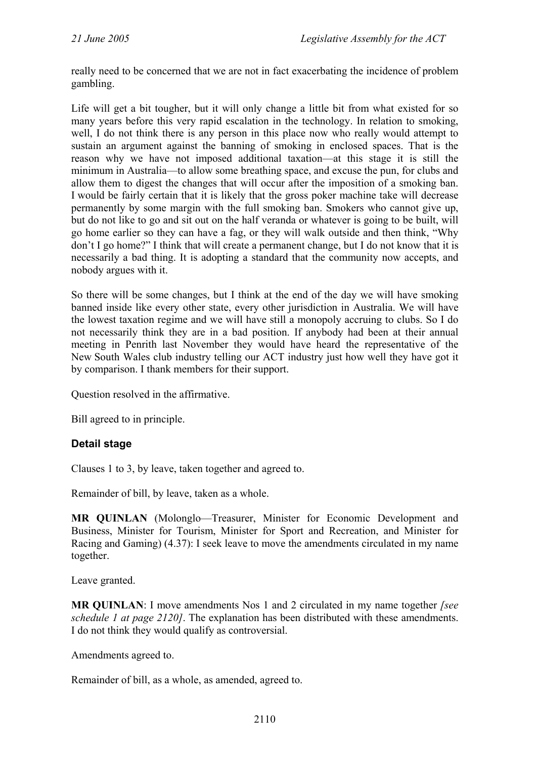really need to be concerned that we are not in fact exacerbating the incidence of problem gambling.

Life will get a bit tougher, but it will only change a little bit from what existed for so many years before this very rapid escalation in the technology. In relation to smoking, well, I do not think there is any person in this place now who really would attempt to sustain an argument against the banning of smoking in enclosed spaces. That is the reason why we have not imposed additional taxation—at this stage it is still the minimum in Australia—to allow some breathing space, and excuse the pun, for clubs and allow them to digest the changes that will occur after the imposition of a smoking ban. I would be fairly certain that it is likely that the gross poker machine take will decrease permanently by some margin with the full smoking ban. Smokers who cannot give up, but do not like to go and sit out on the half veranda or whatever is going to be built, will go home earlier so they can have a fag, or they will walk outside and then think, "Why don't I go home?" I think that will create a permanent change, but I do not know that it is necessarily a bad thing. It is adopting a standard that the community now accepts, and nobody argues with it.

So there will be some changes, but I think at the end of the day we will have smoking banned inside like every other state, every other jurisdiction in Australia. We will have the lowest taxation regime and we will have still a monopoly accruing to clubs. So I do not necessarily think they are in a bad position. If anybody had been at their annual meeting in Penrith last November they would have heard the representative of the New South Wales club industry telling our ACT industry just how well they have got it by comparison. I thank members for their support.

Question resolved in the affirmative.

Bill agreed to in principle.

### Detail stage

Clauses 1 to 3, by leave, taken together and agreed to.

Remainder of bill, by leave, taken as a whole.

**MR QUINLAN** (Molonglo—Treasurer, Minister for Economic Development and Business, Minister for Tourism, Minister for Sport and Recreation, and Minister for Racing and Gaming) (4.37): I seek leave to move the amendments circulated in my name together.

Leave granted.

**MR QUINLAN**: I move amendments Nos 1 and 2 circulated in my name together *[see schedule 1 at page 2120]*. The explanation has been distributed with these amendments. I do not think they would qualify as controversial.

Amendments agreed to.

Remainder of bill, as a whole, as amended, agreed to.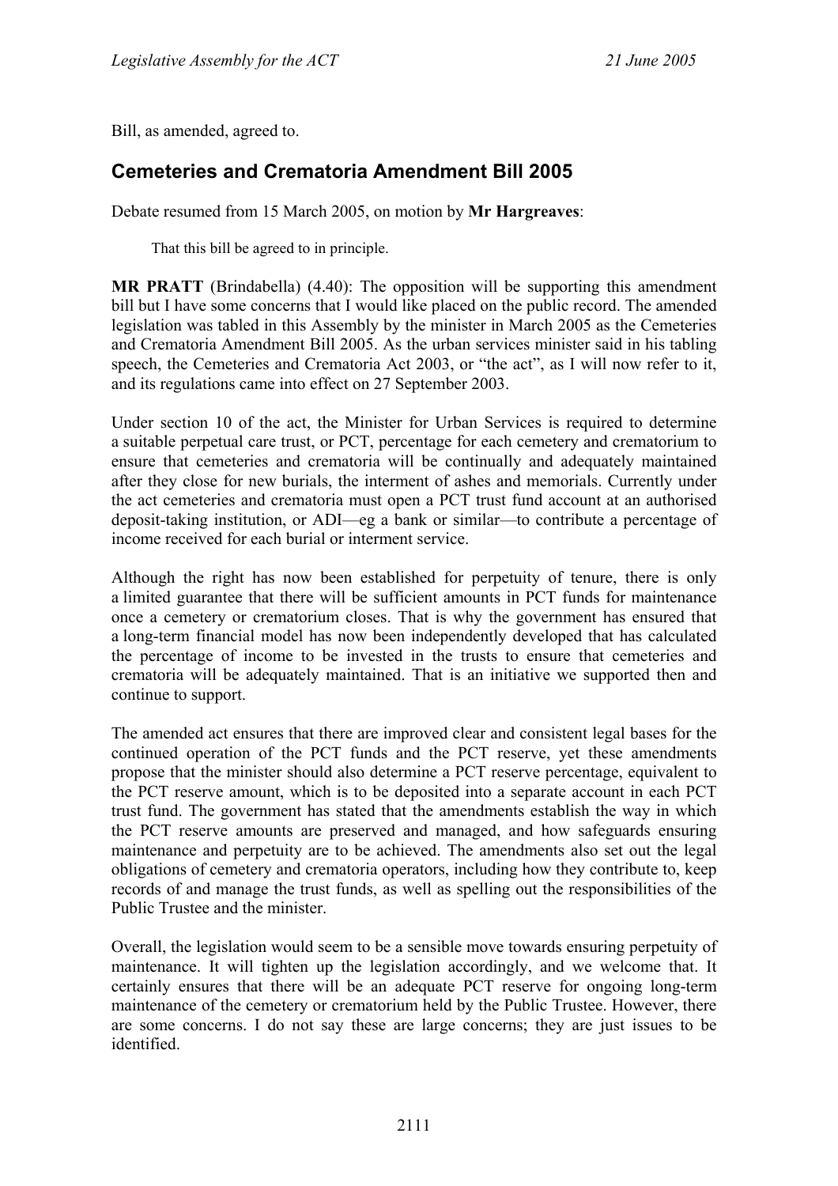Bill, as amended, agreed to.

## Cemeteries and Crematoria Amendment Bill 2005

Debate resumed from 15 March 2005, on motion by **Mr Hargreaves**:

> That this bill be agreed to in principle.

**MR PRATT** (Brindabella) (4.40): The opposition will be supporting this amendment bill but I have some concerns that I would like placed on the public record. The amended legislation was tabled in this Assembly by the minister in March 2005 as the Cemeteries and Crematoria Amendment Bill 2005. As the urban services minister said in his tabling speech, the Cemeteries and Crematoria Act 2003, or "the act", as I will now refer to it, and its regulations came into effect on 27 September 2003.

Under section 10 of the act, the Minister for Urban Services is required to determine a suitable perpetual care trust, or PCT, percentage for each cemetery and crematorium to ensure that cemeteries and crematoria will be continually and adequately maintained after they close for new burials, the interment of ashes and memorials. Currently under the act cemeteries and crematoria must open a PCT trust fund account at an authorised deposit-taking institution, or ADI—eg a bank or similar—to contribute a percentage of income received for each burial or interment service.

Although the right has now been established for perpetuity of tenure, there is only a limited guarantee that there will be sufficient amounts in PCT funds for maintenance once a cemetery or crematorium closes. That is why the government has ensured that a long-term financial model has now been independently developed that has calculated the percentage of income to be invested in the trusts to ensure that cemeteries and crematoria will be adequately maintained. That is an initiative we supported then and continue to support.

The amended act ensures that there are improved clear and consistent legal bases for the continued operation of the PCT funds and the PCT reserve, yet these amendments propose that the minister should also determine a PCT reserve percentage, equivalent to the PCT reserve amount, which is to be deposited into a separate account in each PCT trust fund. The government has stated that the amendments establish the way in which the PCT reserve amounts are preserved and managed, and how safeguards ensuring maintenance and perpetuity are to be achieved. The amendments also set out the legal obligations of cemetery and crematoria operators, including how they contribute to, keep records of and manage the trust funds, as well as spelling out the responsibilities of the Public Trustee and the minister.

Overall, the legislation would seem to be a sensible move towards ensuring perpetuity of maintenance. It will tighten up the legislation accordingly, and we welcome that. It certainly ensures that there will be an adequate PCT reserve for ongoing long-term maintenance of the cemetery or crematorium held by the Public Trustee. However, there are some concerns. I do not say these are large concerns; they are just issues to be identified.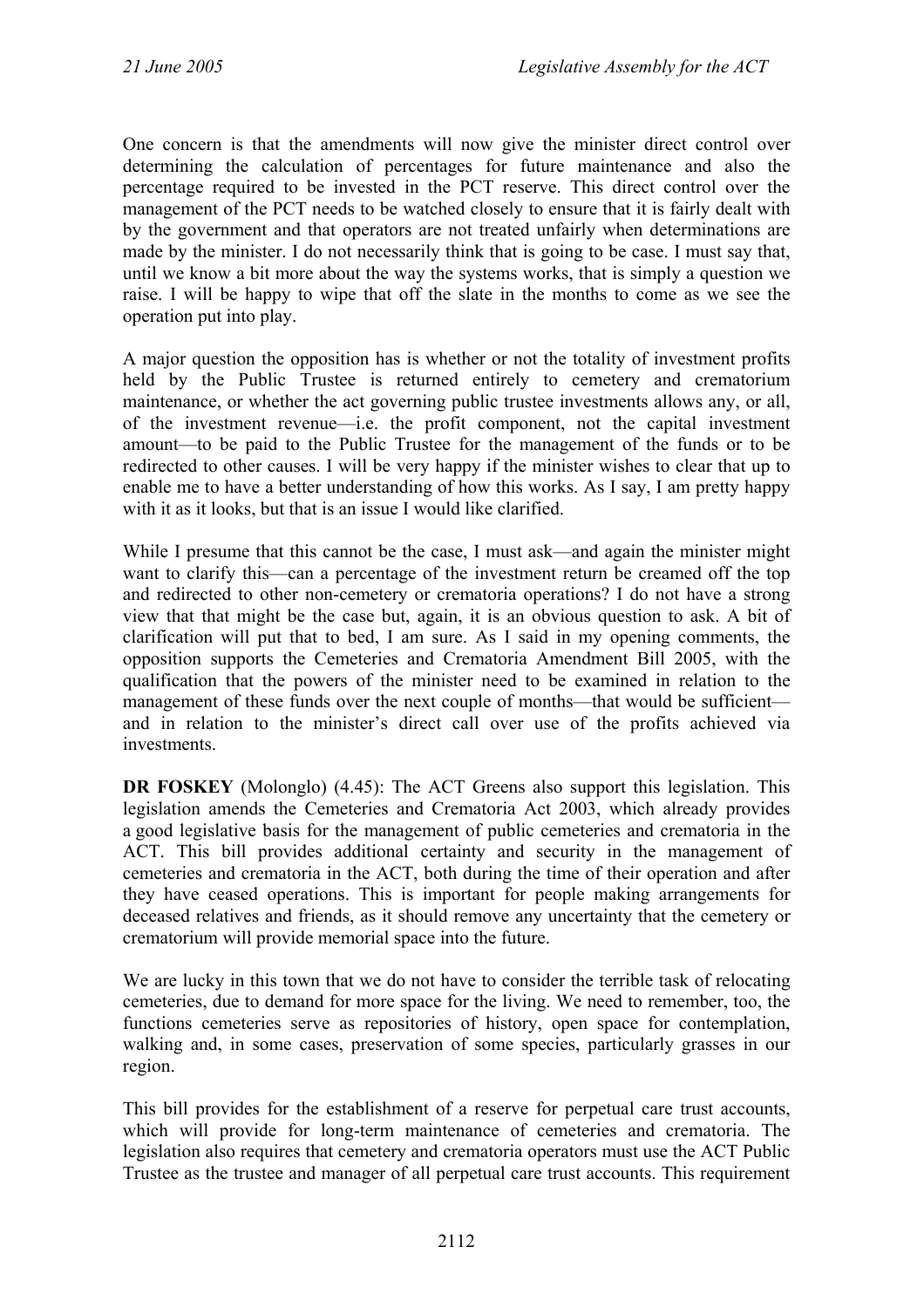One concern is that the amendments will now give the minister direct control over determining the calculation of percentages for future maintenance and also the percentage required to be invested in the PCT reserve. This direct control over the management of the PCT needs to be watched closely to ensure that it is fairly dealt with by the government and that operators are not treated unfairly when determinations are made by the minister. I do not necessarily think that is going to be case. I must say that, until we know a bit more about the way the systems works, that is simply a question we raise. I will be happy to wipe that off the slate in the months to come as we see the operation put into play.

A major question the opposition has is whether or not the totality of investment profits held by the Public Trustee is returned entirely to cemetery and crematorium maintenance, or whether the act governing public trustee investments allows any, or all, of the investment revenue—i.e. the profit component, not the capital investment amount—to be paid to the Public Trustee for the management of the funds or to be redirected to other causes. I will be very happy if the minister wishes to clear that up to enable me to have a better understanding of how this works. As I say, I am pretty happy with it as it looks, but that is an issue I would like clarified.

While I presume that this cannot be the case, I must ask—and again the minister might want to clarify this—can a percentage of the investment return be creamed off the top and redirected to other non-cemetery or crematoria operations? I do not have a strong view that that might be the case but, again, it is an obvious question to ask. A bit of clarification will put that to bed, I am sure. As I said in my opening comments, the opposition supports the Cemeteries and Crematoria Amendment Bill 2005, with the qualification that the powers of the minister need to be examined in relation to the management of these funds over the next couple of months—that would be sufficient—and in relation to the minister's direct call over use of the profits achieved via investments.

**DR FOSKEY** (Molonglo) (4.45): The ACT Greens also support this legislation. This legislation amends the Cemeteries and Crematoria Act 2003, which already provides a good legislative basis for the management of public cemeteries and crematoria in the ACT. This bill provides additional certainty and security in the management of cemeteries and crematoria in the ACT, both during the time of their operation and after they have ceased operations. This is important for people making arrangements for deceased relatives and friends, as it should remove any uncertainty that the cemetery or crematorium will provide memorial space into the future.

We are lucky in this town that we do not have to consider the terrible task of relocating cemeteries, due to demand for more space for the living. We need to remember, too, the functions cemeteries serve as repositories of history, open space for contemplation, walking and, in some cases, preservation of some species, particularly grasses in our region.

This bill provides for the establishment of a reserve for perpetual care trust accounts, which will provide for long-term maintenance of cemeteries and crematoria. The legislation also requires that cemetery and crematoria operators must use the ACT Public Trustee as the trustee and manager of all perpetual care trust accounts. This requirement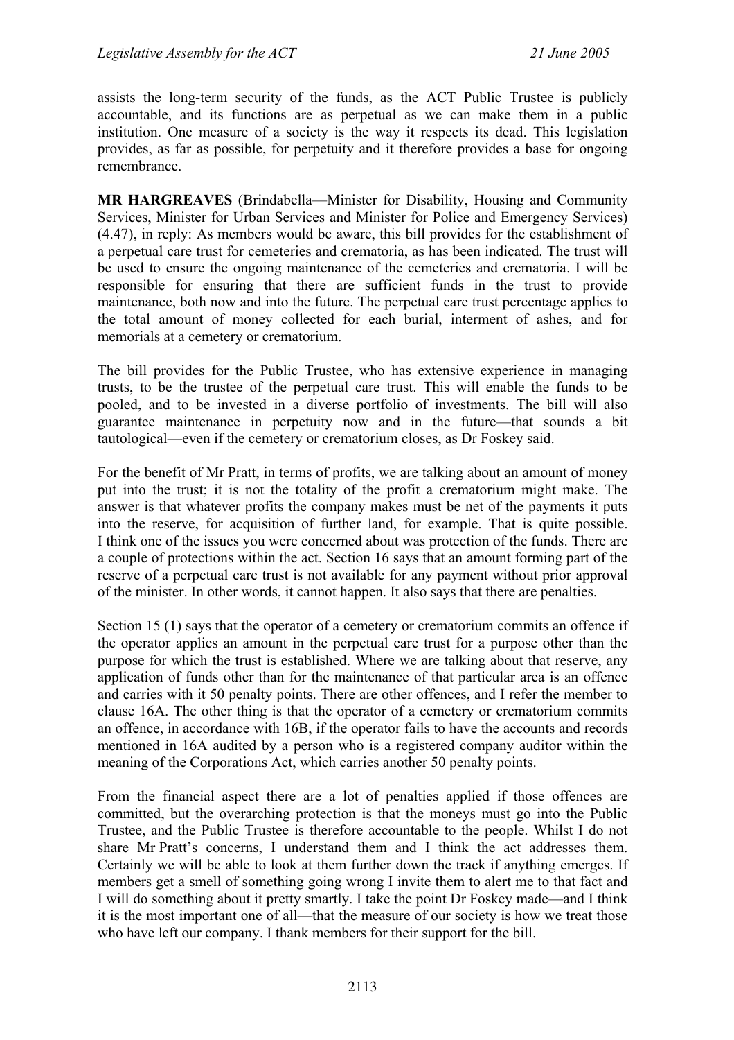assists the long-term security of the funds, as the ACT Public Trustee is publicly accountable, and its functions are as perpetual as we can make them in a public institution. One measure of a society is the way it respects its dead. This legislation provides, as far as possible, for perpetuity and it therefore provides a base for ongoing remembrance.

**MR HARGREAVES** (Brindabella—Minister for Disability, Housing and Community Services, Minister for Urban Services and Minister for Police and Emergency Services) (4.47), in reply: As members would be aware, this bill provides for the establishment of a perpetual care trust for cemeteries and crematoria, as has been indicated. The trust will be used to ensure the ongoing maintenance of the cemeteries and crematoria. I will be responsible for ensuring that there are sufficient funds in the trust to provide maintenance, both now and into the future. The perpetual care trust percentage applies to the total amount of money collected for each burial, interment of ashes, and for memorials at a cemetery or crematorium.

The bill provides for the Public Trustee, who has extensive experience in managing trusts, to be the trustee of the perpetual care trust. This will enable the funds to be pooled, and to be invested in a diverse portfolio of investments. The bill will also guarantee maintenance in perpetuity now and in the future—that sounds a bit tautological—even if the cemetery or crematorium closes, as Dr Foskey said.

For the benefit of Mr Pratt, in terms of profits, we are talking about an amount of money put into the trust; it is not the totality of the profit a crematorium might make. The answer is that whatever profits the company makes must be net of the payments it puts into the reserve, for acquisition of further land, for example. That is quite possible. I think one of the issues you were concerned about was protection of the funds. There are a couple of protections within the act. Section 16 says that an amount forming part of the reserve of a perpetual care trust is not available for any payment without prior approval of the minister. In other words, it cannot happen. It also says that there are penalties.

Section 15 (1) says that the operator of a cemetery or crematorium commits an offence if the operator applies an amount in the perpetual care trust for a purpose other than the purpose for which the trust is established. Where we are talking about that reserve, any application of funds other than for the maintenance of that particular area is an offence and carries with it 50 penalty points. There are other offences, and I refer the member to clause 16A. The other thing is that the operator of a cemetery or crematorium commits an offence, in accordance with 16B, if the operator fails to have the accounts and records mentioned in 16A audited by a person who is a registered company auditor within the meaning of the Corporations Act, which carries another 50 penalty points.

From the financial aspect there are a lot of penalties applied if those offences are committed, but the overarching protection is that the moneys must go into the Public Trustee, and the Public Trustee is therefore accountable to the people. Whilst I do not share Mr Pratt's concerns, I understand them and I think the act addresses them. Certainly we will be able to look at them further down the track if anything emerges. If members get a smell of something going wrong I invite them to alert me to that fact and I will do something about it pretty smartly. I take the point Dr Foskey made—and I think it is the most important one of all—that the measure of our society is how we treat those who have left our company. I thank members for their support for the bill.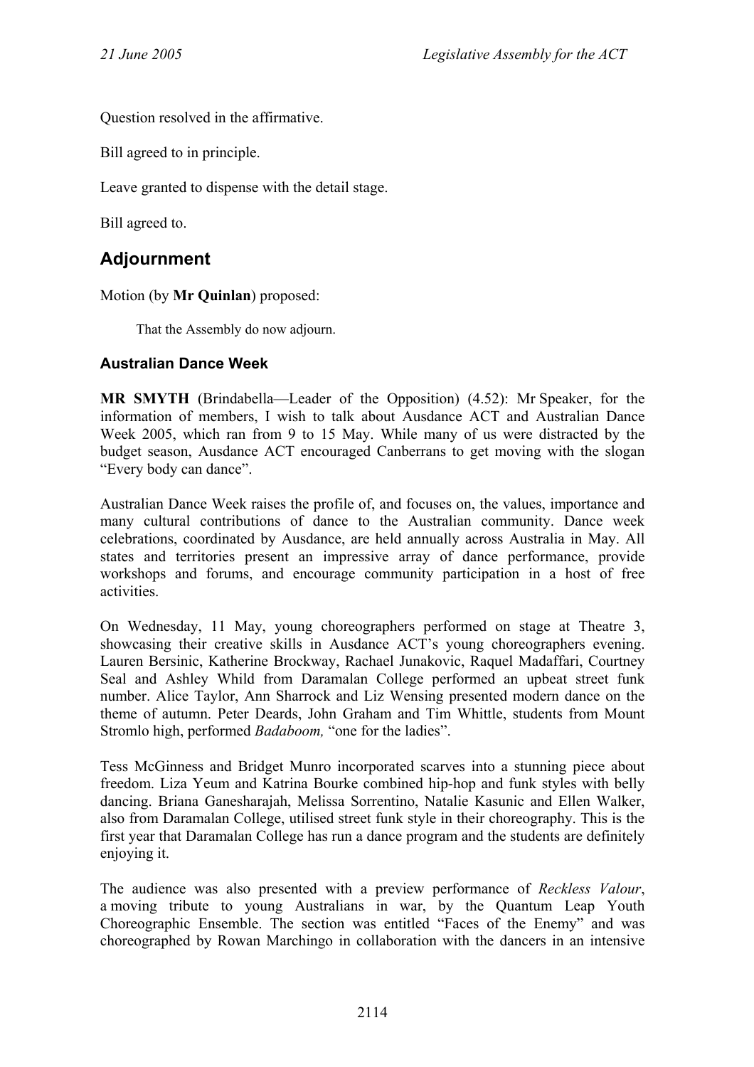Question resolved in the affirmative.

Bill agreed to in principle.

Leave granted to dispense with the detail stage.

Bill agreed to.

## Adjournment

Motion (by **Mr Quinlan**) proposed:

> That the Assembly do now adjourn.

### Australian Dance Week

**MR SMYTH** (Brindabella—Leader of the Opposition) (4.52): Mr Speaker, for the information of members, I wish to talk about Ausdance ACT and Australian Dance Week 2005, which ran from 9 to 15 May. While many of us were distracted by the budget season, Ausdance ACT encouraged Canberrans to get moving with the slogan "Every body can dance".

Australian Dance Week raises the profile of, and focuses on, the values, importance and many cultural contributions of dance to the Australian community. Dance week celebrations, coordinated by Ausdance, are held annually across Australia in May. All states and territories present an impressive array of dance performance, provide workshops and forums, and encourage community participation in a host of free activities.

On Wednesday, 11 May, young choreographers performed on stage at Theatre 3, showcasing their creative skills in Ausdance ACT's young choreographers evening. Lauren Bersinic, Katherine Brockway, Rachael Junakovic, Raquel Madaffari, Courtney Seal and Ashley Whild from Daramalan College performed an upbeat street funk number. Alice Taylor, Ann Sharrock and Liz Wensing presented modern dance on the theme of autumn. Peter Deards, John Graham and Tim Whittle, students from Mount Stromlo high, performed *Badaboom,* "one for the ladies".

Tess McGinness and Bridget Munro incorporated scarves into a stunning piece about freedom. Liza Yeum and Katrina Bourke combined hip-hop and funk styles with belly dancing. Briana Ganesharajah, Melissa Sorrentino, Natalie Kasunic and Ellen Walker, also from Daramalan College, utilised street funk style in their choreography. This is the first year that Daramalan College has run a dance program and the students are definitely enjoying it.

The audience was also presented with a preview performance of *Reckless Valour*, a moving tribute to young Australians in war, by the Quantum Leap Youth Choreographic Ensemble. The section was entitled "Faces of the Enemy" and was choreographed by Rowan Marchingo in collaboration with the dancers in an intensive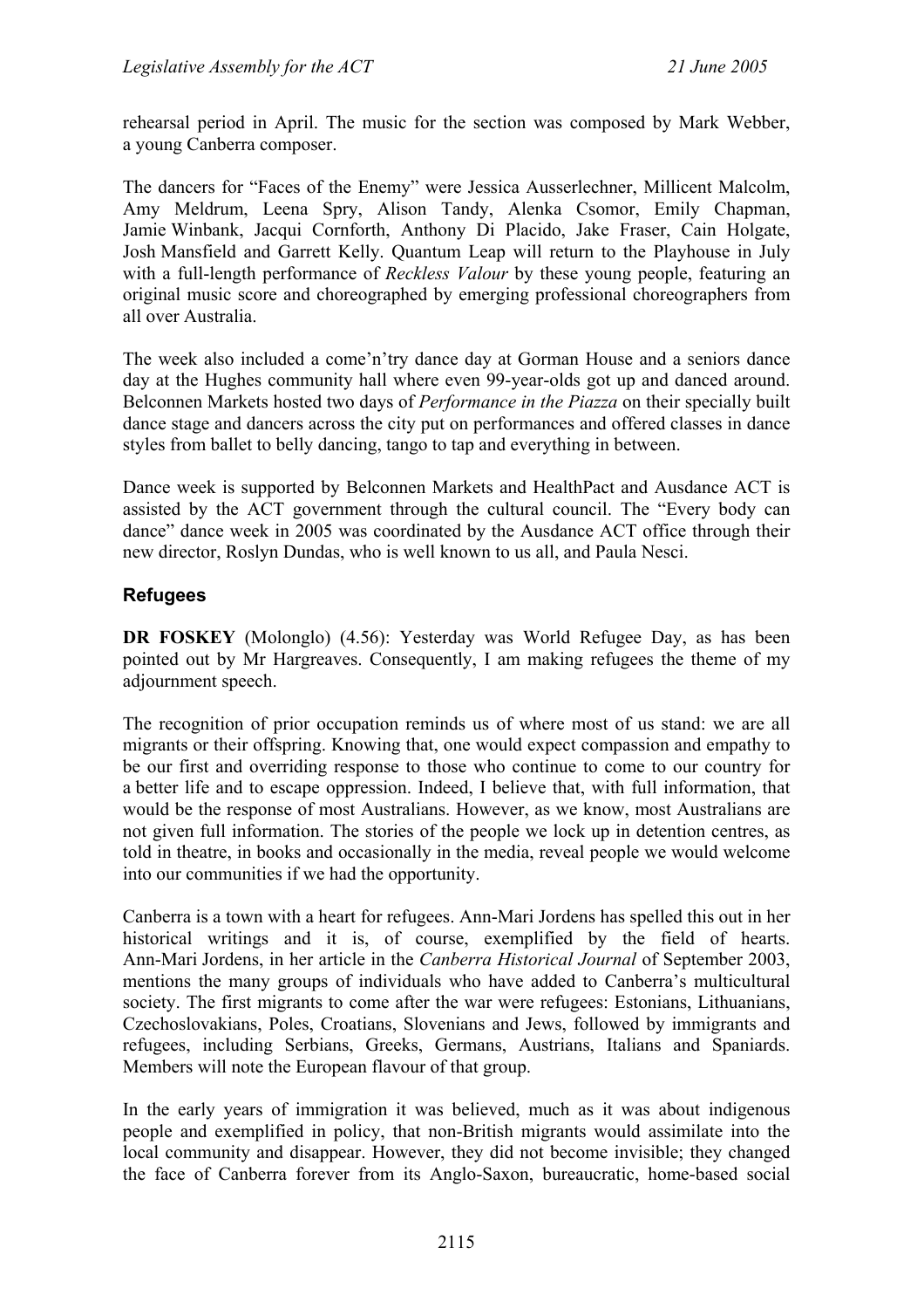rehearsal period in April. The music for the section was composed by Mark Webber, a young Canberra composer.

The dancers for "Faces of the Enemy" were Jessica Ausserlechner, Millicent Malcolm, Amy Meldrum, Leena Spry, Alison Tandy, Alenka Csomor, Emily Chapman, Jamie Winbank, Jacqui Cornforth, Anthony Di Placido, Jake Fraser, Cain Holgate, Josh Mansfield and Garrett Kelly. Quantum Leap will return to the Playhouse in July with a full-length performance of *Reckless Valour* by these young people, featuring an original music score and choreographed by emerging professional choreographers from all over Australia.

The week also included a come'n'try dance day at Gorman House and a seniors dance day at the Hughes community hall where even 99-year-olds got up and danced around. Belconnen Markets hosted two days of *Performance in the Piazza* on their specially built dance stage and dancers across the city put on performances and offered classes in dance styles from ballet to belly dancing, tango to tap and everything in between.

Dance week is supported by Belconnen Markets and HealthPact and Ausdance ACT is assisted by the ACT government through the cultural council. The "Every body can dance" dance week in 2005 was coordinated by the Ausdance ACT office through their new director, Roslyn Dundas, who is well known to us all, and Paula Nesci.

## Refugees

**DR FOSKEY** (Molonglo) (4.56): Yesterday was World Refugee Day, as has been pointed out by Mr Hargreaves. Consequently, I am making refugees the theme of my adjournment speech.

The recognition of prior occupation reminds us of where most of us stand: we are all migrants or their offspring. Knowing that, one would expect compassion and empathy to be our first and overriding response to those who continue to come to our country for a better life and to escape oppression. Indeed, I believe that, with full information, that would be the response of most Australians. However, as we know, most Australians are not given full information. The stories of the people we lock up in detention centres, as told in theatre, in books and occasionally in the media, reveal people we would welcome into our communities if we had the opportunity.

Canberra is a town with a heart for refugees. Ann-Mari Jordens has spelled this out in her historical writings and it is, of course, exemplified by the field of hearts. Ann-Mari Jordens, in her article in the *Canberra Historical Journal* of September 2003, mentions the many groups of individuals who have added to Canberra's multicultural society. The first migrants to come after the war were refugees: Estonians, Lithuanians, Czechoslovakians, Poles, Croatians, Slovenians and Jews, followed by immigrants and refugees, including Serbians, Greeks, Germans, Austrians, Italians and Spaniards. Members will note the European flavour of that group.

In the early years of immigration it was believed, much as it was about indigenous people and exemplified in policy, that non-British migrants would assimilate into the local community and disappear. However, they did not become invisible; they changed the face of Canberra forever from its Anglo-Saxon, bureaucratic, home-based social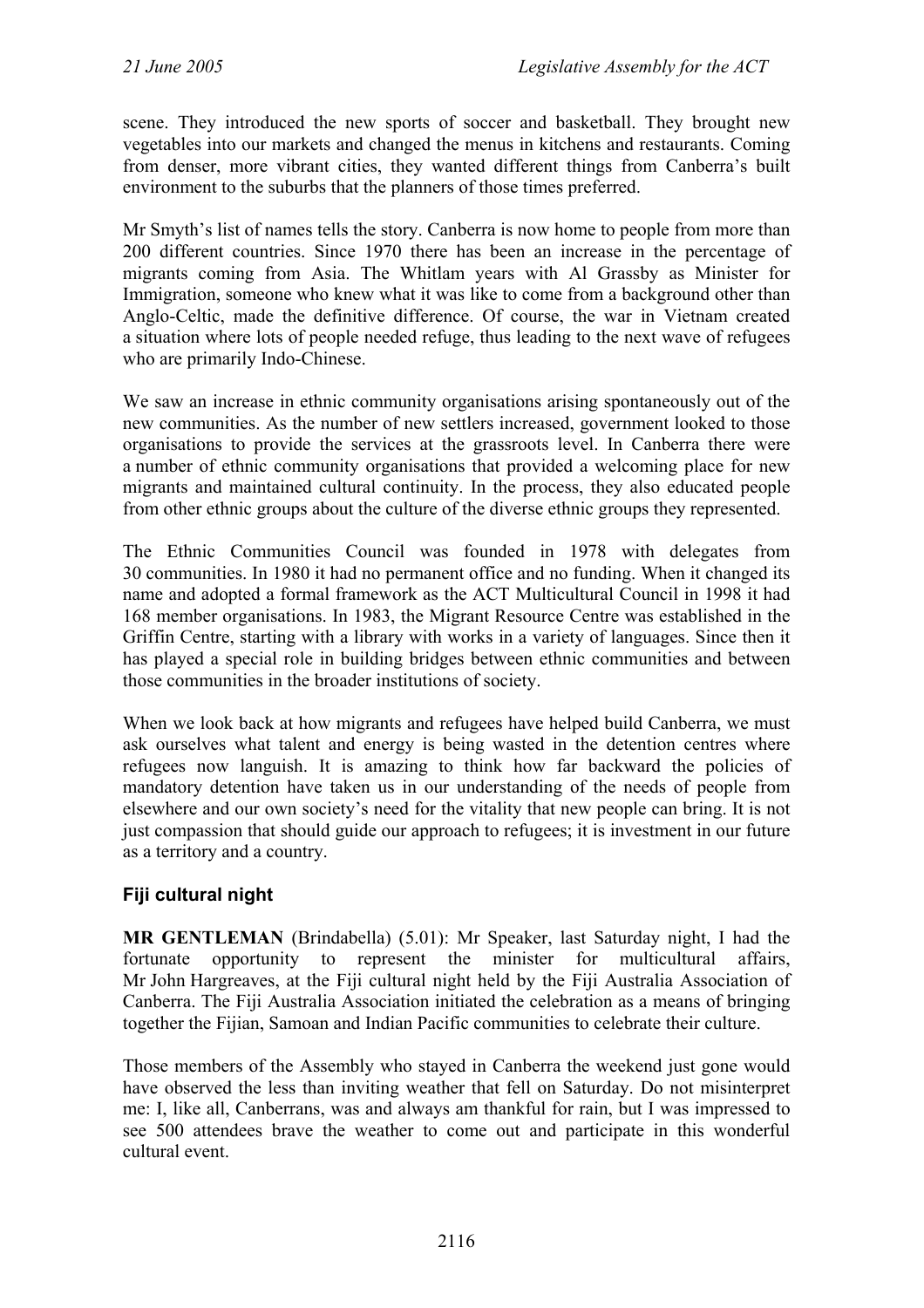scene. They introduced the new sports of soccer and basketball. They brought new vegetables into our markets and changed the menus in kitchens and restaurants. Coming from denser, more vibrant cities, they wanted different things from Canberra's built environment to the suburbs that the planners of those times preferred.

Mr Smyth's list of names tells the story. Canberra is now home to people from more than 200 different countries. Since 1970 there has been an increase in the percentage of migrants coming from Asia. The Whitlam years with Al Grassby as Minister for Immigration, someone who knew what it was like to come from a background other than Anglo-Celtic, made the definitive difference. Of course, the war in Vietnam created a situation where lots of people needed refuge, thus leading to the next wave of refugees who are primarily Indo-Chinese.

We saw an increase in ethnic community organisations arising spontaneously out of the new communities. As the number of new settlers increased, government looked to those organisations to provide the services at the grassroots level. In Canberra there were a number of ethnic community organisations that provided a welcoming place for new migrants and maintained cultural continuity. In the process, they also educated people from other ethnic groups about the culture of the diverse ethnic groups they represented.

The Ethnic Communities Council was founded in 1978 with delegates from 30 communities. In 1980 it had no permanent office and no funding. When it changed its name and adopted a formal framework as the ACT Multicultural Council in 1998 it had 168 member organisations. In 1983, the Migrant Resource Centre was established in the Griffin Centre, starting with a library with works in a variety of languages. Since then it has played a special role in building bridges between ethnic communities and between those communities in the broader institutions of society.

When we look back at how migrants and refugees have helped build Canberra, we must ask ourselves what talent and energy is being wasted in the detention centres where refugees now languish. It is amazing to think how far backward the policies of mandatory detention have taken us in our understanding of the needs of people from elsewhere and our own society's need for the vitality that new people can bring. It is not just compassion that should guide our approach to refugees; it is investment in our future as a territory and a country.

## Fiji cultural night

**MR GENTLEMAN** (Brindabella) (5.01): Mr Speaker, last Saturday night, I had the fortunate opportunity to represent the minister for multicultural affairs, Mr John Hargreaves, at the Fiji cultural night held by the Fiji Australia Association of Canberra. The Fiji Australia Association initiated the celebration as a means of bringing together the Fijian, Samoan and Indian Pacific communities to celebrate their culture.

Those members of the Assembly who stayed in Canberra the weekend just gone would have observed the less than inviting weather that fell on Saturday. Do not misinterpret me: I, like all, Canberrans, was and always am thankful for rain, but I was impressed to see 500 attendees brave the weather to come out and participate in this wonderful cultural event.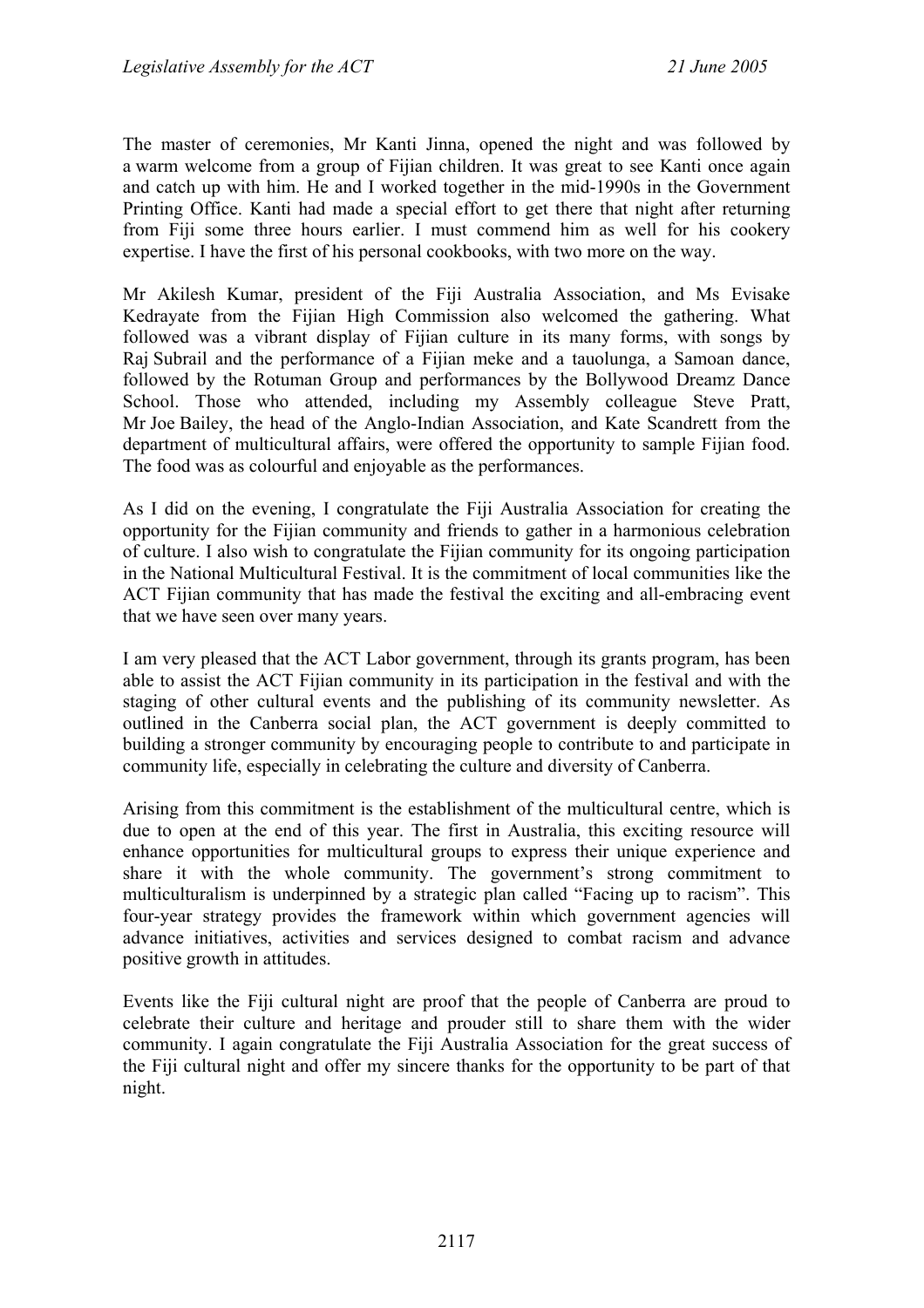The master of ceremonies, Mr Kanti Jinna, opened the night and was followed by a warm welcome from a group of Fijian children. It was great to see Kanti once again and catch up with him. He and I worked together in the mid-1990s in the Government Printing Office. Kanti had made a special effort to get there that night after returning from Fiji some three hours earlier. I must commend him as well for his cookery expertise. I have the first of his personal cookbooks, with two more on the way.

Mr Akilesh Kumar, president of the Fiji Australia Association, and Ms Evisake Kedrayate from the Fijian High Commission also welcomed the gathering. What followed was a vibrant display of Fijian culture in its many forms, with songs by Raj Subrail and the performance of a Fijian meke and a tauolunga, a Samoan dance, followed by the Rotuman Group and performances by the Bollywood Dreamz Dance School. Those who attended, including my Assembly colleague Steve Pratt, Mr Joe Bailey, the head of the Anglo-Indian Association, and Kate Scandrett from the department of multicultural affairs, were offered the opportunity to sample Fijian food. The food was as colourful and enjoyable as the performances.

As I did on the evening, I congratulate the Fiji Australia Association for creating the opportunity for the Fijian community and friends to gather in a harmonious celebration of culture. I also wish to congratulate the Fijian community for its ongoing participation in the National Multicultural Festival. It is the commitment of local communities like the ACT Fijian community that has made the festival the exciting and all-embracing event that we have seen over many years.

I am very pleased that the ACT Labor government, through its grants program, has been able to assist the ACT Fijian community in its participation in the festival and with the staging of other cultural events and the publishing of its community newsletter. As outlined in the Canberra social plan, the ACT government is deeply committed to building a stronger community by encouraging people to contribute to and participate in community life, especially in celebrating the culture and diversity of Canberra.

Arising from this commitment is the establishment of the multicultural centre, which is due to open at the end of this year. The first in Australia, this exciting resource will enhance opportunities for multicultural groups to express their unique experience and share it with the whole community. The government's strong commitment to multiculturalism is underpinned by a strategic plan called "Facing up to racism". This four-year strategy provides the framework within which government agencies will advance initiatives, activities and services designed to combat racism and advance positive growth in attitudes.

Events like the Fiji cultural night are proof that the people of Canberra are proud to celebrate their culture and heritage and prouder still to share them with the wider community. I again congratulate the Fiji Australia Association for the great success of the Fiji cultural night and offer my sincere thanks for the opportunity to be part of that night.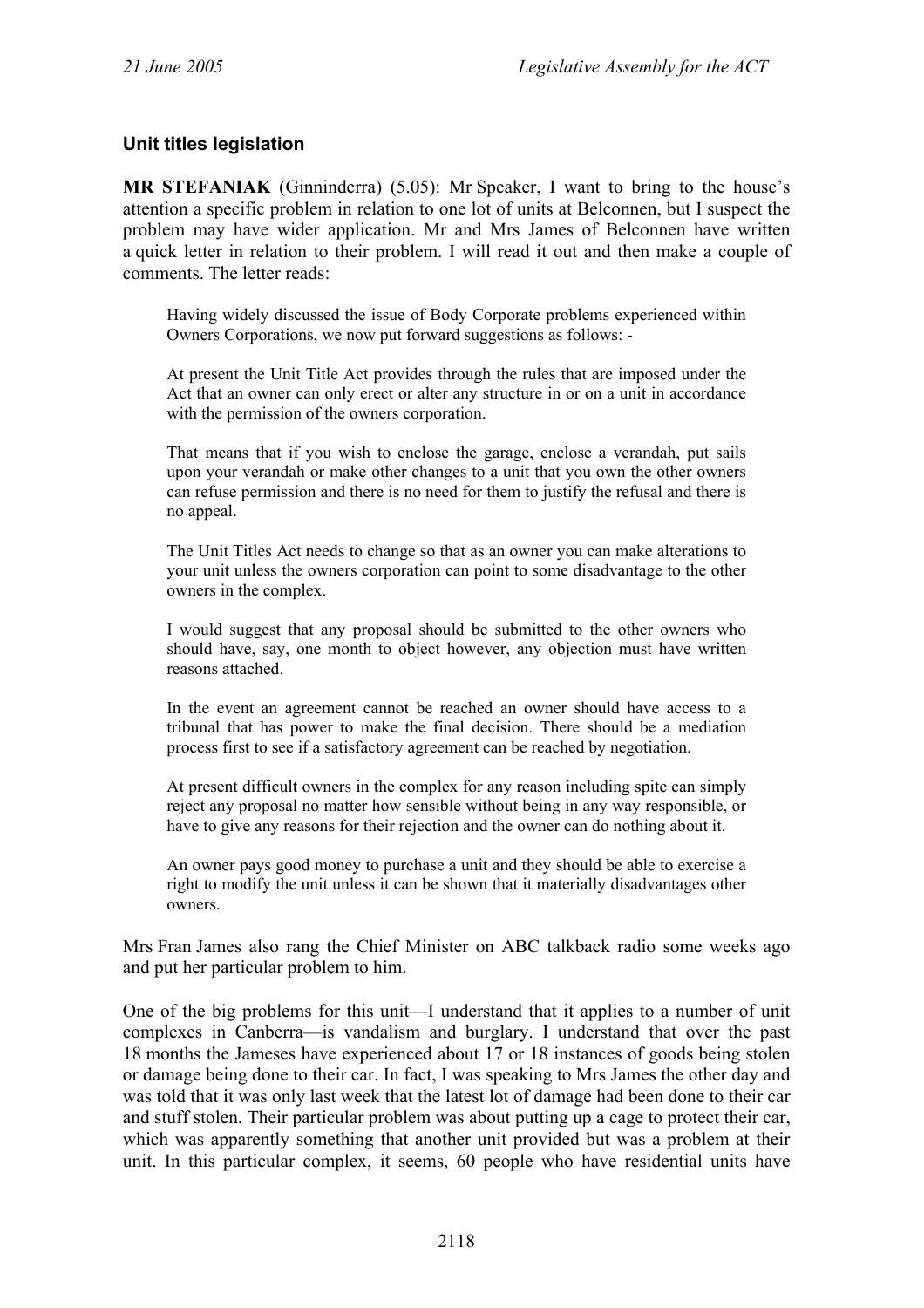## Unit titles legislation

**MR STEFANIAK** (Ginninderra) (5.05): Mr Speaker, I want to bring to the house's attention a specific problem in relation to one lot of units at Belconnen, but I suspect the problem may have wider application. Mr and Mrs James of Belconnen have written a quick letter in relation to their problem. I will read it out and then make a couple of comments. The letter reads:

> Having widely discussed the issue of Body Corporate problems experienced within Owners Corporations, we now put forward suggestions as follows: -
>
> At present the Unit Title Act provides through the rules that are imposed under the Act that an owner can only erect or alter any structure in or on a unit in accordance with the permission of the owners corporation.
>
> That means that if you wish to enclose the garage, enclose a verandah, put sails upon your verandah or make other changes to a unit that you own the other owners can refuse permission and there is no need for them to justify the refusal and there is no appeal.
>
> The Unit Titles Act needs to change so that as an owner you can make alterations to your unit unless the owners corporation can point to some disadvantage to the other owners in the complex.
>
> I would suggest that any proposal should be submitted to the other owners who should have, say, one month to object however, any objection must have written reasons attached.
>
> In the event an agreement cannot be reached an owner should have access to a tribunal that has power to make the final decision. There should be a mediation process first to see if a satisfactory agreement can be reached by negotiation.
>
> At present difficult owners in the complex for any reason including spite can simply reject any proposal no matter how sensible without being in any way responsible, or have to give any reasons for their rejection and the owner can do nothing about it.
>
> An owner pays good money to purchase a unit and they should be able to exercise a right to modify the unit unless it can be shown that it materially disadvantages other owners.

Mrs Fran James also rang the Chief Minister on ABC talkback radio some weeks ago and put her particular problem to him.

One of the big problems for this unit—I understand that it applies to a number of unit complexes in Canberra—is vandalism and burglary. I understand that over the past 18 months the Jameses have experienced about 17 or 18 instances of goods being stolen or damage being done to their car. In fact, I was speaking to Mrs James the other day and was told that it was only last week that the latest lot of damage had been done to their car and stuff stolen. Their particular problem was about putting up a cage to protect their car, which was apparently something that another unit provided but was a problem at their unit. In this particular complex, it seems, 60 people who have residential units have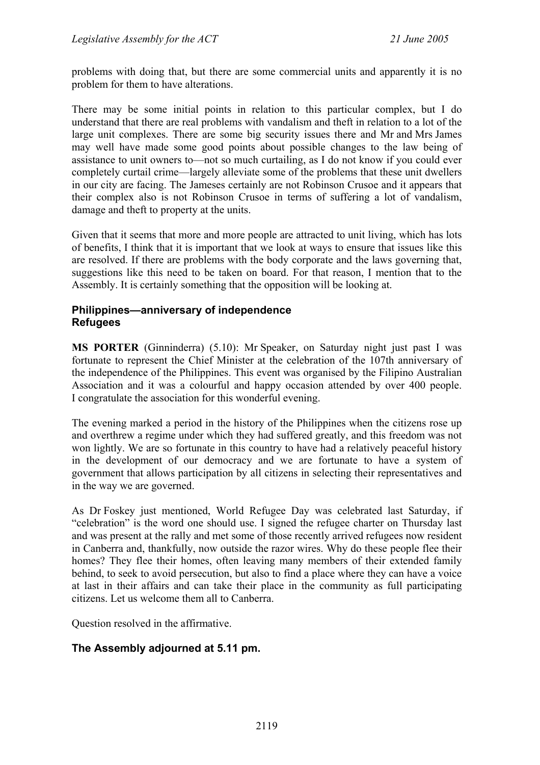problems with doing that, but there are some commercial units and apparently it is no problem for them to have alterations.

There may be some initial points in relation to this particular complex, but I do understand that there are real problems with vandalism and theft in relation to a lot of the large unit complexes. There are some big security issues there and Mr and Mrs James may well have made some good points about possible changes to the law being of assistance to unit owners to—not so much curtailing, as I do not know if you could ever completely curtail crime—largely alleviate some of the problems that these unit dwellers in our city are facing. The Jameses certainly are not Robinson Crusoe and it appears that their complex also is not Robinson Crusoe in terms of suffering a lot of vandalism, damage and theft to property at the units.

Given that it seems that more and more people are attracted to unit living, which has lots of benefits, I think that it is important that we look at ways to ensure that issues like this are resolved. If there are problems with the body corporate and the laws governing that, suggestions like this need to be taken on board. For that reason, I mention that to the Assembly. It is certainly something that the opposition will be looking at.

### Philippines—anniversary of independence
### Refugees

**MS PORTER** (Ginninderra) (5.10): Mr Speaker, on Saturday night just past I was fortunate to represent the Chief Minister at the celebration of the 107th anniversary of the independence of the Philippines. This event was organised by the Filipino Australian Association and it was a colourful and happy occasion attended by over 400 people. I congratulate the association for this wonderful evening.

The evening marked a period in the history of the Philippines when the citizens rose up and overthrew a regime under which they had suffered greatly, and this freedom was not won lightly. We are so fortunate in this country to have had a relatively peaceful history in the development of our democracy and we are fortunate to have a system of government that allows participation by all citizens in selecting their representatives and in the way we are governed.

As Dr Foskey just mentioned, World Refugee Day was celebrated last Saturday, if "celebration" is the word one should use. I signed the refugee charter on Thursday last and was present at the rally and met some of those recently arrived refugees now resident in Canberra and, thankfully, now outside the razor wires. Why do these people flee their homes? They flee their homes, often leaving many members of their extended family behind, to seek to avoid persecution, but also to find a place where they can have a voice at last in their affairs and can take their place in the community as full participating citizens. Let us welcome them all to Canberra.

Question resolved in the affirmative.

### The Assembly adjourned at 5.11 pm.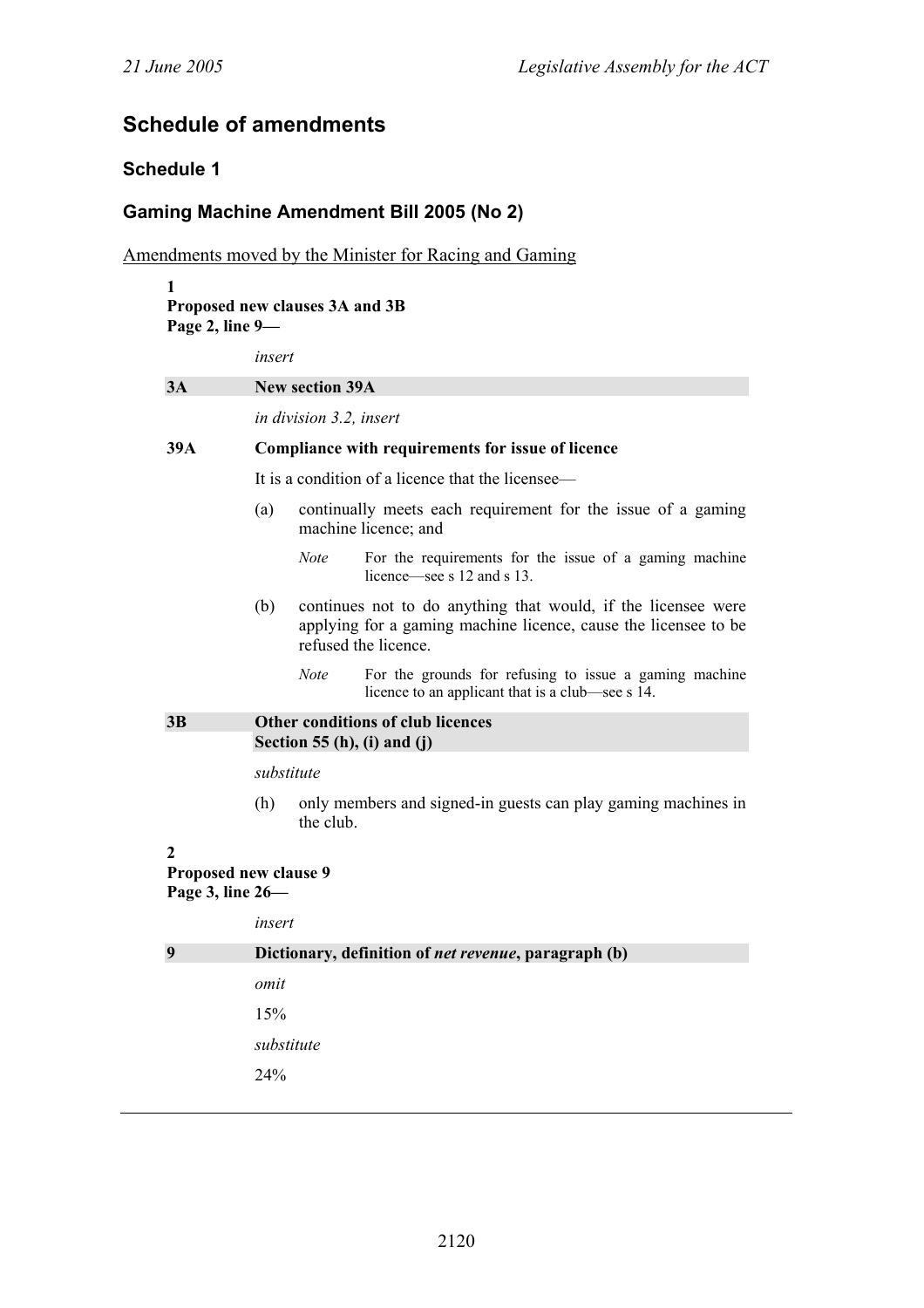# Schedule of amendments

## Schedule 1

## Gaming Machine Amendment Bill 2005 (No 2)

Amendments moved by the Minister for Racing and Gaming

**1**
**Proposed new clauses 3A and 3B**
**Page 2, line 9—**

*insert*

**3A New section 39A**

*in division 3.2, insert*

**39A Compliance with requirements for issue of licence**

It is a condition of a licence that the licensee—

(a) continually meets each requirement for the issue of a gaming machine licence; and

*Note* For the requirements for the issue of a gaming machine licence—see s 12 and s 13.

(b) continues not to do anything that would, if the licensee were applying for a gaming machine licence, cause the licensee to be refused the licence.

*Note* For the grounds for refusing to issue a gaming machine licence to an applicant that is a club—see s 14.

**3B Other conditions of club licences**
**Section 55 (h), (i) and (j)**

*substitute*

(h) only members and signed-in guests can play gaming machines in the club.

**2**
**Proposed new clause 9**
**Page 3, line 26—**

*insert*

**9 Dictionary, definition of *net revenue*, paragraph (b)**

*omit*

15%

*substitute*

24%